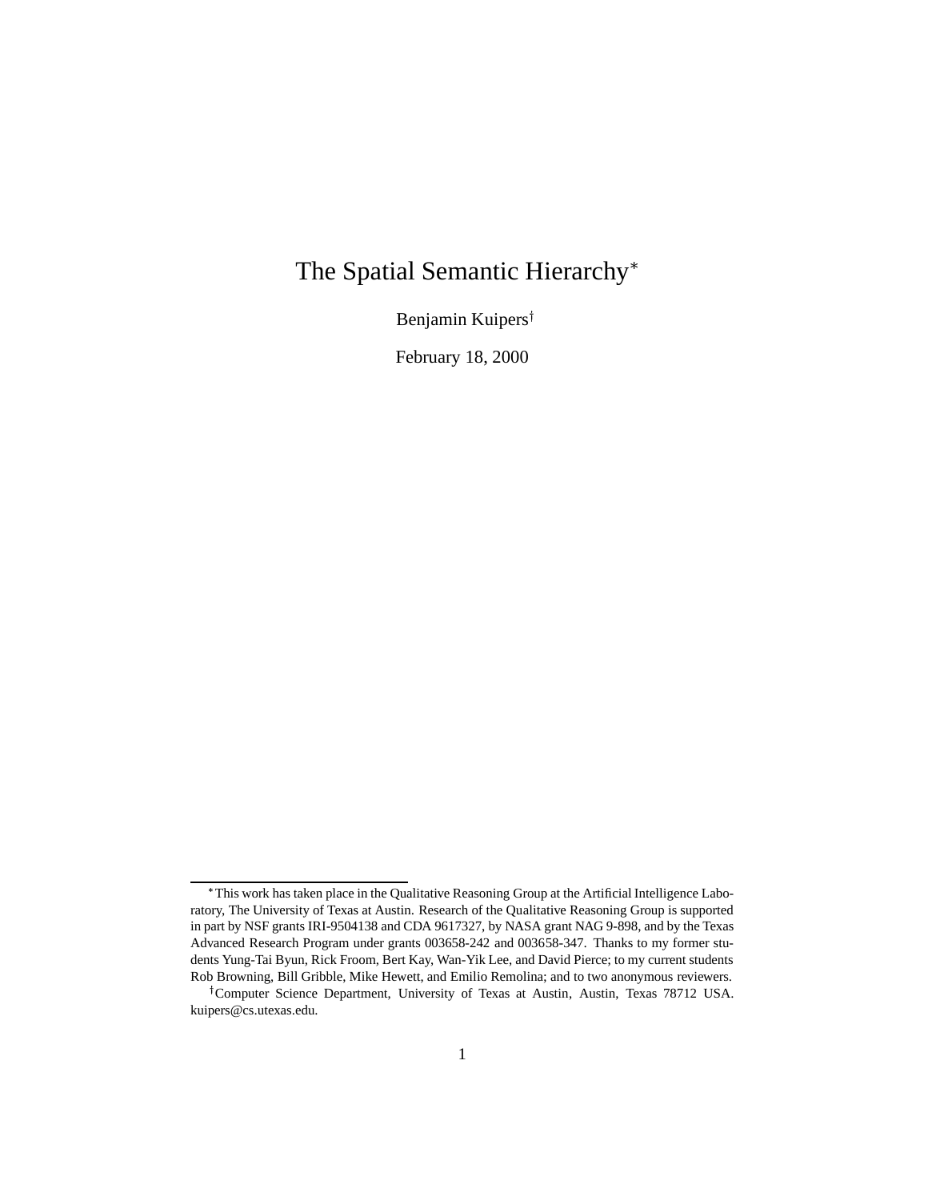# The Spatial Semantic Hierarchy*

Benjamin Kuipers†

February 18, 2000

---

*This work has taken place in the Qualitative Reasoning Group at the Artificial Intelligence Laboratory, The University of Texas at Austin. Research of the Qualitative Reasoning Group is supported in part by NSF grants IRI-9504138 and CDA 9617327, by NASA grant NAG 9-898, and by the Texas Advanced Research Program under grants 003658-242 and 003658-347. Thanks to my former students Yung-Tai Byun, Rick Froom, Bert Kay, Wan-Yik Lee, and David Pierce; to my current students Rob Browning, Bill Gribble, Mike Hewett, and Emilio Remolina; and to two anonymous reviewers.

†Computer Science Department, University of Texas at Austin, Austin, Texas 78712 USA. kuipers@cs.utexas.edu.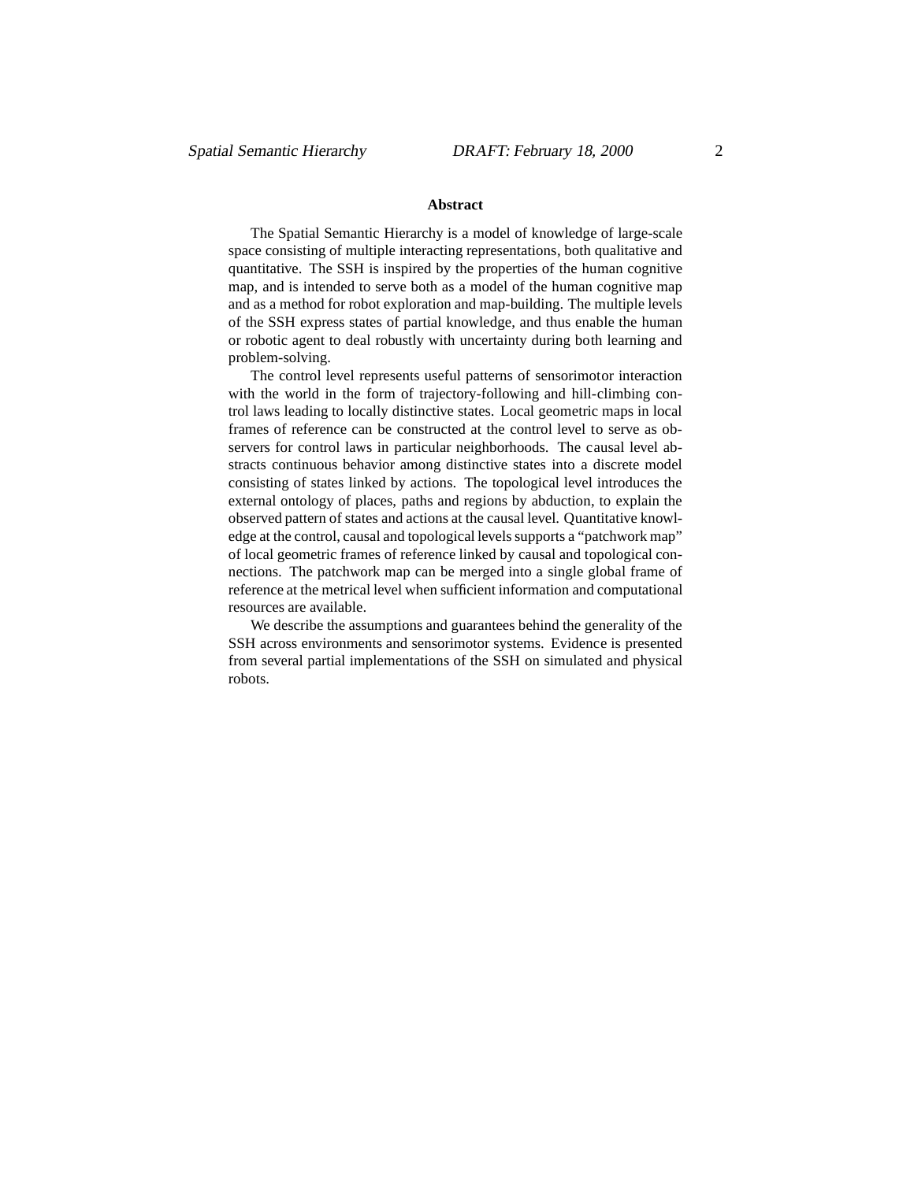## Abstract

The Spatial Semantic Hierarchy is a model of knowledge of large-scale space consisting of multiple interacting representations, both qualitative and quantitative. The SSH is inspired by the properties of the human cognitive map, and is intended to serve both as a model of the human cognitive map and as a method for robot exploration and map-building. The multiple levels of the SSH express states of partial knowledge, and thus enable the human or robotic agent to deal robustly with uncertainty during both learning and problem-solving.

The control level represents useful patterns of sensorimotor interaction with the world in the form of trajectory-following and hill-climbing control laws leading to locally distinctive states. Local geometric maps in local frames of reference can be constructed at the control level to serve as observers for control laws in particular neighborhoods. The causal level abstracts continuous behavior among distinctive states into a discrete model consisting of states linked by actions. The topological level introduces the external ontology of places, paths and regions by abduction, to explain the observed pattern of states and actions at the causal level. Quantitative knowledge at the control, causal and topological levels supports a "patchwork map" of local geometric frames of reference linked by causal and topological connections. The patchwork map can be merged into a single global frame of reference at the metrical level when sufficient information and computational resources are available.

We describe the assumptions and guarantees behind the generality of the SSH across environments and sensorimotor systems. Evidence is presented from several partial implementations of the SSH on simulated and physical robots.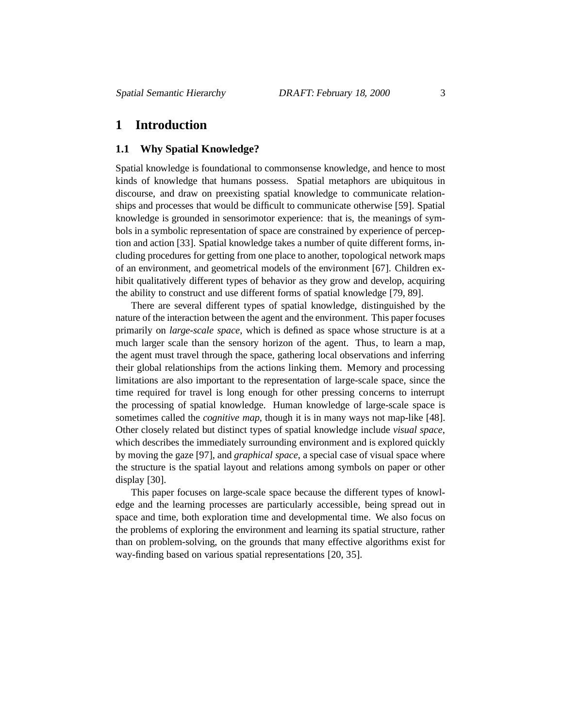# 1 Introduction

## 1.1 Why Spatial Knowledge?

Spatial knowledge is foundational to commonsense knowledge, and hence to most kinds of knowledge that humans possess. Spatial metaphors are ubiquitous in discourse, and draw on preexisting spatial knowledge to communicate relationships and processes that would be difficult to communicate otherwise [59]. Spatial knowledge is grounded in sensorimotor experience: that is, the meanings of symbols in a symbolic representation of space are constrained by experience of perception and action [33]. Spatial knowledge takes a number of quite different forms, including procedures for getting from one place to another, topological network maps of an environment, and geometrical models of the environment [67]. Children exhibit qualitatively different types of behavior as they grow and develop, acquiring the ability to construct and use different forms of spatial knowledge [79, 89].

There are several different types of spatial knowledge, distinguished by the nature of the interaction between the agent and the environment. This paper focuses primarily on *large-scale space*, which is defined as space whose structure is at a much larger scale than the sensory horizon of the agent. Thus, to learn a map, the agent must travel through the space, gathering local observations and inferring their global relationships from the actions linking them. Memory and processing limitations are also important to the representation of large-scale space, since the time required for travel is long enough for other pressing concerns to interrupt the processing of spatial knowledge. Human knowledge of large-scale space is sometimes called the *cognitive map*, though it is in many ways not map-like [48]. Other closely related but distinct types of spatial knowledge include *visual space*, which describes the immediately surrounding environment and is explored quickly by moving the gaze [97], and *graphical space*, a special case of visual space where the structure is the spatial layout and relations among symbols on paper or other display [30].

This paper focuses on large-scale space because the different types of knowledge and the learning processes are particularly accessible, being spread out in space and time, both exploration time and developmental time. We also focus on the problems of exploring the environment and learning its spatial structure, rather than on problem-solving, on the grounds that many effective algorithms exist for way-finding based on various spatial representations [20, 35].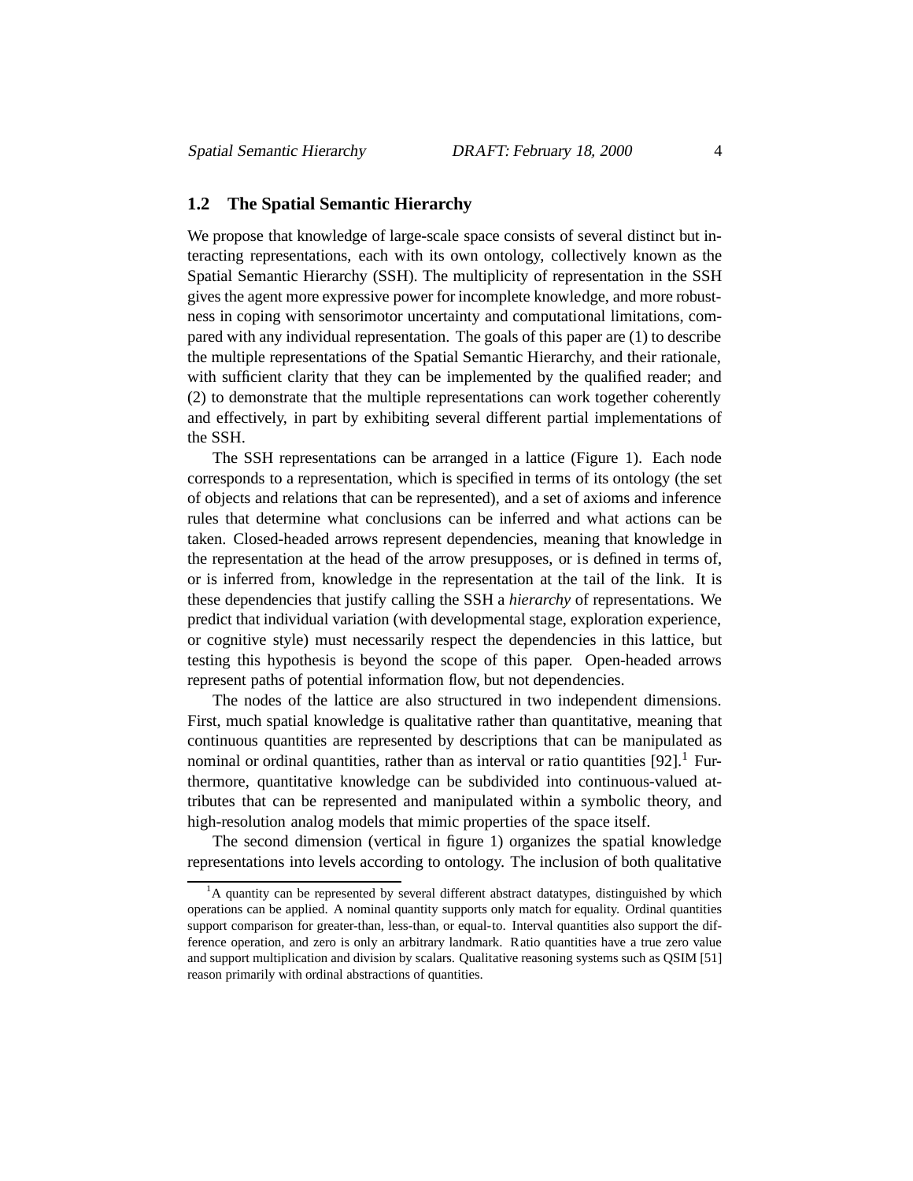## 1.2 The Spatial Semantic Hierarchy

We propose that knowledge of large-scale space consists of several distinct but interacting representations, each with its own ontology, collectively known as the Spatial Semantic Hierarchy (SSH). The multiplicity of representation in the SSH gives the agent more expressive power for incomplete knowledge, and more robustness in coping with sensorimotor uncertainty and computational limitations, compared with any individual representation. The goals of this paper are (1) to describe the multiple representations of the Spatial Semantic Hierarchy, and their rationale, with sufficient clarity that they can be implemented by the qualified reader; and (2) to demonstrate that the multiple representations can work together coherently and effectively, in part by exhibiting several different partial implementations of the SSH.

The SSH representations can be arranged in a lattice (Figure 1). Each node corresponds to a representation, which is specified in terms of its ontology (the set of objects and relations that can be represented), and a set of axioms and inference rules that determine what conclusions can be inferred and what actions can be taken. Closed-headed arrows represent dependencies, meaning that knowledge in the representation at the head of the arrow presupposes, or is defined in terms of, or is inferred from, knowledge in the representation at the tail of the link. It is these dependencies that justify calling the SSH a *hierarchy* of representations. We predict that individual variation (with developmental stage, exploration experience, or cognitive style) must necessarily respect the dependencies in this lattice, but testing this hypothesis is beyond the scope of this paper. Open-headed arrows represent paths of potential information flow, but not dependencies.

The nodes of the lattice are also structured in two independent dimensions. First, much spatial knowledge is qualitative rather than quantitative, meaning that continuous quantities are represented by descriptions that can be manipulated as nominal or ordinal quantities, rather than as interval or ratio quantities [92].[1] Furthermore, quantitative knowledge can be subdivided into continuous-valued attributes that can be represented and manipulated within a symbolic theory, and high-resolution analog models that mimic properties of the space itself.

The second dimension (vertical in figure 1) organizes the spatial knowledge representations into levels according to ontology. The inclusion of both qualitative

[1] A quantity can be represented by several different abstract datatypes, distinguished by which operations can be applied. A nominal quantity supports only match for equality. Ordinal quantities support comparison for greater-than, less-than, or equal-to. Interval quantities also support the difference operation, and zero is only an arbitrary landmark. Ratio quantities have a true zero value and support multiplication and division by scalars. Qualitative reasoning systems such as QSIM [51] reason primarily with ordinal abstractions of quantities.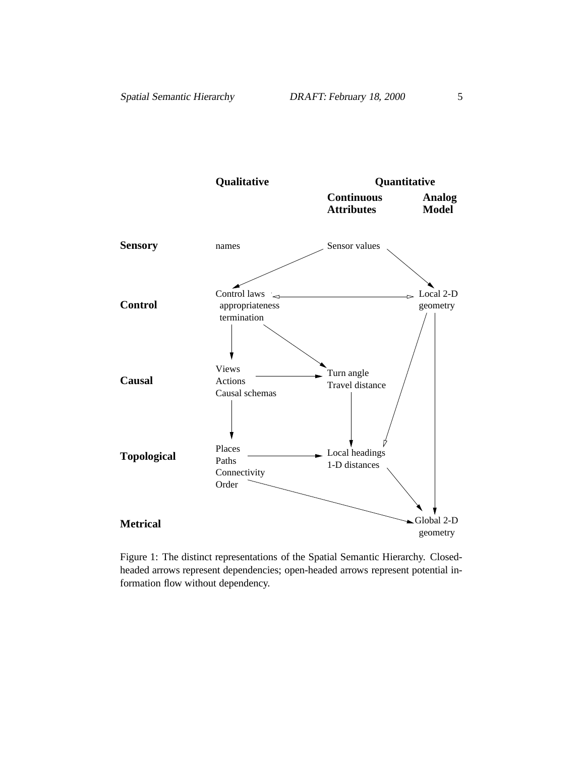| | Qualitative | Quantitative: Continuous Attributes | Quantitative: Analog Model |
|---|---|---|---|
| **Sensory** | names | Sensor values | |
| **Control** | Control laws, appropriateness, termination | | Local 2-D geometry |
| **Causal** | Views, Actions, Causal schemas | Turn angle, Travel distance | |
| **Topological** | Places, Paths, Connectivity, Order | Local headings, 1-D distances | |
| **Metrical** | | | Global 2-D geometry |

Figure 1: The distinct representations of the Spatial Semantic Hierarchy. Closed-headed arrows represent dependencies; open-headed arrows represent potential information flow without dependency.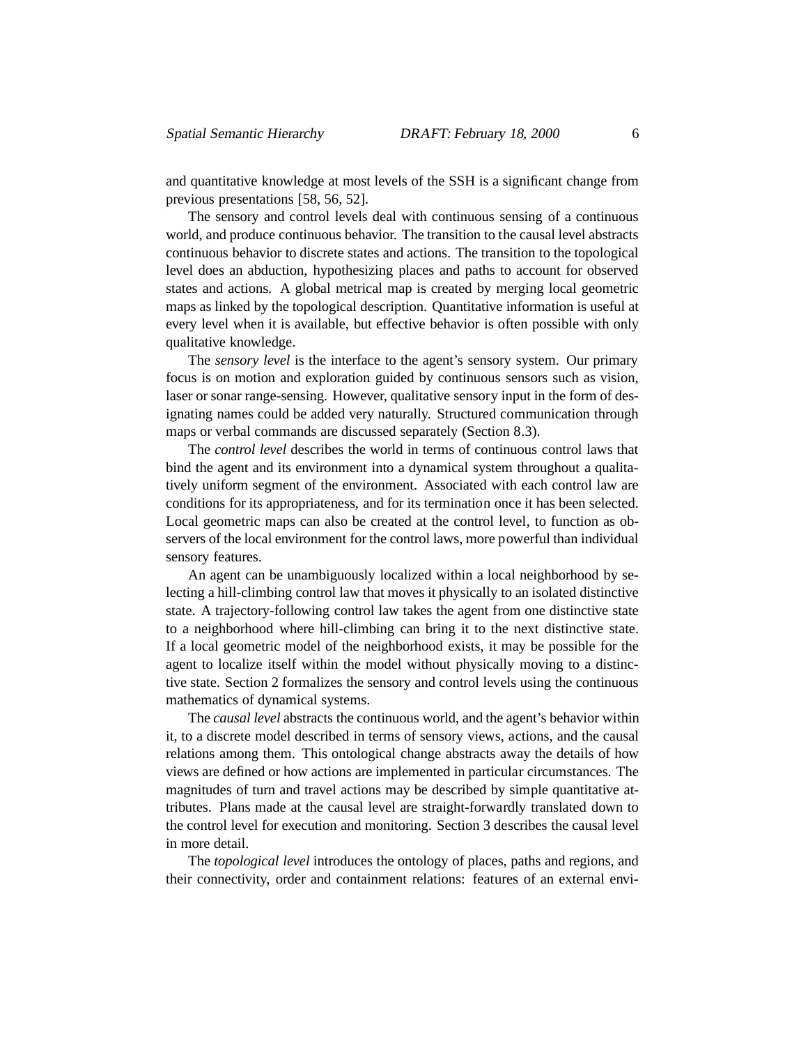and quantitative knowledge at most levels of the SSH is a significant change from previous presentations [58, 56, 52].

The sensory and control levels deal with continuous sensing of a continuous world, and produce continuous behavior. The transition to the causal level abstracts continuous behavior to discrete states and actions. The transition to the topological level does an abduction, hypothesizing places and paths to account for observed states and actions. A global metrical map is created by merging local geometric maps as linked by the topological description. Quantitative information is useful at every level when it is available, but effective behavior is often possible with only qualitative knowledge.

The *sensory level* is the interface to the agent's sensory system. Our primary focus is on motion and exploration guided by continuous sensors such as vision, laser or sonar range-sensing. However, qualitative sensory input in the form of designating names could be added very naturally. Structured communication through maps or verbal commands are discussed separately (Section 8.3).

The *control level* describes the world in terms of continuous control laws that bind the agent and its environment into a dynamical system throughout a qualitatively uniform segment of the environment. Associated with each control law are conditions for its appropriateness, and for its termination once it has been selected. Local geometric maps can also be created at the control level, to function as observers of the local environment for the control laws, more powerful than individual sensory features.

An agent can be unambiguously localized within a local neighborhood by selecting a hill-climbing control law that moves it physically to an isolated distinctive state. A trajectory-following control law takes the agent from one distinctive state to a neighborhood where hill-climbing can bring it to the next distinctive state. If a local geometric model of the neighborhood exists, it may be possible for the agent to localize itself within the model without physically moving to a distinctive state. Section 2 formalizes the sensory and control levels using the continuous mathematics of dynamical systems.

The *causal level* abstracts the continuous world, and the agent's behavior within it, to a discrete model described in terms of sensory views, actions, and the causal relations among them. This ontological change abstracts away the details of how views are defined or how actions are implemented in particular circumstances. The magnitudes of turn and travel actions may be described by simple quantitative attributes. Plans made at the causal level are straight-forwardly translated down to the control level for execution and monitoring. Section 3 describes the causal level in more detail.

The *topological level* introduces the ontology of places, paths and regions, and their connectivity, order and containment relations: features of an external envi-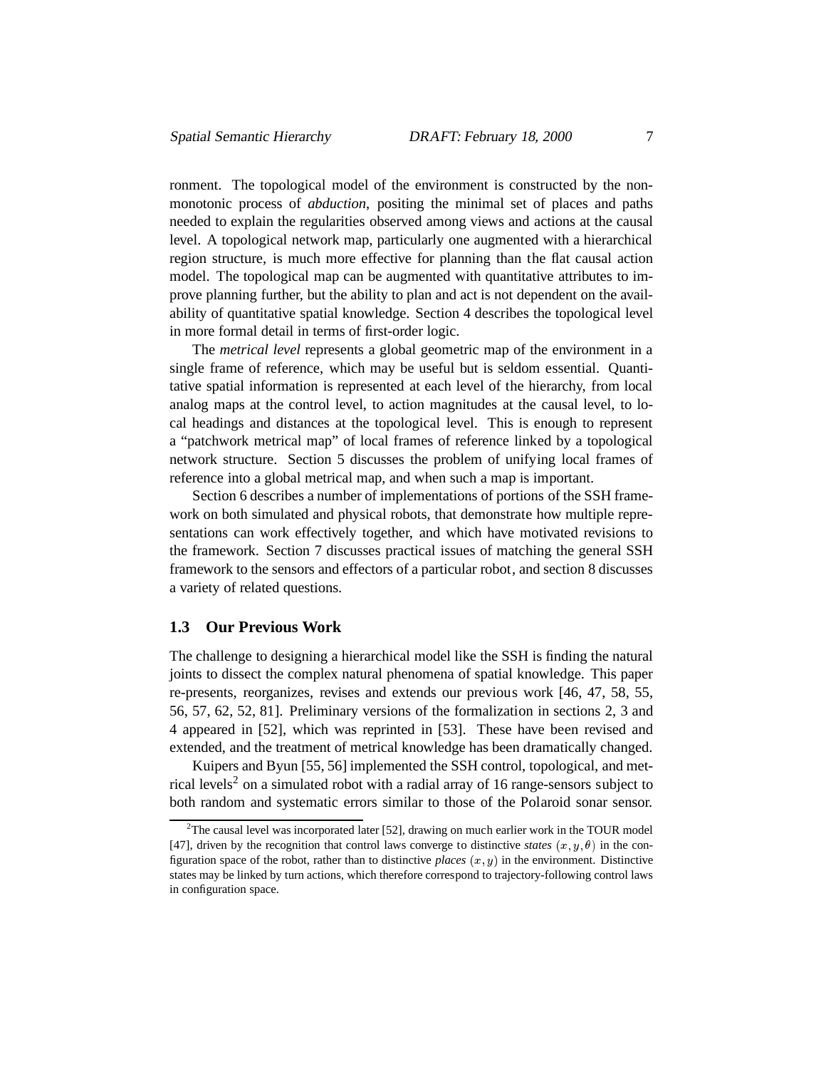ronment. The topological model of the environment is constructed by the non-monotonic process of *abduction*, positing the minimal set of places and paths needed to explain the regularities observed among views and actions at the causal level. A topological network map, particularly one augmented with a hierarchical region structure, is much more effective for planning than the flat causal action model. The topological map can be augmented with quantitative attributes to improve planning further, but the ability to plan and act is not dependent on the availability of quantitative spatial knowledge. Section 4 describes the topological level in more formal detail in terms of first-order logic.

The *metrical level* represents a global geometric map of the environment in a single frame of reference, which may be useful but is seldom essential. Quantitative spatial information is represented at each level of the hierarchy, from local analog maps at the control level, to action magnitudes at the causal level, to local headings and distances at the topological level. This is enough to represent a "patchwork metrical map" of local frames of reference linked by a topological network structure. Section 5 discusses the problem of unifying local frames of reference into a global metrical map, and when such a map is important.

Section 6 describes a number of implementations of portions of the SSH framework on both simulated and physical robots, that demonstrate how multiple representations can work effectively together, and which have motivated revisions to the framework. Section 7 discusses practical issues of matching the general SSH framework to the sensors and effectors of a particular robot, and section 8 discusses a variety of related questions.

### 1.3 Our Previous Work

The challenge to designing a hierarchical model like the SSH is finding the natural joints to dissect the complex natural phenomena of spatial knowledge. This paper re-presents, reorganizes, revises and extends our previous work [46, 47, 58, 55, 56, 57, 62, 52, 81]. Preliminary versions of the formalization in sections 2, 3 and 4 appeared in [52], which was reprinted in [53]. These have been revised and extended, and the treatment of metrical knowledge has been dramatically changed.

Kuipers and Byun [55, 56] implemented the SSH control, topological, and metrical levels[2] on a simulated robot with a radial array of 16 range-sensors subject to both random and systematic errors similar to those of the Polaroid sonar sensor.

[2] The causal level was incorporated later [52], drawing on much earlier work in the TOUR model [47], driven by the recognition that control laws converge to distinctive *states* $(x, y, \theta)$ in the configuration space of the robot, rather than to distinctive *places* $(x, y)$ in the environment. Distinctive states may be linked by turn actions, which therefore correspond to trajectory-following control laws in configuration space.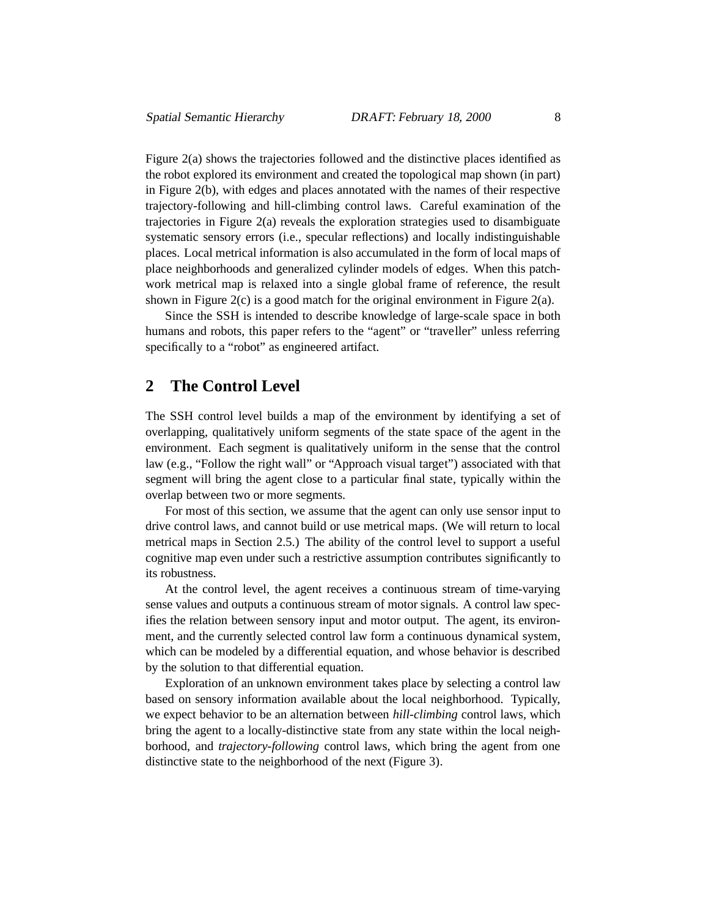Figure 2(a) shows the trajectories followed and the distinctive places identified as the robot explored its environment and created the topological map shown (in part) in Figure 2(b), with edges and places annotated with the names of their respective trajectory-following and hill-climbing control laws. Careful examination of the trajectories in Figure 2(a) reveals the exploration strategies used to disambiguate systematic sensory errors (i.e., specular reflections) and locally indistinguishable places. Local metrical information is also accumulated in the form of local maps of place neighborhoods and generalized cylinder models of edges. When this patchwork metrical map is relaxed into a single global frame of reference, the result shown in Figure 2(c) is a good match for the original environment in Figure 2(a).

Since the SSH is intended to describe knowledge of large-scale space in both humans and robots, this paper refers to the "agent" or "traveller" unless referring specifically to a "robot" as engineered artifact.

## 2 The Control Level

The SSH control level builds a map of the environment by identifying a set of overlapping, qualitatively uniform segments of the state space of the agent in the environment. Each segment is qualitatively uniform in the sense that the control law (e.g., "Follow the right wall" or "Approach visual target") associated with that segment will bring the agent close to a particular final state, typically within the overlap between two or more segments.

For most of this section, we assume that the agent can only use sensor input to drive control laws, and cannot build or use metrical maps. (We will return to local metrical maps in Section 2.5.) The ability of the control level to support a useful cognitive map even under such a restrictive assumption contributes significantly to its robustness.

At the control level, the agent receives a continuous stream of time-varying sense values and outputs a continuous stream of motor signals. A control law specifies the relation between sensory input and motor output. The agent, its environment, and the currently selected control law form a continuous dynamical system, which can be modeled by a differential equation, and whose behavior is described by the solution to that differential equation.

Exploration of an unknown environment takes place by selecting a control law based on sensory information available about the local neighborhood. Typically, we expect behavior to be an alternation between *hill-climbing* control laws, which bring the agent to a locally-distinctive state from any state within the local neighborhood, and *trajectory-following* control laws, which bring the agent from one distinctive state to the neighborhood of the next (Figure 3).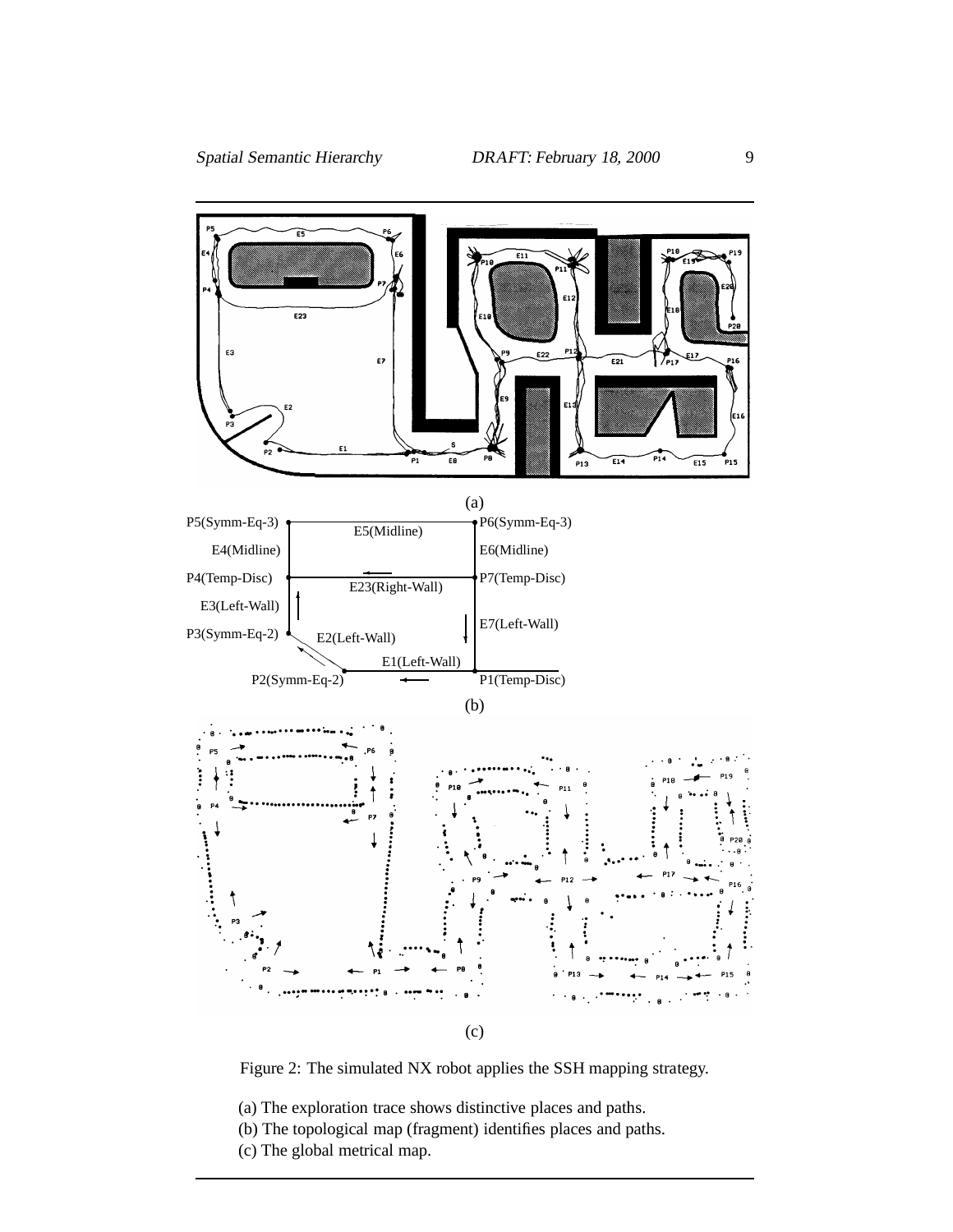Figure 2: The simulated NX robot applies the SSH mapping strategy.

(a) The exploration trace shows distinctive places and paths.
(b) The topological map (fragment) identifies places and paths.
(c) The global metrical map.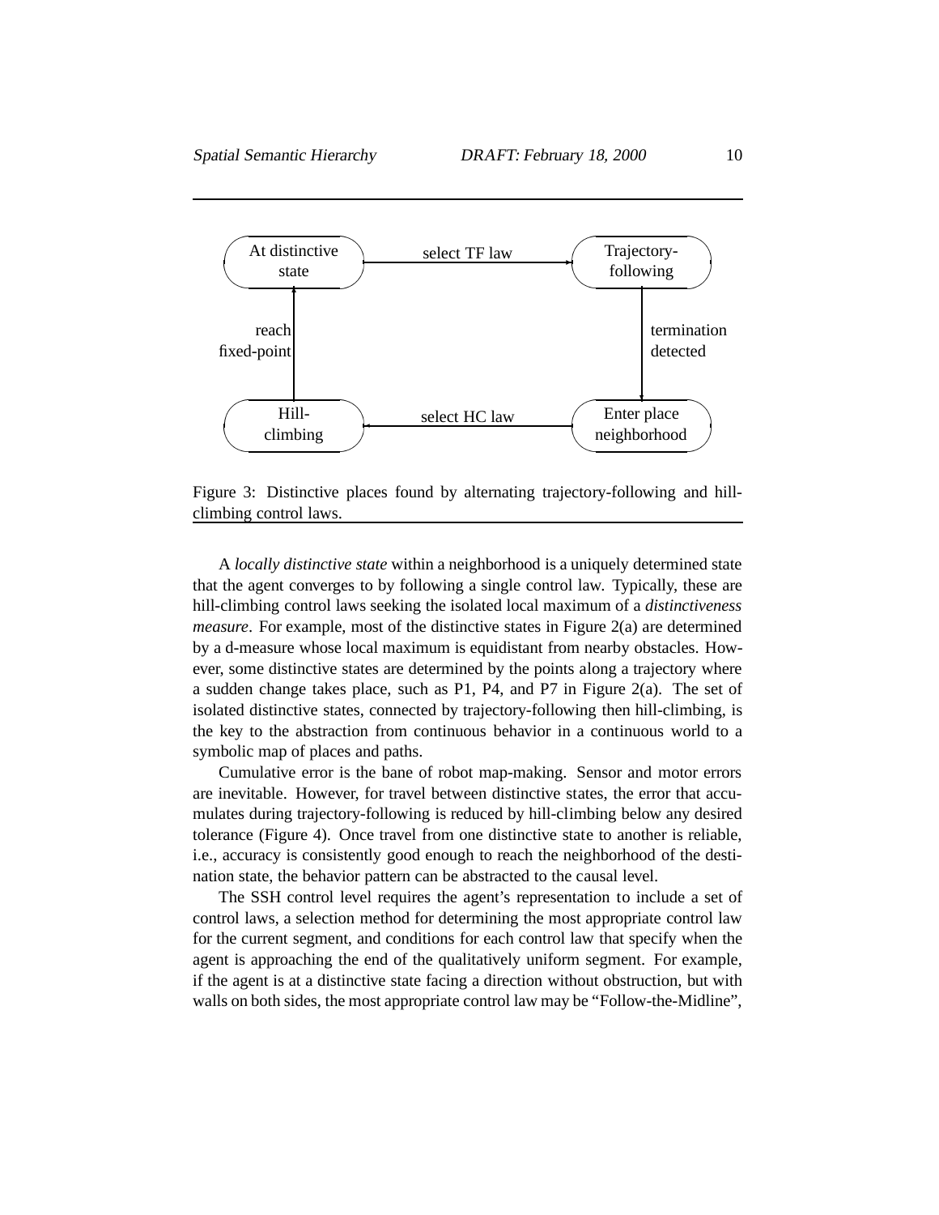Figure 3: Distinctive places found by alternating trajectory-following and hill-climbing control laws.

A *locally distinctive state* within a neighborhood is a uniquely determined state that the agent converges to by following a single control law. Typically, these are hill-climbing control laws seeking the isolated local maximum of a *distinctiveness measure*. For example, most of the distinctive states in Figure 2(a) are determined by a d-measure whose local maximum is equidistant from nearby obstacles. However, some distinctive states are determined by the points along a trajectory where a sudden change takes place, such as P1, P4, and P7 in Figure 2(a). The set of isolated distinctive states, connected by trajectory-following then hill-climbing, is the key to the abstraction from continuous behavior in a continuous world to a symbolic map of places and paths.

Cumulative error is the bane of robot map-making. Sensor and motor errors are inevitable. However, for travel between distinctive states, the error that accumulates during trajectory-following is reduced by hill-climbing below any desired tolerance (Figure 4). Once travel from one distinctive state to another is reliable, i.e., accuracy is consistently good enough to reach the neighborhood of the destination state, the behavior pattern can be abstracted to the causal level.

The SSH control level requires the agent's representation to include a set of control laws, a selection method for determining the most appropriate control law for the current segment, and conditions for each control law that specify when the agent is approaching the end of the qualitatively uniform segment. For example, if the agent is at a distinctive state facing a direction without obstruction, but with walls on both sides, the most appropriate control law may be "Follow-the-Midline",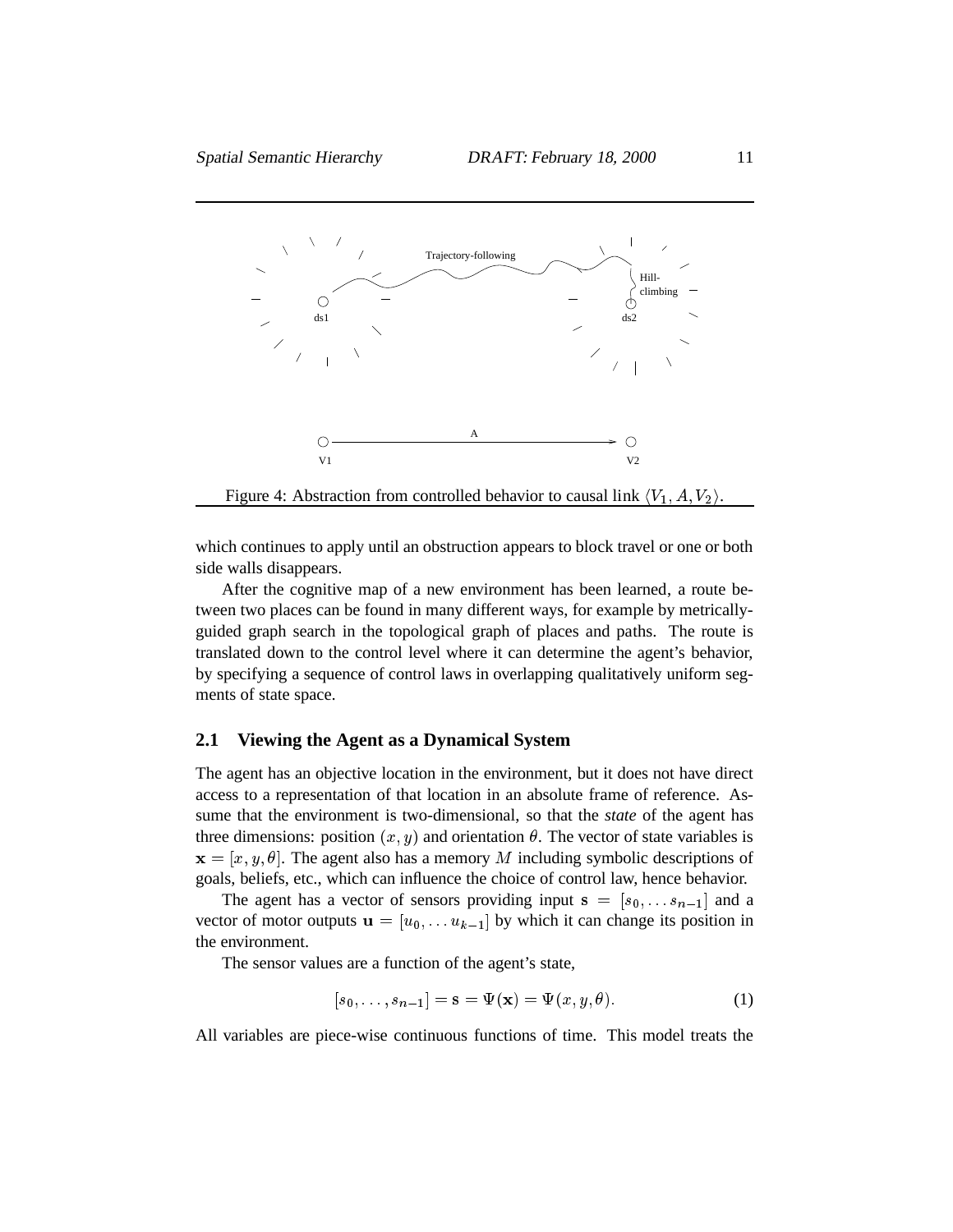Figure 4: Abstraction from controlled behavior to causal link $\langle V_1, A, V_2 \rangle$.

which continues to apply until an obstruction appears to block travel or one or both side walls disappears.

After the cognitive map of a new environment has been learned, a route between two places can be found in many different ways, for example by metrically-guided graph search in the topological graph of places and paths. The route is translated down to the control level where it can determine the agent's behavior, by specifying a sequence of control laws in overlapping qualitatively uniform segments of state space.

## 2.1 Viewing the Agent as a Dynamical System

The agent has an objective location in the environment, but it does not have direct access to a representation of that location in an absolute frame of reference. Assume that the environment is two-dimensional, so that the *state* of the agent has three dimensions: position $(x, y)$ and orientation $\theta$. The vector of state variables is $\mathbf{x} = [x, y, \theta]$. The agent also has a memory $M$ including symbolic descriptions of goals, beliefs, etc., which can influence the choice of control law, hence behavior.

The agent has a vector of sensors providing input $\mathbf{s} = [s_0, \ldots s_{n-1}]$ and a vector of motor outputs $\mathbf{u} = [u_0, \ldots u_{k-1}]$ by which it can change its position in the environment.

The sensor values are a function of the agent's state,

$$[s_0, \ldots, s_{n-1}] = \mathbf{s} = \Psi(\mathbf{x}) = \Psi(x, y, \theta). \tag{1}$$

All variables are piece-wise continuous functions of time. This model treats the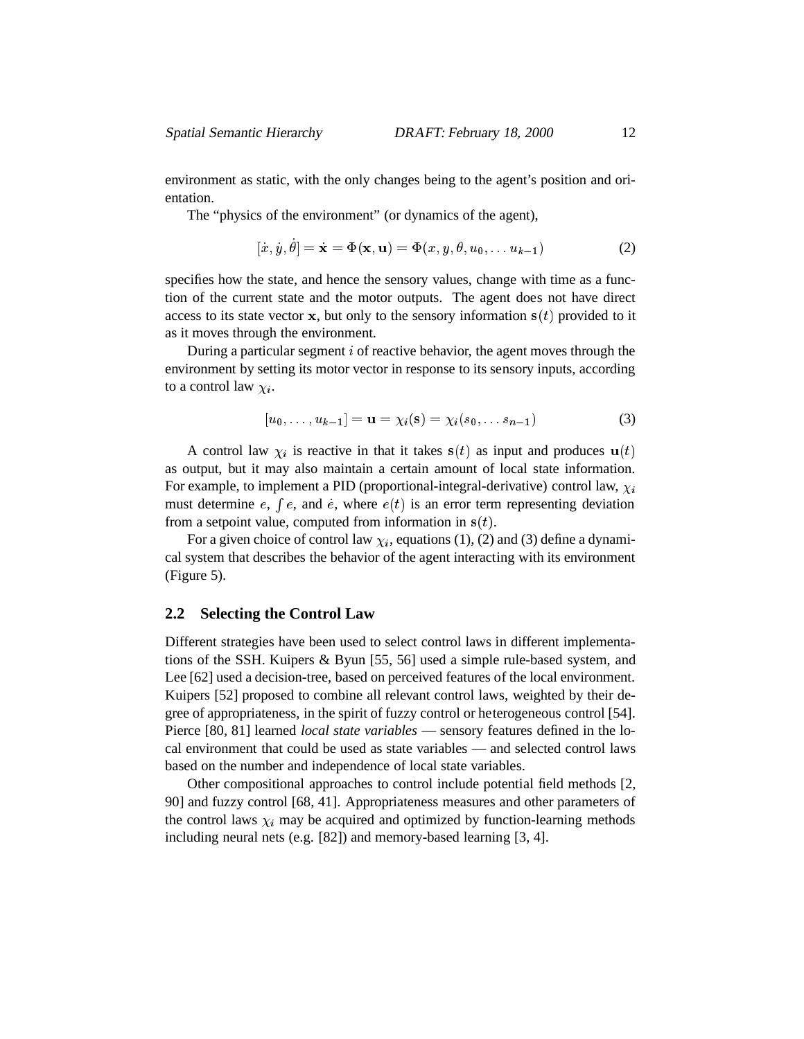environment as static, with the only changes being to the agent's position and orientation.

The "physics of the environment" (or dynamics of the agent),

$$[\dot{x}, \dot{y}, \dot{\theta}] = \dot{\mathbf{x}} = \Phi(\mathbf{x}, \mathbf{u}) = \Phi(x, y, \theta, u_0, \ldots u_{k-1}) \tag{2}$$

specifies how the state, and hence the sensory values, change with time as a function of the current state and the motor outputs. The agent does not have direct access to its state vector $\mathbf{x}$, but only to the sensory information $\mathbf{s}(t)$ provided to it as it moves through the environment.

During a particular segment $i$ of reactive behavior, the agent moves through the environment by setting its motor vector in response to its sensory inputs, according to a control law $\chi_i$.

$$[u_0, \ldots, u_{k-1}] = \mathbf{u} = \chi_i(\mathbf{s}) = \chi_i(s_0, \ldots s_{n-1}) \tag{3}$$

A control law $\chi_i$ is reactive in that it takes $\mathbf{s}(t)$ as input and produces $\mathbf{u}(t)$ as output, but it may also maintain a certain amount of local state information. For example, to implement a PID (proportional-integral-derivative) control law, $\chi_i$ must determine $e$, $\int e$, and $\dot{e}$, where $e(t)$ is an error term representing deviation from a setpoint value, computed from information in $\mathbf{s}(t)$.

For a given choice of control law $\chi_i$, equations (1), (2) and (3) define a dynamical system that describes the behavior of the agent interacting with its environment (Figure 5).

## 2.2 Selecting the Control Law

Different strategies have been used to select control laws in different implementations of the SSH. Kuipers & Byun [55, 56] used a simple rule-based system, and Lee [62] used a decision-tree, based on perceived features of the local environment. Kuipers [52] proposed to combine all relevant control laws, weighted by their degree of appropriateness, in the spirit of fuzzy control or heterogeneous control [54]. Pierce [80, 81] learned *local state variables* — sensory features defined in the local environment that could be used as state variables — and selected control laws based on the number and independence of local state variables.

Other compositional approaches to control include potential field methods [2, 90] and fuzzy control [68, 41]. Appropriateness measures and other parameters of the control laws $\chi_i$ may be acquired and optimized by function-learning methods including neural nets (e.g. [82]) and memory-based learning [3, 4].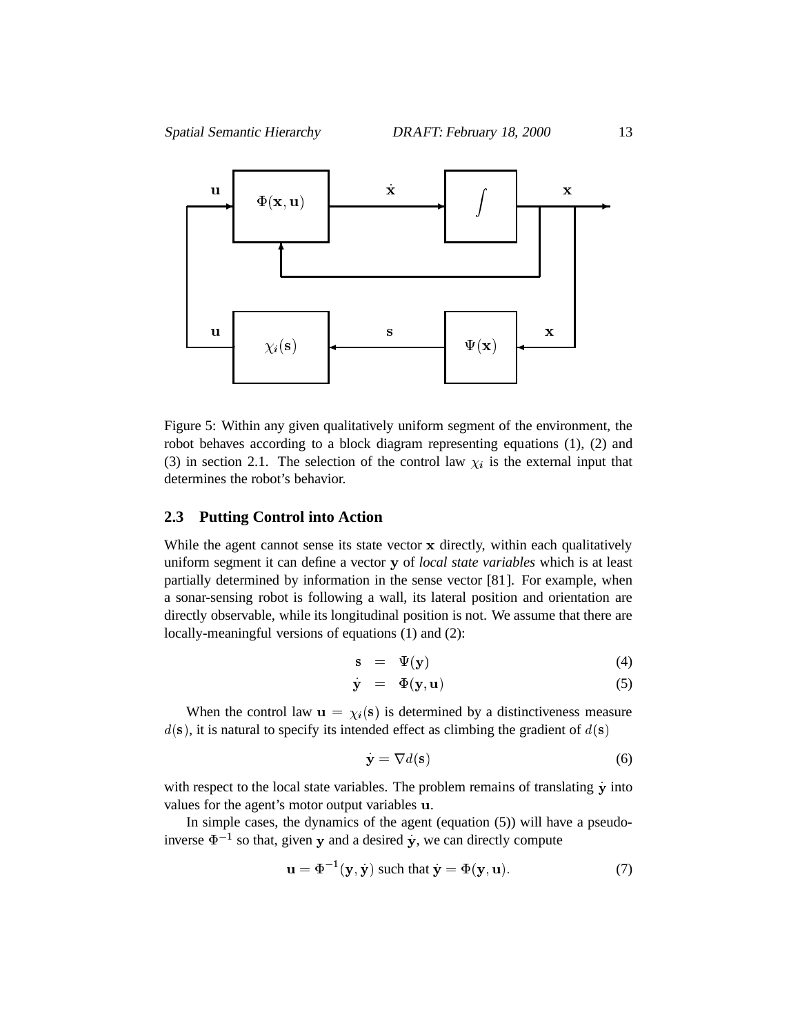Figure 5: Within any given qualitatively uniform segment of the environment, the robot behaves according to a block diagram representing equations (1), (2) and (3) in section 2.1. The selection of the control law $\chi_i$ is the external input that determines the robot's behavior.

## 2.3 Putting Control into Action

While the agent cannot sense its state vector $\mathbf{x}$ directly, within each qualitatively uniform segment it can define a vector $\mathbf{y}$ of *local state variables* which is at least partially determined by information in the sense vector [81]. For example, when a sonar-sensing robot is following a wall, its lateral position and orientation are directly observable, while its longitudinal position is not. We assume that there are locally-meaningful versions of equations (1) and (2):

$$\mathbf{s} = \Psi(\mathbf{y}) \tag{4}$$

$$\dot{\mathbf{y}} = \Phi(\mathbf{y}, \mathbf{u}) \tag{5}$$

When the control law $\mathbf{u} = \chi_i(\mathbf{s})$ is determined by a distinctiveness measure $d(\mathbf{s})$, it is natural to specify its intended effect as climbing the gradient of $d(\mathbf{s})$

$$\dot{\mathbf{y}} = \nabla d(\mathbf{s}) \tag{6}$$

with respect to the local state variables. The problem remains of translating $\dot{\mathbf{y}}$ into values for the agent's motor output variables $\mathbf{u}$.

In simple cases, the dynamics of the agent (equation (5)) will have a pseudo-inverse $\Phi^{-1}$ so that, given $\mathbf{y}$ and a desired $\dot{\mathbf{y}}$, we can directly compute

$$\mathbf{u} = \Phi^{-1}(\mathbf{y}, \dot{\mathbf{y}}) \text{ such that } \dot{\mathbf{y}} = \Phi(\mathbf{y}, \mathbf{u}). \tag{7}$$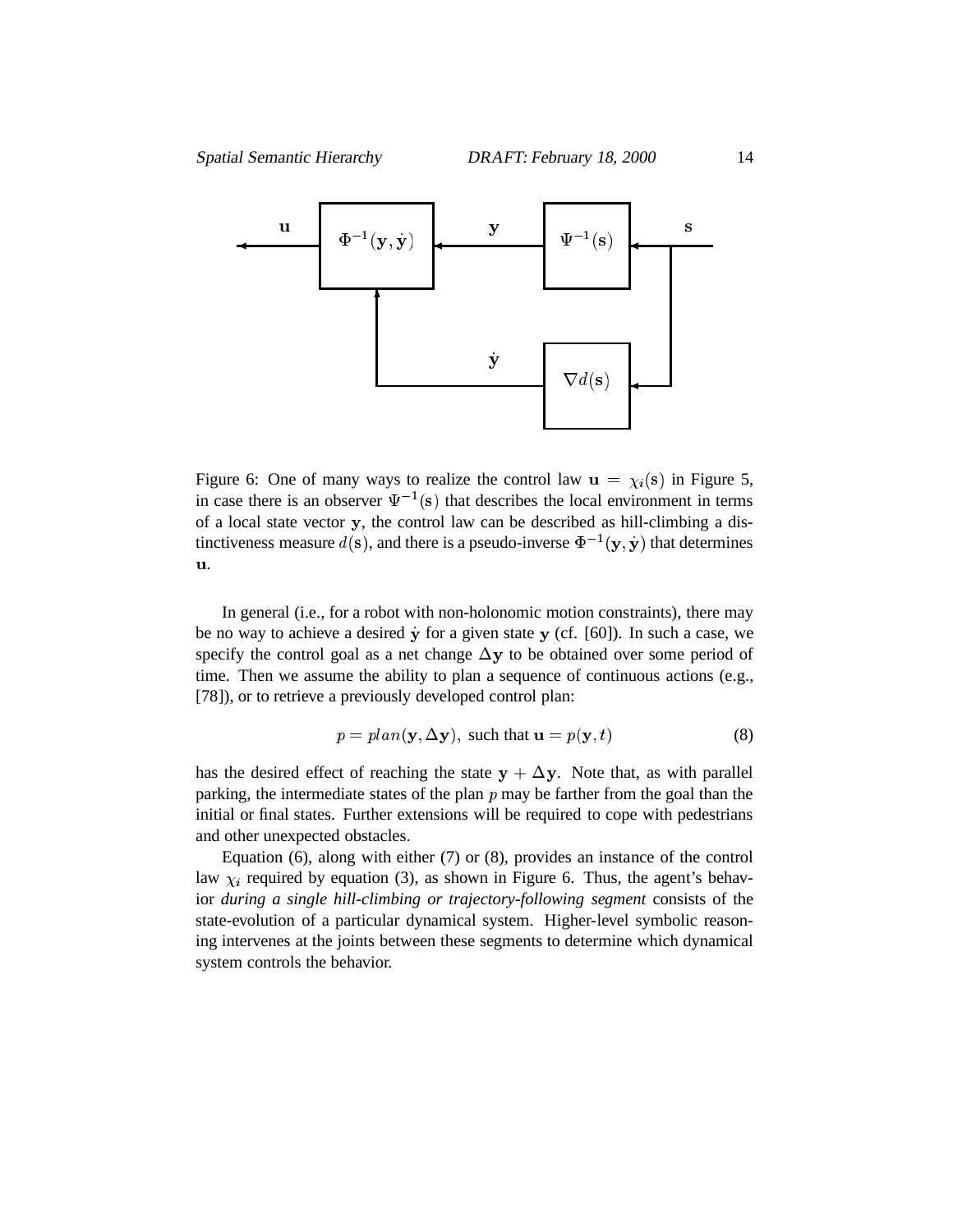Figure 6: One of many ways to realize the control law $\mathbf{u} = \chi_i(\mathbf{s})$ in Figure 5, in case there is an observer $\Psi^{-1}(\mathbf{s})$ that describes the local environment in terms of a local state vector $\mathbf{y}$, the control law can be described as hill-climbing a distinctiveness measure $d(\mathbf{s})$, and there is a pseudo-inverse $\Phi^{-1}(\mathbf{y}, \dot{\mathbf{y}})$ that determines $\mathbf{u}$.

In general (i.e., for a robot with non-holonomic motion constraints), there may be no way to achieve a desired $\dot{\mathbf{y}}$ for a given state $\mathbf{y}$ (cf. [60]). In such a case, we specify the control goal as a net change $\Delta\mathbf{y}$ to be obtained over some period of time. Then we assume the ability to plan a sequence of continuous actions (e.g., [78]), or to retrieve a previously developed control plan:

$$p = plan(\mathbf{y}, \Delta\mathbf{y}), \text{ such that } \mathbf{u} = p(\mathbf{y}, t) \tag{8}$$

has the desired effect of reaching the state $\mathbf{y} + \Delta\mathbf{y}$. Note that, as with parallel parking, the intermediate states of the plan $p$ may be farther from the goal than the initial or final states. Further extensions will be required to cope with pedestrians and other unexpected obstacles.

Equation (6), along with either (7) or (8), provides an instance of the control law $\chi_i$ required by equation (3), as shown in Figure 6. Thus, the agent's behavior *during a single hill-climbing or trajectory-following segment* consists of the state-evolution of a particular dynamical system. Higher-level symbolic reasoning intervenes at the joints between these segments to determine which dynamical system controls the behavior.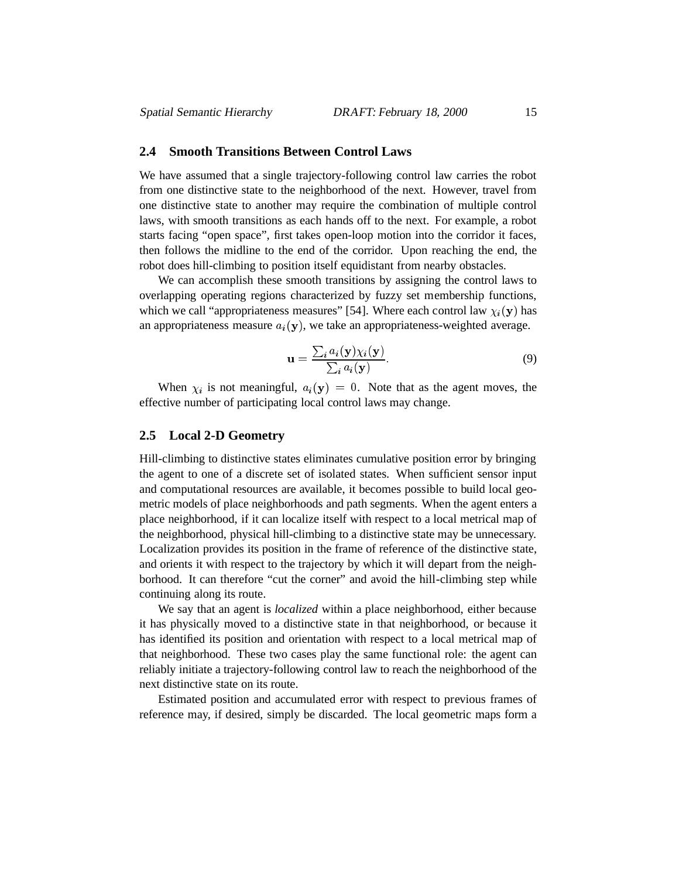### 2.4 Smooth Transitions Between Control Laws

We have assumed that a single trajectory-following control law carries the robot from one distinctive state to the neighborhood of the next. However, travel from one distinctive state to another may require the combination of multiple control laws, with smooth transitions as each hands off to the next. For example, a robot starts facing "open space", first takes open-loop motion into the corridor it faces, then follows the midline to the end of the corridor. Upon reaching the end, the robot does hill-climbing to position itself equidistant from nearby obstacles.

We can accomplish these smooth transitions by assigning the control laws to overlapping operating regions characterized by fuzzy set membership functions, which we call "appropriateness measures" [54]. Where each control law $\chi_i(\mathbf{y})$ has an appropriateness measure $a_i(\mathbf{y})$, we take an appropriateness-weighted average.

$$\mathbf{u} = \frac{\sum_i a_i(\mathbf{y})\chi_i(\mathbf{y})}{\sum_i a_i(\mathbf{y})}. \tag{9}$$

When $\chi_i$ is not meaningful, $a_i(\mathbf{y}) = 0$. Note that as the agent moves, the effective number of participating local control laws may change.

### 2.5 Local 2-D Geometry

Hill-climbing to distinctive states eliminates cumulative position error by bringing the agent to one of a discrete set of isolated states. When sufficient sensor input and computational resources are available, it becomes possible to build local geometric models of place neighborhoods and path segments. When the agent enters a place neighborhood, if it can localize itself with respect to a local metrical map of the neighborhood, physical hill-climbing to a distinctive state may be unnecessary. Localization provides its position in the frame of reference of the distinctive state, and orients it with respect to the trajectory by which it will depart from the neighborhood. It can therefore "cut the corner" and avoid the hill-climbing step while continuing along its route.

We say that an agent is *localized* within a place neighborhood, either because it has physically moved to a distinctive state in that neighborhood, or because it has identified its position and orientation with respect to a local metrical map of that neighborhood. These two cases play the same functional role: the agent can reliably initiate a trajectory-following control law to reach the neighborhood of the next distinctive state on its route.

Estimated position and accumulated error with respect to previous frames of reference may, if desired, simply be discarded. The local geometric maps form a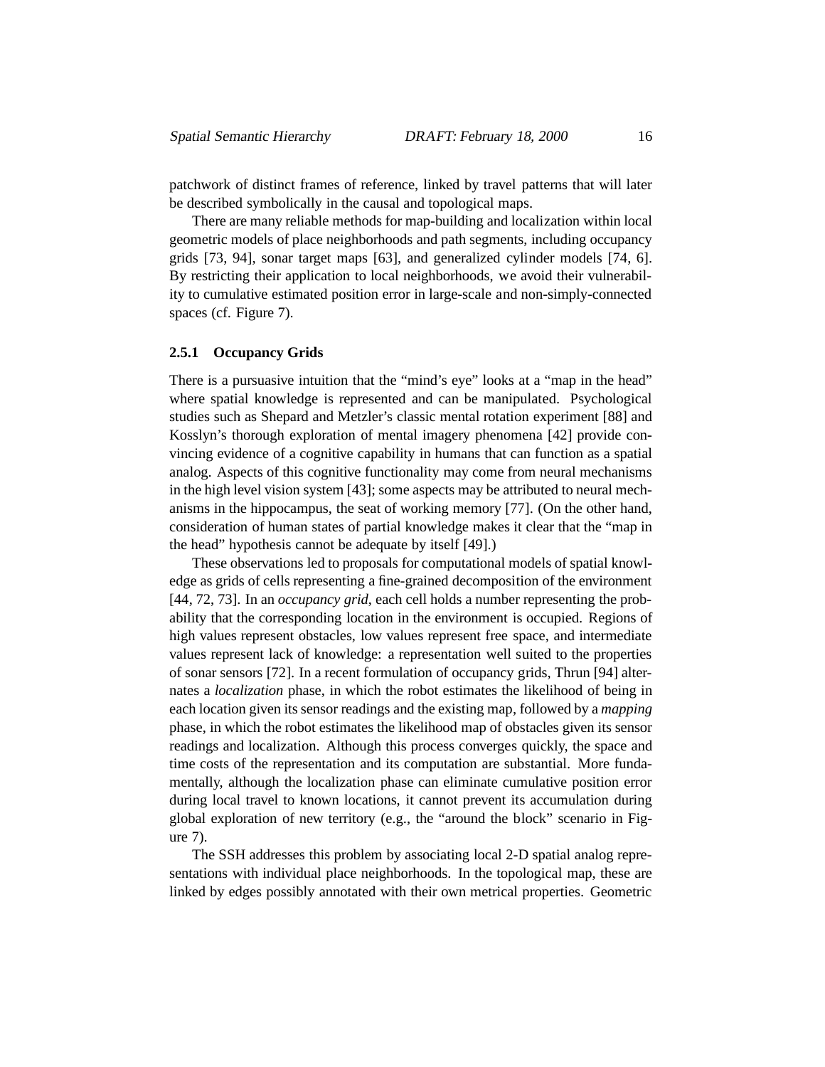patchwork of distinct frames of reference, linked by travel patterns that will later be described symbolically in the causal and topological maps.

There are many reliable methods for map-building and localization within local geometric models of place neighborhoods and path segments, including occupancy grids [73, 94], sonar target maps [63], and generalized cylinder models [74, 6]. By restricting their application to local neighborhoods, we avoid their vulnerability to cumulative estimated position error in large-scale and non-simply-connected spaces (cf. Figure 7).

### 2.5.1 Occupancy Grids

There is a pursuasive intuition that the "mind's eye" looks at a "map in the head" where spatial knowledge is represented and can be manipulated. Psychological studies such as Shepard and Metzler's classic mental rotation experiment [88] and Kosslyn's thorough exploration of mental imagery phenomena [42] provide convincing evidence of a cognitive capability in humans that can function as a spatial analog. Aspects of this cognitive functionality may come from neural mechanisms in the high level vision system [43]; some aspects may be attributed to neural mechanisms in the hippocampus, the seat of working memory [77]. (On the other hand, consideration of human states of partial knowledge makes it clear that the "map in the head" hypothesis cannot be adequate by itself [49].)

These observations led to proposals for computational models of spatial knowledge as grids of cells representing a fine-grained decomposition of the environment [44, 72, 73]. In an *occupancy grid*, each cell holds a number representing the probability that the corresponding location in the environment is occupied. Regions of high values represent obstacles, low values represent free space, and intermediate values represent lack of knowledge: a representation well suited to the properties of sonar sensors [72]. In a recent formulation of occupancy grids, Thrun [94] alternates a *localization* phase, in which the robot estimates the likelihood of being in each location given its sensor readings and the existing map, followed by a *mapping* phase, in which the robot estimates the likelihood map of obstacles given its sensor readings and localization. Although this process converges quickly, the space and time costs of the representation and its computation are substantial. More fundamentally, although the localization phase can eliminate cumulative position error during local travel to known locations, it cannot prevent its accumulation during global exploration of new territory (e.g., the "around the block" scenario in Figure 7).

The SSH addresses this problem by associating local 2-D spatial analog representations with individual place neighborhoods. In the topological map, these are linked by edges possibly annotated with their own metrical properties. Geometric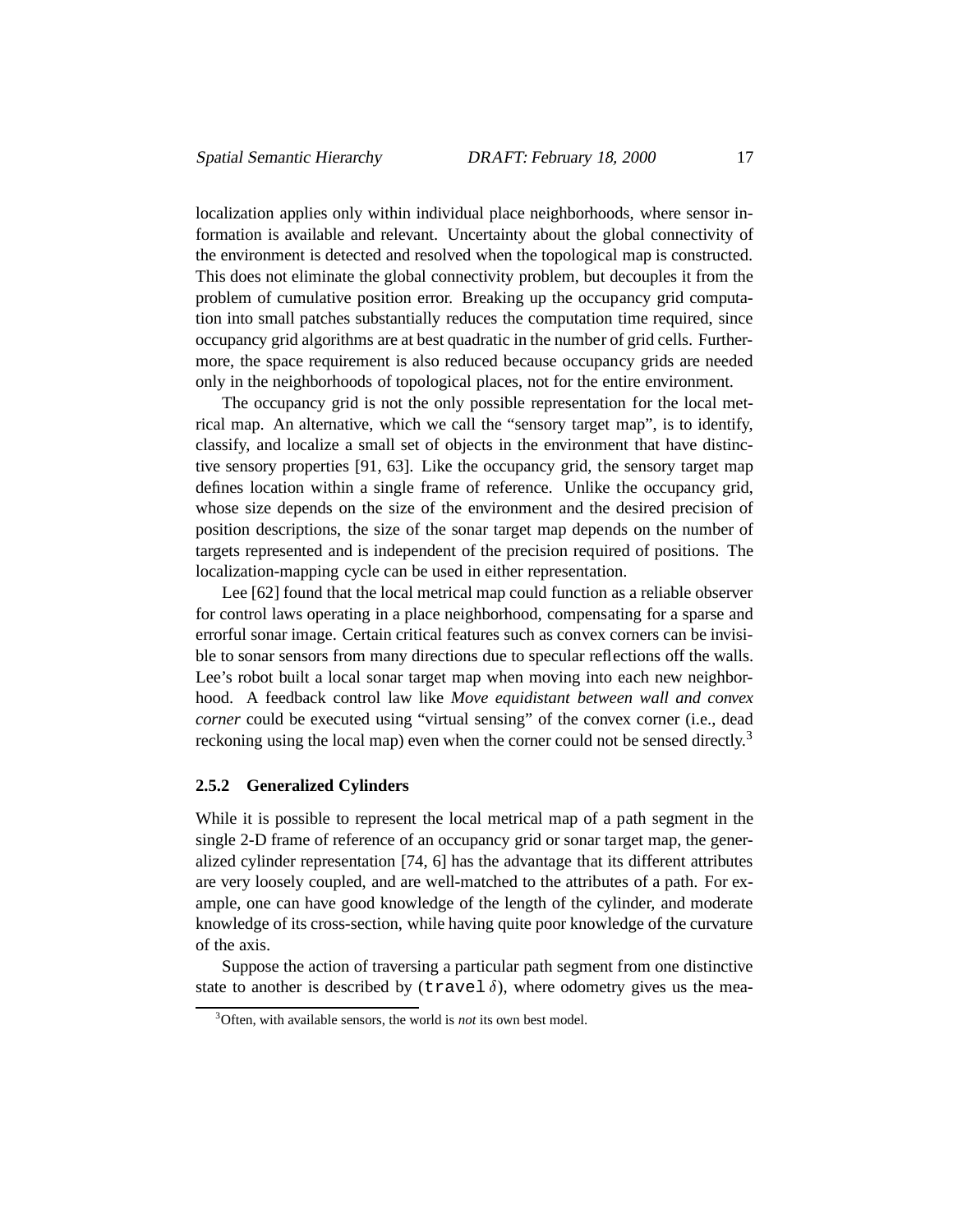localization applies only within individual place neighborhoods, where sensor information is available and relevant. Uncertainty about the global connectivity of the environment is detected and resolved when the topological map is constructed. This does not eliminate the global connectivity problem, but decouples it from the problem of cumulative position error. Breaking up the occupancy grid computation into small patches substantially reduces the computation time required, since occupancy grid algorithms are at best quadratic in the number of grid cells. Furthermore, the space requirement is also reduced because occupancy grids are needed only in the neighborhoods of topological places, not for the entire environment.

The occupancy grid is not the only possible representation for the local metrical map. An alternative, which we call the "sensory target map", is to identify, classify, and localize a small set of objects in the environment that have distinctive sensory properties [91, 63]. Like the occupancy grid, the sensory target map defines location within a single frame of reference. Unlike the occupancy grid, whose size depends on the size of the environment and the desired precision of position descriptions, the size of the sonar target map depends on the number of targets represented and is independent of the precision required of positions. The localization-mapping cycle can be used in either representation.

Lee [62] found that the local metrical map could function as a reliable observer for control laws operating in a place neighborhood, compensating for a sparse and errorful sonar image. Certain critical features such as convex corners can be invisible to sonar sensors from many directions due to specular reflections off the walls. Lee's robot built a local sonar target map when moving into each new neighborhood. A feedback control law like *Move equidistant between wall and convex corner* could be executed using "virtual sensing" of the convex corner (i.e., dead reckoning using the local map) even when the corner could not be sensed directly.[3]

### 2.5.2 Generalized Cylinders

While it is possible to represent the local metrical map of a path segment in the single 2-D frame of reference of an occupancy grid or sonar target map, the generalized cylinder representation [74, 6] has the advantage that its different attributes are very loosely coupled, and are well-matched to the attributes of a path. For example, one can have good knowledge of the length of the cylinder, and moderate knowledge of its cross-section, while having quite poor knowledge of the curvature of the axis.

Suppose the action of traversing a particular path segment from one distinctive state to another is described by (`travel` $\delta$), where odometry gives us the mea-

[3] Often, with available sensors, the world is *not* its own best model.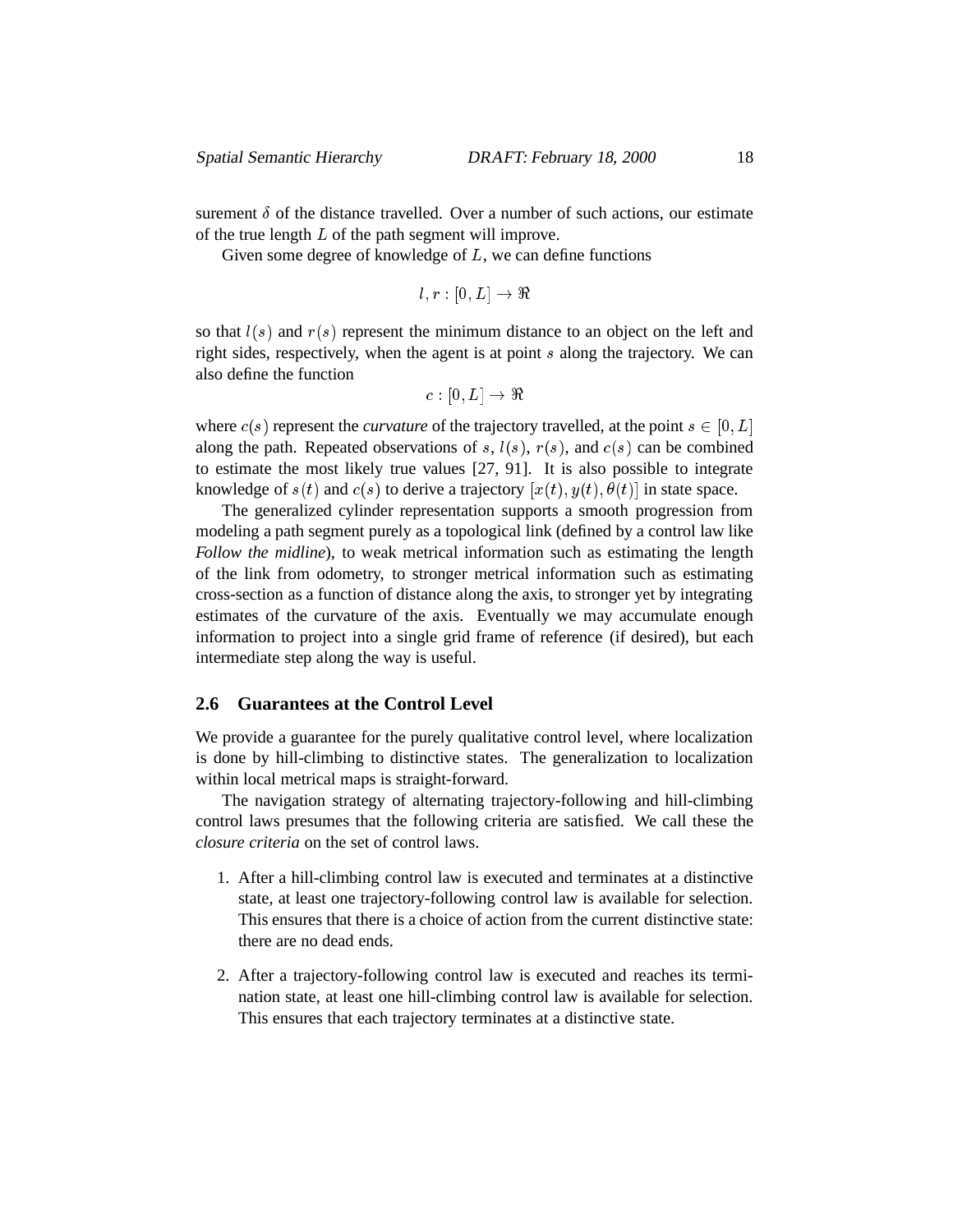surement $\delta$ of the distance travelled. Over a number of such actions, our estimate of the true length $L$ of the path segment will improve.

Given some degree of knowledge of $L$, we can define functions

$$l, r : [0, L] \rightarrow \Re$$

so that $l(s)$ and $r(s)$ represent the minimum distance to an object on the left and right sides, respectively, when the agent is at point $s$ along the trajectory. We can also define the function

$$c : [0, L] \rightarrow \Re$$

where $c(s)$ represent the *curvature* of the trajectory travelled, at the point $s \in [0, L]$ along the path. Repeated observations of $s$, $l(s)$, $r(s)$, and $c(s)$ can be combined to estimate the most likely true values [27, 91]. It is also possible to integrate knowledge of $s(t)$ and $c(s)$ to derive a trajectory $[x(t), y(t), \theta(t)]$ in state space.

The generalized cylinder representation supports a smooth progression from modeling a path segment purely as a topological link (defined by a control law like *Follow the midline*), to weak metrical information such as estimating the length of the link from odometry, to stronger metrical information such as estimating cross-section as a function of distance along the axis, to stronger yet by integrating estimates of the curvature of the axis. Eventually we may accumulate enough information to project into a single grid frame of reference (if desired), but each intermediate step along the way is useful.

## 2.6 Guarantees at the Control Level

We provide a guarantee for the purely qualitative control level, where localization is done by hill-climbing to distinctive states. The generalization to localization within local metrical maps is straight-forward.

The navigation strategy of alternating trajectory-following and hill-climbing control laws presumes that the following criteria are satisfied. We call these the *closure criteria* on the set of control laws.

1. After a hill-climbing control law is executed and terminates at a distinctive state, at least one trajectory-following control law is available for selection. This ensures that there is a choice of action from the current distinctive state: there are no dead ends.

2. After a trajectory-following control law is executed and reaches its termination state, at least one hill-climbing control law is available for selection. This ensures that each trajectory terminates at a distinctive state.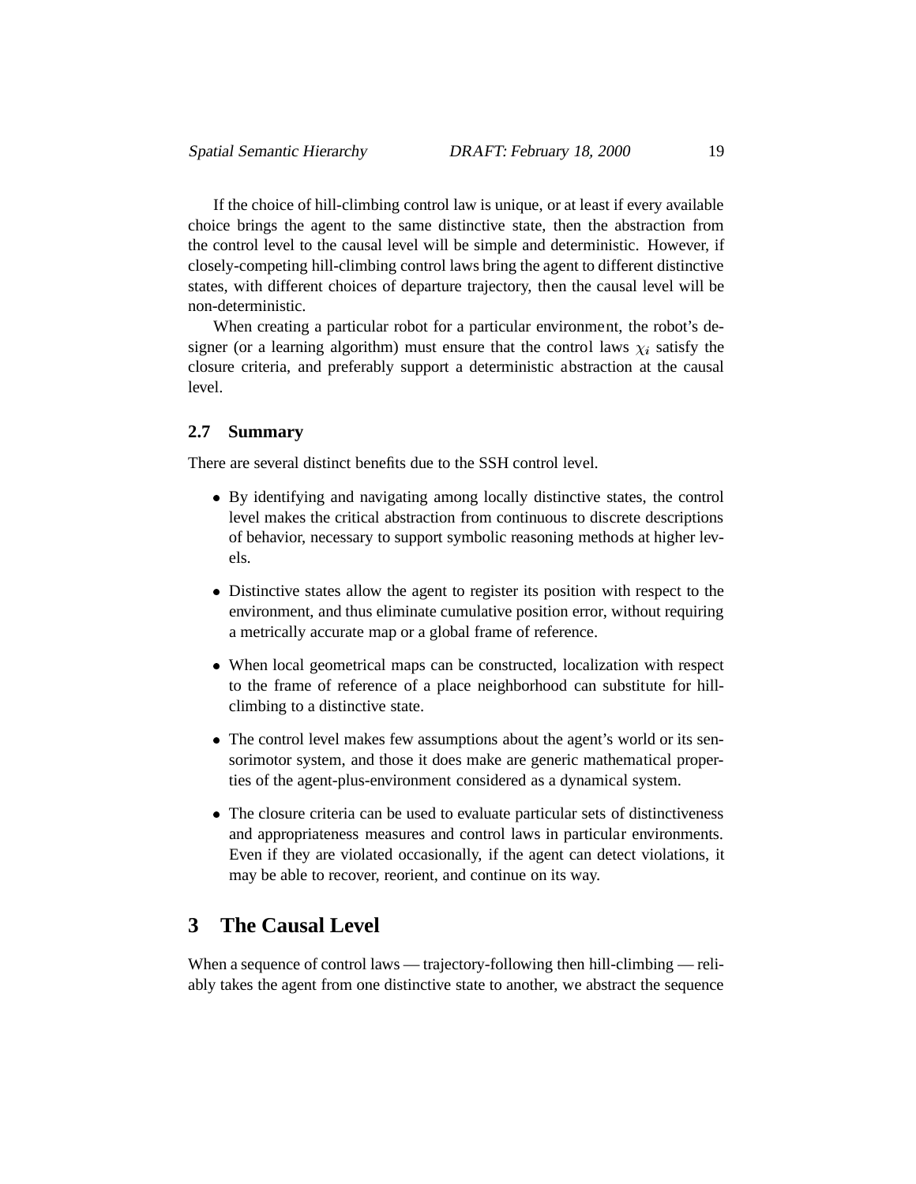If the choice of hill-climbing control law is unique, or at least if every available choice brings the agent to the same distinctive state, then the abstraction from the control level to the causal level will be simple and deterministic. However, if closely-competing hill-climbing control laws bring the agent to different distinctive states, with different choices of departure trajectory, then the causal level will be non-deterministic.

When creating a particular robot for a particular environment, the robot's designer (or a learning algorithm) must ensure that the control laws $\chi_i$ satisfy the closure criteria, and preferably support a deterministic abstraction at the causal level.

### 2.7 Summary

There are several distinct benefits due to the SSH control level.

- By identifying and navigating among locally distinctive states, the control level makes the critical abstraction from continuous to discrete descriptions of behavior, necessary to support symbolic reasoning methods at higher levels.
- Distinctive states allow the agent to register its position with respect to the environment, and thus eliminate cumulative position error, without requiring a metrically accurate map or a global frame of reference.
- When local geometrical maps can be constructed, localization with respect to the frame of reference of a place neighborhood can substitute for hill-climbing to a distinctive state.
- The control level makes few assumptions about the agent's world or its sensorimotor system, and those it does make are generic mathematical properties of the agent-plus-environment considered as a dynamical system.
- The closure criteria can be used to evaluate particular sets of distinctiveness and appropriateness measures and control laws in particular environments. Even if they are violated occasionally, if the agent can detect violations, it may be able to recover, reorient, and continue on its way.

## 3 The Causal Level

When a sequence of control laws — trajectory-following then hill-climbing — reliably takes the agent from one distinctive state to another, we abstract the sequence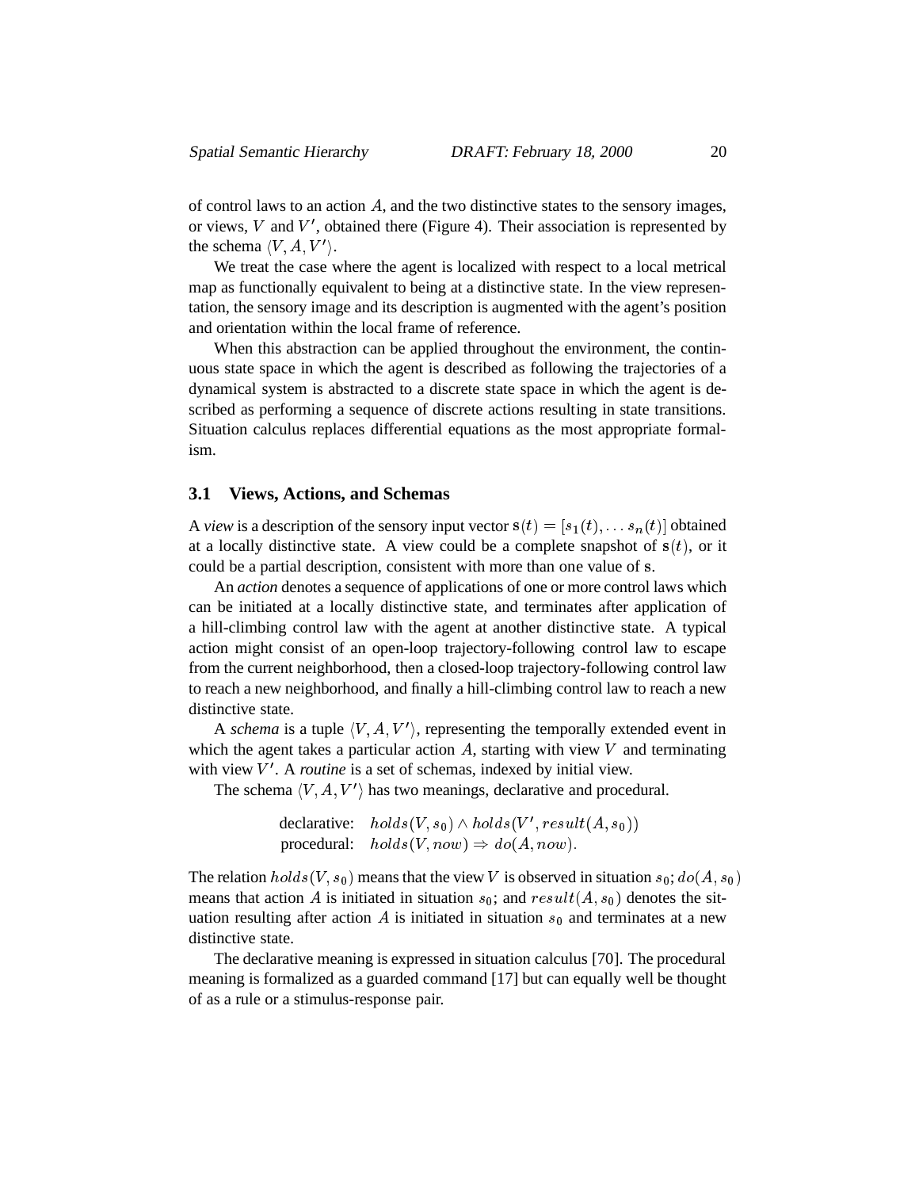of control laws to an action $A$, and the two distinctive states to the sensory images, or views, $V$ and $V'$, obtained there (Figure 4). Their association is represented by the schema $\langle V, A, V' \rangle$.

We treat the case where the agent is localized with respect to a local metrical map as functionally equivalent to being at a distinctive state. In the view representation, the sensory image and its description is augmented with the agent's position and orientation within the local frame of reference.

When this abstraction can be applied throughout the environment, the continuous state space in which the agent is described as following the trajectories of a dynamical system is abstracted to a discrete state space in which the agent is described as performing a sequence of discrete actions resulting in state transitions. Situation calculus replaces differential equations as the most appropriate formalism.

### 3.1 Views, Actions, and Schemas

A *view* is a description of the sensory input vector $\mathbf{s}(t) = [s_1(t), \ldots s_n(t)]$ obtained at a locally distinctive state. A view could be a complete snapshot of $\mathbf{s}(t)$, or it could be a partial description, consistent with more than one value of $\mathbf{s}$.

An *action* denotes a sequence of applications of one or more control laws which can be initiated at a locally distinctive state, and terminates after application of a hill-climbing control law with the agent at another distinctive state. A typical action might consist of an open-loop trajectory-following control law to escape from the current neighborhood, then a closed-loop trajectory-following control law to reach a new neighborhood, and finally a hill-climbing control law to reach a new distinctive state.

A *schema* is a tuple $\langle V, A, V' \rangle$, representing the temporally extended event in which the agent takes a particular action $A$, starting with view $V$ and terminating with view $V'$. A *routine* is a set of schemas, indexed by initial view.

The schema $\langle V, A, V' \rangle$ has two meanings, declarative and procedural.

$$
\begin{array}{ll}
\text{declarative:} & holds(V, s_0) \wedge holds(V', result(A, s_0)) \\
\text{procedural:} & holds(V, now) \Rightarrow do(A, now).
\end{array}
$$

The relation $holds(V, s_0)$ means that the view $V$ is observed in situation $s_0$; $do(A, s_0)$ means that action $A$ is initiated in situation $s_0$; and $result(A, s_0)$ denotes the situation resulting after action $A$ is initiated in situation $s_0$ and terminates at a new distinctive state.

The declarative meaning is expressed in situation calculus [70]. The procedural meaning is formalized as a guarded command [17] but can equally well be thought of as a rule or a stimulus-response pair.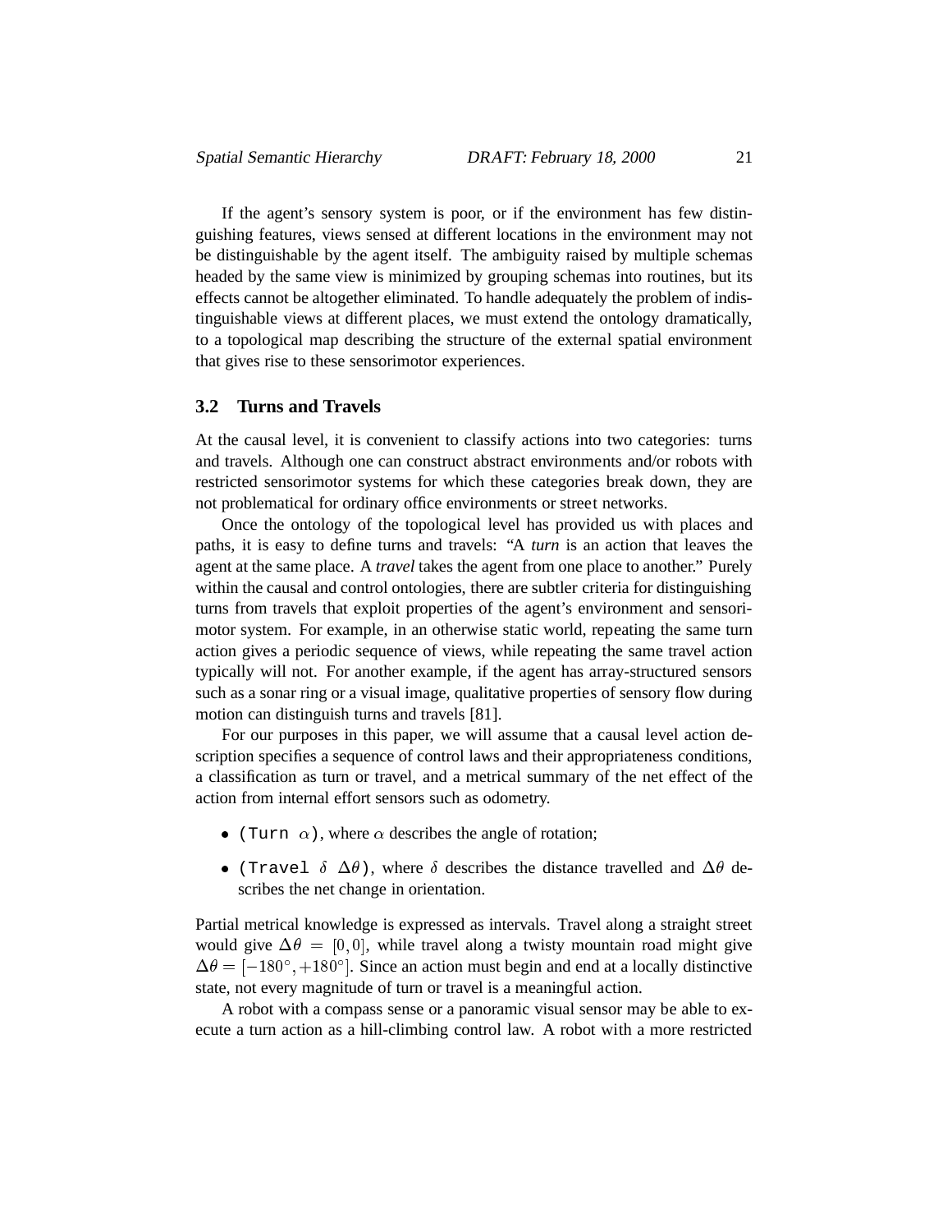If the agent's sensory system is poor, or if the environment has few distinguishing features, views sensed at different locations in the environment may not be distinguishable by the agent itself. The ambiguity raised by multiple schemas headed by the same view is minimized by grouping schemas into routines, but its effects cannot be altogether eliminated. To handle adequately the problem of indistinguishable views at different places, we must extend the ontology dramatically, to a topological map describing the structure of the external spatial environment that gives rise to these sensorimotor experiences.

### 3.2 Turns and Travels

At the causal level, it is convenient to classify actions into two categories: turns and travels. Although one can construct abstract environments and/or robots with restricted sensorimotor systems for which these categories break down, they are not problematical for ordinary office environments or street networks.

Once the ontology of the topological level has provided us with places and paths, it is easy to define turns and travels: "A *turn* is an action that leaves the agent at the same place. A *travel* takes the agent from one place to another." Purely within the causal and control ontologies, there are subtler criteria for distinguishing turns from travels that exploit properties of the agent's environment and sensorimotor system. For example, in an otherwise static world, repeating the same turn action gives a periodic sequence of views, while repeating the same travel action typically will not. For another example, if the agent has array-structured sensors such as a sonar ring or a visual image, qualitative properties of sensory flow during motion can distinguish turns and travels [81].

For our purposes in this paper, we will assume that a causal level action description specifies a sequence of control laws and their appropriateness conditions, a classification as turn or travel, and a metrical summary of the net effect of the action from internal effort sensors such as odometry.

- `(Turn` $\alpha$`)`, where $\alpha$ describes the angle of rotation;
- `(Travel` $\delta$ $\Delta\theta$`)`, where $\delta$ describes the distance travelled and $\Delta\theta$ describes the net change in orientation.

Partial metrical knowledge is expressed as intervals. Travel along a straight street would give $\Delta\theta = [0, 0]$, while travel along a twisty mountain road might give $\Delta\theta = [-180^\circ, +180^\circ]$. Since an action must begin and end at a locally distinctive state, not every magnitude of turn or travel is a meaningful action.

A robot with a compass sense or a panoramic visual sensor may be able to execute a turn action as a hill-climbing control law. A robot with a more restricted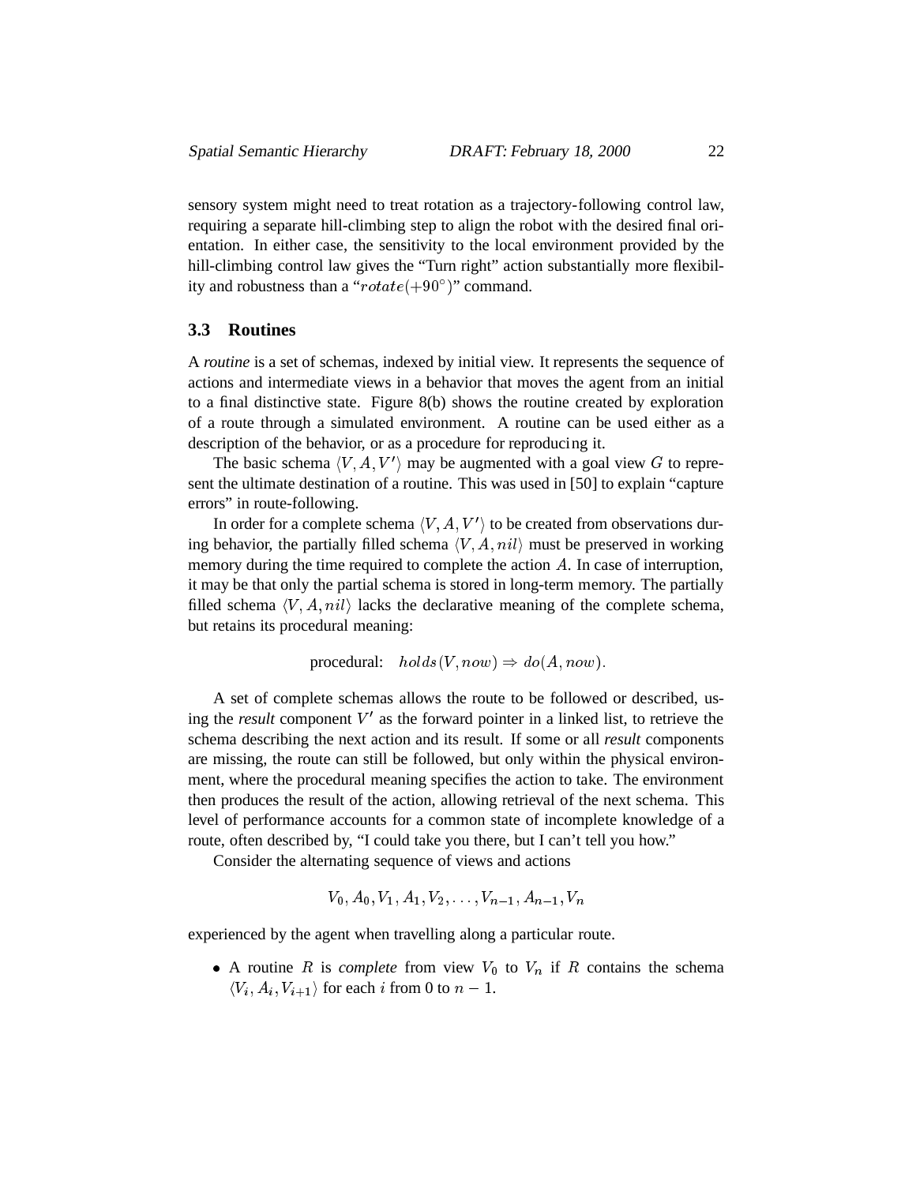sensory system might need to treat rotation as a trajectory-following control law, requiring a separate hill-climbing step to align the robot with the desired final orientation. In either case, the sensitivity to the local environment provided by the hill-climbing control law gives the "Turn right" action substantially more flexibility and robustness than a "$rotate(+90^\circ)$" command.

### 3.3 Routines

A *routine* is a set of schemas, indexed by initial view. It represents the sequence of actions and intermediate views in a behavior that moves the agent from an initial to a final distinctive state. Figure 8(b) shows the routine created by exploration of a route through a simulated environment. A routine can be used either as a description of the behavior, or as a procedure for reproducing it.

The basic schema $\langle V, A, V' \rangle$ may be augmented with a goal view $G$ to represent the ultimate destination of a routine. This was used in [50] to explain "capture errors" in route-following.

In order for a complete schema $\langle V, A, V' \rangle$ to be created from observations during behavior, the partially filled schema $\langle V, A, nil \rangle$ must be preserved in working memory during the time required to complete the action $A$. In case of interruption, it may be that only the partial schema is stored in long-term memory. The partially filled schema $\langle V, A, nil \rangle$ lacks the declarative meaning of the complete schema, but retains its procedural meaning:

$$\text{procedural:} \quad holds(V, now) \Rightarrow do(A, now).$$

A set of complete schemas allows the route to be followed or described, using the *result* component $V'$ as the forward pointer in a linked list, to retrieve the schema describing the next action and its result. If some or all *result* components are missing, the route can still be followed, but only within the physical environment, where the procedural meaning specifies the action to take. The environment then produces the result of the action, allowing retrieval of the next schema. This level of performance accounts for a common state of incomplete knowledge of a route, often described by, "I could take you there, but I can't tell you how."

Consider the alternating sequence of views and actions

$$V_0, A_0, V_1, A_1, V_2, \ldots, V_{n-1}, A_{n-1}, V_n$$

experienced by the agent when travelling along a particular route.

- A routine $R$ is *complete* from view $V_0$ to $V_n$ if $R$ contains the schema $\langle V_i, A_i, V_{i+1} \rangle$ for each $i$ from 0 to $n-1$.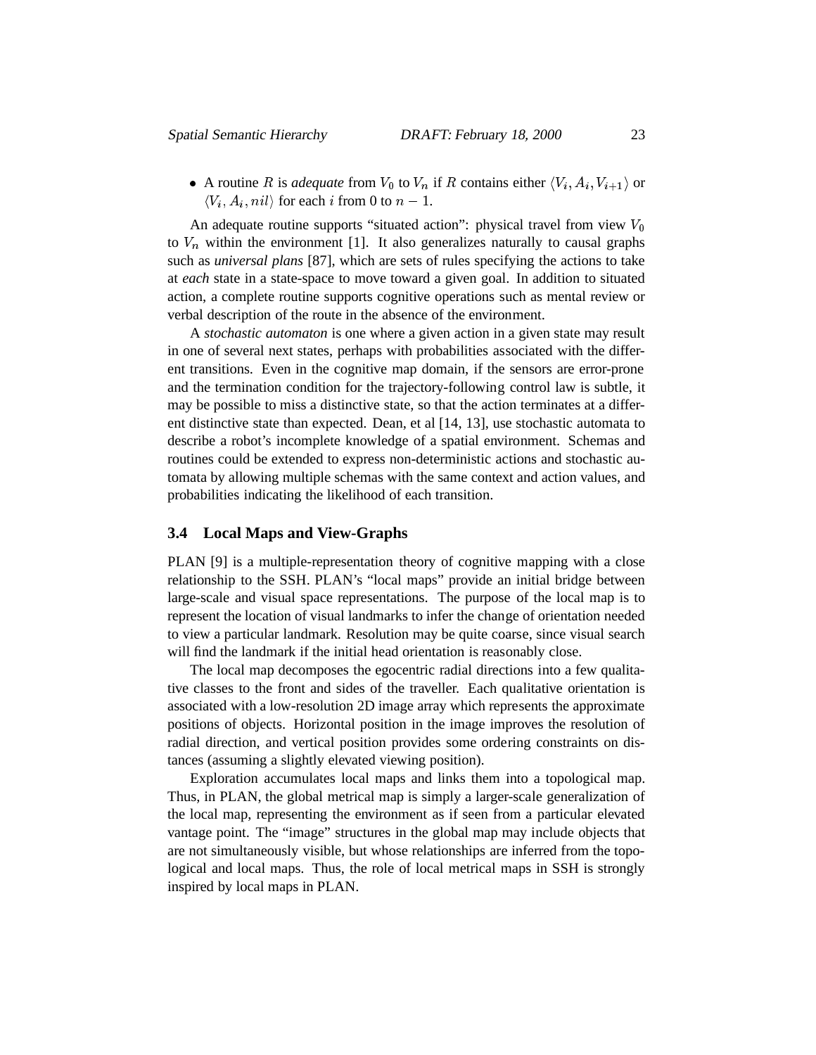- A routine $R$ is *adequate* from $V_0$ to $V_n$ if $R$ contains either $\langle V_i, A_i, V_{i+1} \rangle$ or $\langle V_i, A_i, nil \rangle$ for each $i$ from 0 to $n-1$.

An adequate routine supports "situated action": physical travel from view $V_0$ to $V_n$ within the environment [1]. It also generalizes naturally to causal graphs such as *universal plans* [87], which are sets of rules specifying the actions to take at *each* state in a state-space to move toward a given goal. In addition to situated action, a complete routine supports cognitive operations such as mental review or verbal description of the route in the absence of the environment.

A *stochastic automaton* is one where a given action in a given state may result in one of several next states, perhaps with probabilities associated with the different transitions. Even in the cognitive map domain, if the sensors are error-prone and the termination condition for the trajectory-following control law is subtle, it may be possible to miss a distinctive state, so that the action terminates at a different distinctive state than expected. Dean, et al [14, 13], use stochastic automata to describe a robot's incomplete knowledge of a spatial environment. Schemas and routines could be extended to express non-deterministic actions and stochastic automata by allowing multiple schemas with the same context and action values, and probabilities indicating the likelihood of each transition.

### 3.4 Local Maps and View-Graphs

PLAN [9] is a multiple-representation theory of cognitive mapping with a close relationship to the SSH. PLAN's "local maps" provide an initial bridge between large-scale and visual space representations. The purpose of the local map is to represent the location of visual landmarks to infer the change of orientation needed to view a particular landmark. Resolution may be quite coarse, since visual search will find the landmark if the initial head orientation is reasonably close.

The local map decomposes the egocentric radial directions into a few qualitative classes to the front and sides of the traveller. Each qualitative orientation is associated with a low-resolution 2D image array which represents the approximate positions of objects. Horizontal position in the image improves the resolution of radial direction, and vertical position provides some ordering constraints on distances (assuming a slightly elevated viewing position).

Exploration accumulates local maps and links them into a topological map. Thus, in PLAN, the global metrical map is simply a larger-scale generalization of the local map, representing the environment as if seen from a particular elevated vantage point. The "image" structures in the global map may include objects that are not simultaneously visible, but whose relationships are inferred from the topological and local maps. Thus, the role of local metrical maps in SSH is strongly inspired by local maps in PLAN.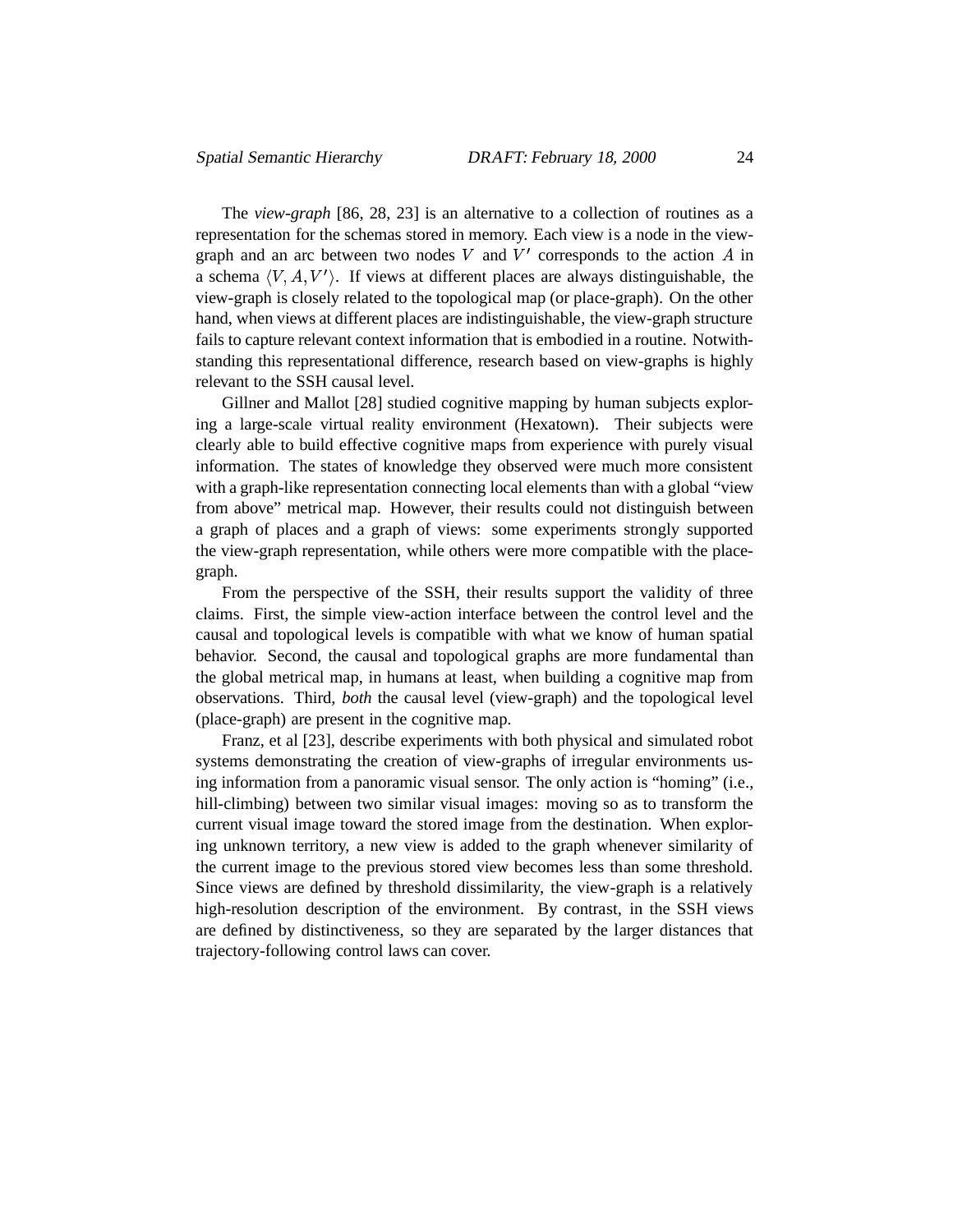The *view-graph* [86, 28, 23] is an alternative to a collection of routines as a representation for the schemas stored in memory. Each view is a node in the view-graph and an arc between two nodes $V$ and $V'$ corresponds to the action $A$ in a schema $\langle V, A, V' \rangle$. If views at different places are always distinguishable, the view-graph is closely related to the topological map (or place-graph). On the other hand, when views at different places are indistinguishable, the view-graph structure fails to capture relevant context information that is embodied in a routine. Notwithstanding this representational difference, research based on view-graphs is highly relevant to the SSH causal level.

Gillner and Mallot [28] studied cognitive mapping by human subjects exploring a large-scale virtual reality environment (Hexatown). Their subjects were clearly able to build effective cognitive maps from experience with purely visual information. The states of knowledge they observed were much more consistent with a graph-like representation connecting local elements than with a global "view from above" metrical map. However, their results could not distinguish between a graph of places and a graph of views: some experiments strongly supported the view-graph representation, while others were more compatible with the place-graph.

From the perspective of the SSH, their results support the validity of three claims. First, the simple view-action interface between the control level and the causal and topological levels is compatible with what we know of human spatial behavior. Second, the causal and topological graphs are more fundamental than the global metrical map, in humans at least, when building a cognitive map from observations. Third, *both* the causal level (view-graph) and the topological level (place-graph) are present in the cognitive map.

Franz, et al [23], describe experiments with both physical and simulated robot systems demonstrating the creation of view-graphs of irregular environments using information from a panoramic visual sensor. The only action is "homing" (i.e., hill-climbing) between two similar visual images: moving so as to transform the current visual image toward the stored image from the destination. When exploring unknown territory, a new view is added to the graph whenever similarity of the current image to the previous stored view becomes less than some threshold. Since views are defined by threshold dissimilarity, the view-graph is a relatively high-resolution description of the environment. By contrast, in the SSH views are defined by distinctiveness, so they are separated by the larger distances that trajectory-following control laws can cover.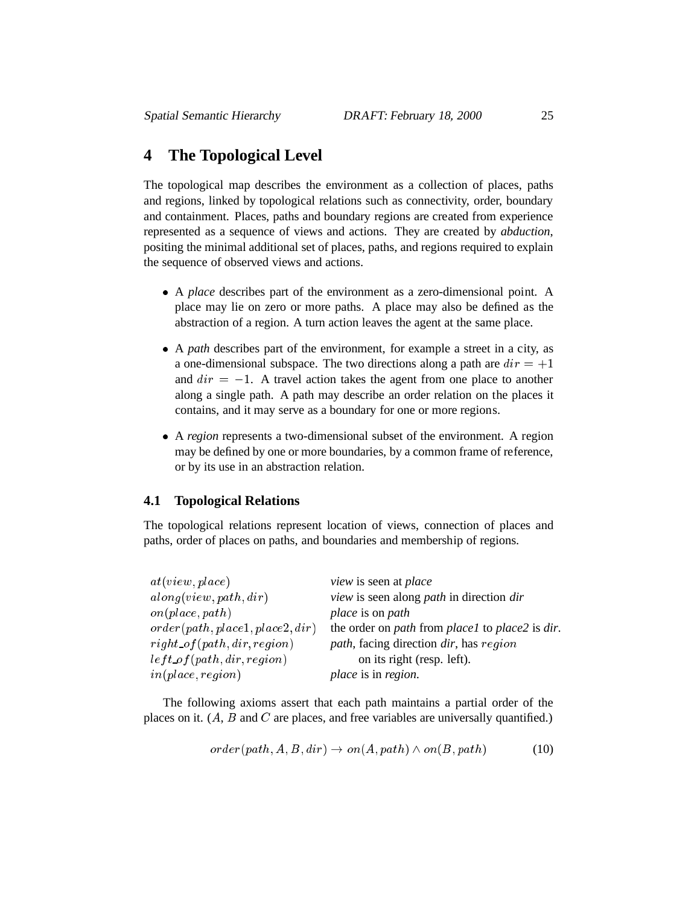# 4 The Topological Level

The topological map describes the environment as a collection of places, paths and regions, linked by topological relations such as connectivity, order, boundary and containment. Places, paths and boundary regions are created from experience represented as a sequence of views and actions. They are created by *abduction*, positing the minimal additional set of places, paths, and regions required to explain the sequence of observed views and actions.

- A *place* describes part of the environment as a zero-dimensional point. A place may lie on zero or more paths. A place may also be defined as the abstraction of a region. A turn action leaves the agent at the same place.
- A *path* describes part of the environment, for example a street in a city, as a one-dimensional subspace. The two directions along a path are $dir = +1$ and $dir = -1$. A travel action takes the agent from one place to another along a single path. A path may describe an order relation on the places it contains, and it may serve as a boundary for one or more regions.
- A *region* represents a two-dimensional subset of the environment. A region may be defined by one or more boundaries, by a common frame of reference, or by its use in an abstraction relation.

## 4.1 Topological Relations

The topological relations represent location of views, connection of places and paths, order of places on paths, and boundaries and membership of regions.

| | |
|---|---|
| $at(view, place)$ | *view* is seen at *place* |
| $along(view, path, dir)$ | *view* is seen along *path* in direction *dir* |
| $on(place, path)$ | *place* is on *path* |
| $order(path, place1, place2, dir)$ | the order on *path* from *place1* to *place2* is *dir*. |
| $right\_of(path, dir, region)$ | *path*, facing direction *dir*, has $region$ |
| $left\_of(path, dir, region)$ | on its right (resp. left). |
| $in(place, region)$ | *place* is in *region*. |

The following axioms assert that each path maintains a partial order of the places on it. ($A$, $B$ and $C$ are places, and free variables are universally quantified.)

$$order(path, A, B, dir) \rightarrow on(A, path) \wedge on(B, path) \tag{10}$$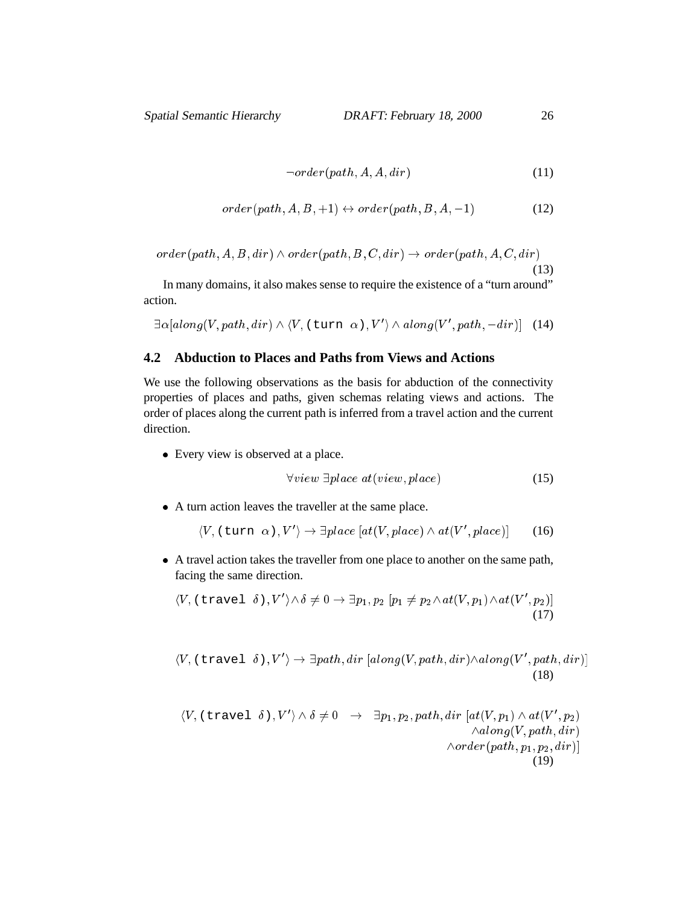$$\neg order(path, A, A, dir) \tag{11}$$

$$order(path, A, B, +1) \leftrightarrow order(path, B, A, -1) \tag{12}$$

$$order(path, A, B, dir) \wedge order(path, B, C, dir) \rightarrow order(path, A, C, dir) \tag{13}$$

In many domains, it also makes sense to require the existence of a "turn around" action.

$$\exists \alpha [along(V, path, dir) \wedge \langle V, (\texttt{turn } \alpha), V' \rangle \wedge along(V', path, -dir)] \tag{14}$$

## 4.2 Abduction to Places and Paths from Views and Actions

We use the following observations as the basis for abduction of the connectivity properties of places and paths, given schemas relating views and actions. The order of places along the current path is inferred from a travel action and the current direction.

- Every view is observed at a place.

$$\forall view \; \exists place \; at(view, place) \tag{15}$$

- A turn action leaves the traveller at the same place.

$$\langle V, (\texttt{turn } \alpha), V' \rangle \rightarrow \exists place \, [at(V, place) \wedge at(V', place)] \tag{16}$$

- A travel action takes the traveller from one place to another on the same path, facing the same direction.

$$\langle V, (\texttt{travel } \delta), V' \rangle \wedge \delta \neq 0 \rightarrow \exists p_1, p_2 \; [p_1 \neq p_2 \wedge at(V, p_1) \wedge at(V', p_2)] \tag{17}$$

$$\langle V, (\texttt{travel } \delta), V' \rangle \rightarrow \exists path, dir \; [along(V, path, dir) \wedge along(V', path, dir)] \tag{18}$$

$$\begin{aligned} \langle V, (\texttt{travel } \delta), V' \rangle \wedge \delta \neq 0 \quad \rightarrow \quad \exists p_1, p_2, path, dir \; [& at(V, p_1) \wedge at(V', p_2) \\ & \wedge along(V, path, dir) \\ & \wedge order(path, p_1, p_2, dir)] \end{aligned} \tag{19}$$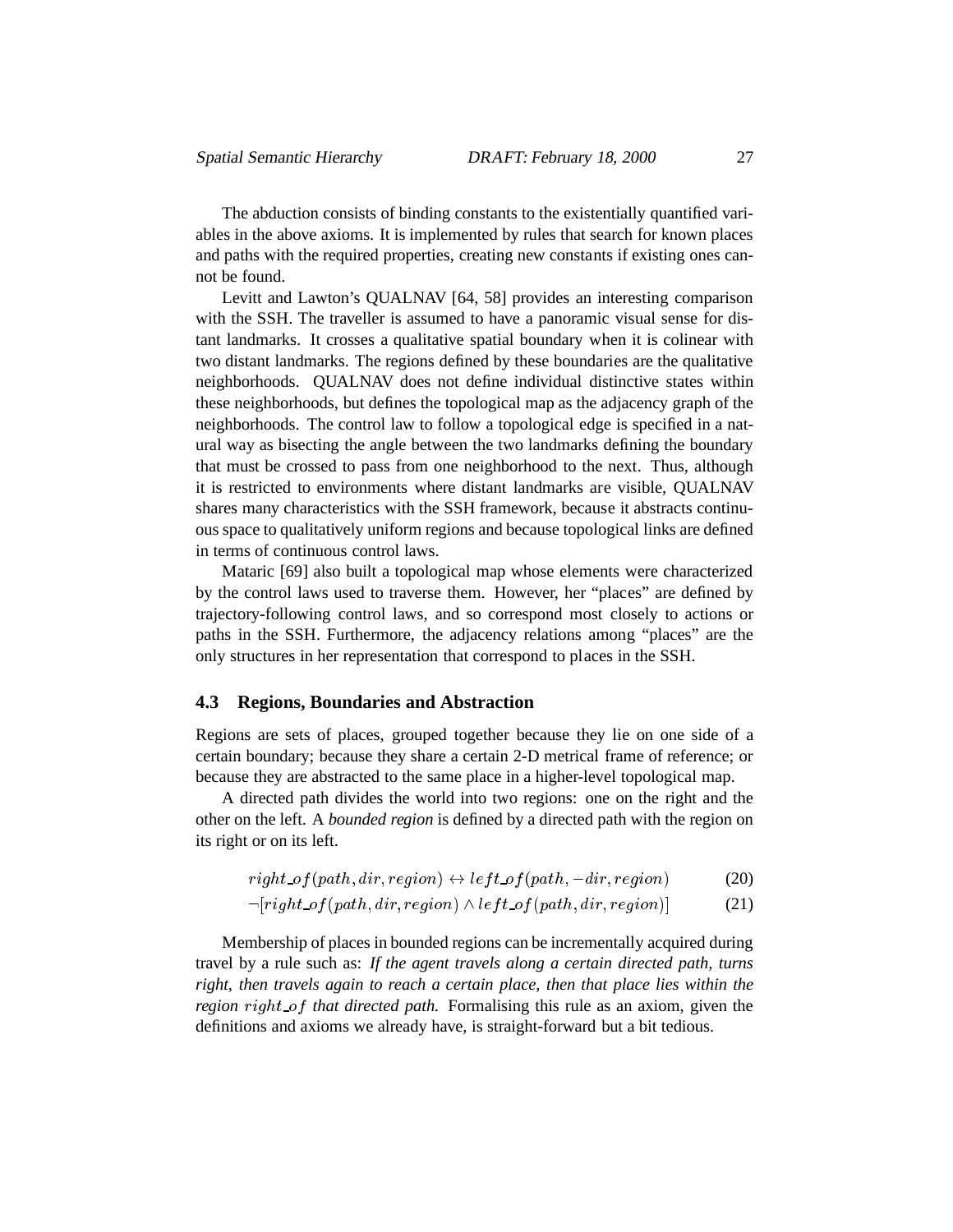The abduction consists of binding constants to the existentially quantified variables in the above axioms. It is implemented by rules that search for known places and paths with the required properties, creating new constants if existing ones cannot be found.

Levitt and Lawton's QUALNAV [64, 58] provides an interesting comparison with the SSH. The traveller is assumed to have a panoramic visual sense for distant landmarks. It crosses a qualitative spatial boundary when it is colinear with two distant landmarks. The regions defined by these boundaries are the qualitative neighborhoods. QUALNAV does not define individual distinctive states within these neighborhoods, but defines the topological map as the adjacency graph of the neighborhoods. The control law to follow a topological edge is specified in a natural way as bisecting the angle between the two landmarks defining the boundary that must be crossed to pass from one neighborhood to the next. Thus, although it is restricted to environments where distant landmarks are visible, QUALNAV shares many characteristics with the SSH framework, because it abstracts continuous space to qualitatively uniform regions and because topological links are defined in terms of continuous control laws.

Mataric [69] also built a topological map whose elements were characterized by the control laws used to traverse them. However, her "places" are defined by trajectory-following control laws, and so correspond most closely to actions or paths in the SSH. Furthermore, the adjacency relations among "places" are the only structures in her representation that correspond to places in the SSH.

### 4.3 Regions, Boundaries and Abstraction

Regions are sets of places, grouped together because they lie on one side of a certain boundary; because they share a certain 2-D metrical frame of reference; or because they are abstracted to the same place in a higher-level topological map.

A directed path divides the world into two regions: one on the right and the other on the left. A *bounded region* is defined by a directed path with the region on its right or on its left.

$$right\_of(path, dir, region) \leftrightarrow left\_of(path, -dir, region) \tag{20}$$

$$\neg[right\_of(path, dir, region) \wedge left\_of(path, dir, region)] \tag{21}$$

Membership of places in bounded regions can be incrementally acquired during travel by a rule such as: *If the agent travels along a certain directed path, turns right, then travels again to reach a certain place, then that place lies within the region $right\_of$ that directed path.* Formalising this rule as an axiom, given the definitions and axioms we already have, is straight-forward but a bit tedious.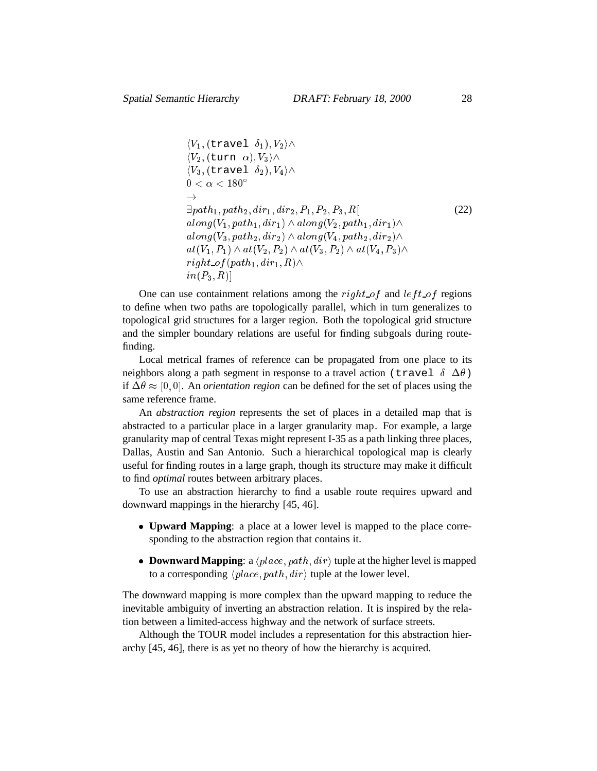$$
\begin{array}{l}
\langle V_1, (\texttt{travel}\ \delta_1), V_2 \rangle \wedge \\
\langle V_2, (\texttt{turn}\ \alpha), V_3 \rangle \wedge \\
\langle V_3, (\texttt{travel}\ \delta_2), V_4 \rangle \wedge \\
0 < \alpha < 180^\circ \\
\rightarrow \\
\exists path_1, path_2, dir_1, dir_2, P_1, P_2, P_3, R [ \\
along(V_1, path_1, dir_1) \wedge along(V_2, path_1, dir_1) \wedge \\
along(V_3, path_2, dir_2) \wedge along(V_4, path_2, dir_2) \wedge \\
at(V_1, P_1) \wedge at(V_2, P_2) \wedge at(V_3, P_2) \wedge at(V_4, P_3) \wedge \\
right\_of(path_1, dir_1, R) \wedge \\
in(P_3, R) ]
\end{array}
\tag{22}
$$

One can use containment relations among the $right\_of$ and $left\_of$ regions to define when two paths are topologically parallel, which in turn generalizes to topological grid structures for a larger region. Both the topological grid structure and the simpler boundary relations are useful for finding subgoals during route-finding.

Local metrical frames of reference can be propagated from one place to its neighbors along a path segment in response to a travel action $(\texttt{travel}\ \delta\ \Delta\theta)$ if $\Delta\theta \approx [0, 0]$. An *orientation region* can be defined for the set of places using the same reference frame.

An *abstraction region* represents the set of places in a detailed map that is abstracted to a particular place in a larger granularity map. For example, a large granularity map of central Texas might represent I-35 as a path linking three places, Dallas, Austin and San Antonio. Such a hierarchical topological map is clearly useful for finding routes in a large graph, though its structure may make it difficult to find *optimal* routes between arbitrary places.

To use an abstraction hierarchy to find a usable route requires upward and downward mappings in the hierarchy [45, 46].

- **Upward Mapping**: a place at a lower level is mapped to the place corresponding to the abstraction region that contains it.
- **Downward Mapping**: a $\langle place, path, dir \rangle$ tuple at the higher level is mapped to a corresponding $\langle place, path, dir \rangle$ tuple at the lower level.

The downward mapping is more complex than the upward mapping to reduce the inevitable ambiguity of inverting an abstraction relation. It is inspired by the relation between a limited-access highway and the network of surface streets.

Although the TOUR model includes a representation for this abstraction hierarchy [45, 46], there is as yet no theory of how the hierarchy is acquired.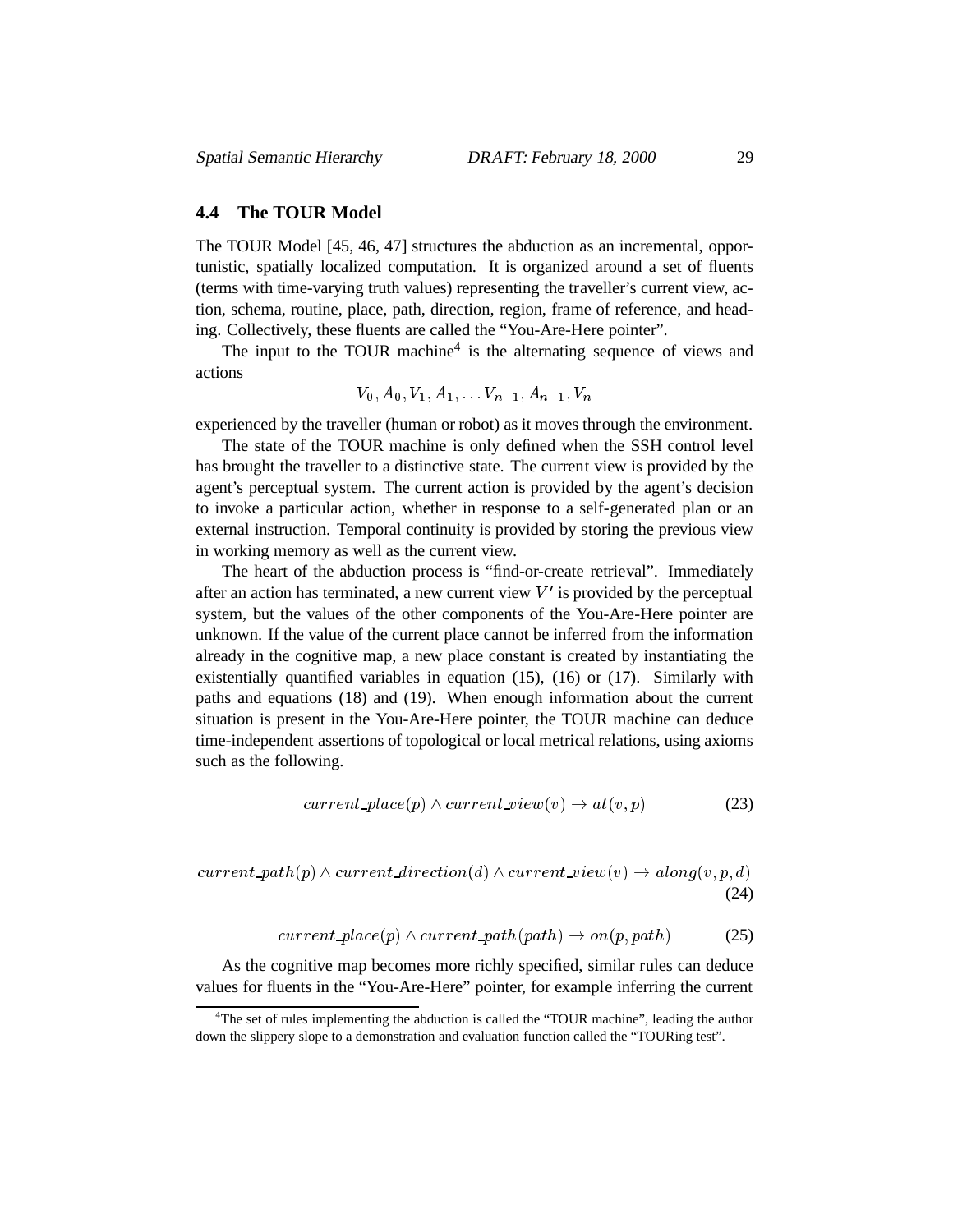## 4.4 The TOUR Model

The TOUR Model [45, 46, 47] structures the abduction as an incremental, opportunistic, spatially localized computation. It is organized around a set of fluents (terms with time-varying truth values) representing the traveller's current view, action, schema, routine, place, path, direction, region, frame of reference, and heading. Collectively, these fluents are called the "You-Are-Here pointer".

The input to the TOUR machine[4] is the alternating sequence of views and actions

$$V_0, A_0, V_1, A_1, \ldots V_{n-1}, A_{n-1}, V_n$$

experienced by the traveller (human or robot) as it moves through the environment.

The state of the TOUR machine is only defined when the SSH control level has brought the traveller to a distinctive state. The current view is provided by the agent's perceptual system. The current action is provided by the agent's decision to invoke a particular action, whether in response to a self-generated plan or an external instruction. Temporal continuity is provided by storing the previous view in working memory as well as the current view.

The heart of the abduction process is "find-or-create retrieval". Immediately after an action has terminated, a new current view $V'$ is provided by the perceptual system, but the values of the other components of the You-Are-Here pointer are unknown. If the value of the current place cannot be inferred from the information already in the cognitive map, a new place constant is created by instantiating the existentially quantified variables in equation (15), (16) or (17). Similarly with paths and equations (18) and (19). When enough information about the current situation is present in the You-Are-Here pointer, the TOUR machine can deduce time-independent assertions of topological or local metrical relations, using axioms such as the following.

$$current\_place(p) \wedge current\_view(v) \rightarrow at(v, p) \tag{23}$$

$$current\_path(p) \wedge current\_direction(d) \wedge current\_view(v) \rightarrow along(v, p, d) \tag{24}$$

$$current\_place(p) \wedge current\_path(path) \rightarrow on(p, path) \tag{25}$$

As the cognitive map becomes more richly specified, similar rules can deduce values for fluents in the "You-Are-Here" pointer, for example inferring the current

[4] The set of rules implementing the abduction is called the "TOUR machine", leading the author down the slippery slope to a demonstration and evaluation function called the "TOURing test".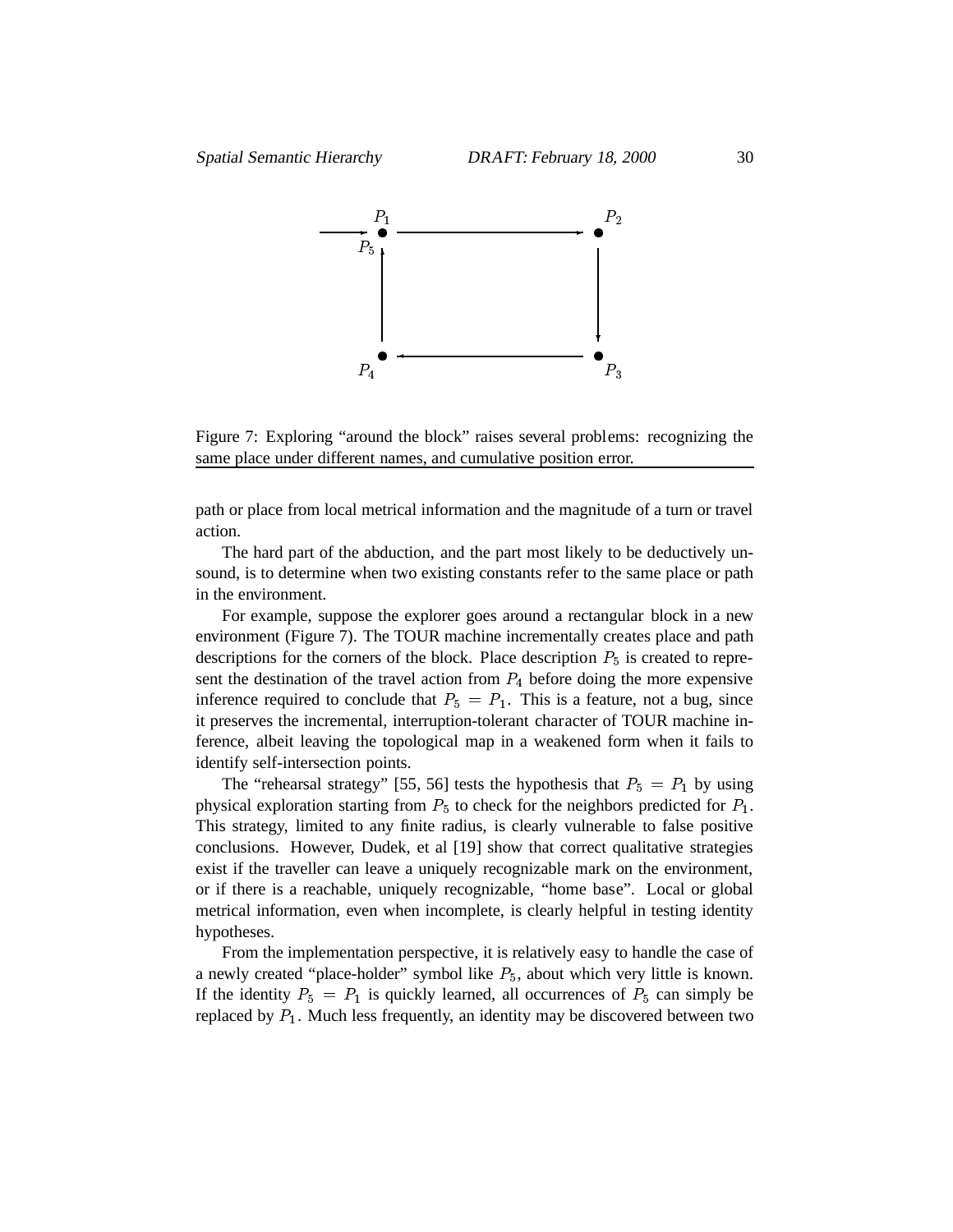Figure 7: Exploring "around the block" raises several problems: recognizing the same place under different names, and cumulative position error.

path or place from local metrical information and the magnitude of a turn or travel action.

The hard part of the abduction, and the part most likely to be deductively unsound, is to determine when two existing constants refer to the same place or path in the environment.

For example, suppose the explorer goes around a rectangular block in a new environment (Figure 7). The TOUR machine incrementally creates place and path descriptions for the corners of the block. Place description $P_5$ is created to represent the destination of the travel action from $P_4$ before doing the more expensive inference required to conclude that $P_5 = P_1$. This is a feature, not a bug, since it preserves the incremental, interruption-tolerant character of TOUR machine inference, albeit leaving the topological map in a weakened form when it fails to identify self-intersection points.

The "rehearsal strategy" [55, 56] tests the hypothesis that $P_5 = P_1$ by using physical exploration starting from $P_5$ to check for the neighbors predicted for $P_1$. This strategy, limited to any finite radius, is clearly vulnerable to false positive conclusions. However, Dudek, et al [19] show that correct qualitative strategies exist if the traveller can leave a uniquely recognizable mark on the environment, or if there is a reachable, uniquely recognizable, "home base". Local or global metrical information, even when incomplete, is clearly helpful in testing identity hypotheses.

From the implementation perspective, it is relatively easy to handle the case of a newly created "place-holder" symbol like $P_5$, about which very little is known. If the identity $P_5 = P_1$ is quickly learned, all occurrences of $P_5$ can simply be replaced by $P_1$. Much less frequently, an identity may be discovered between two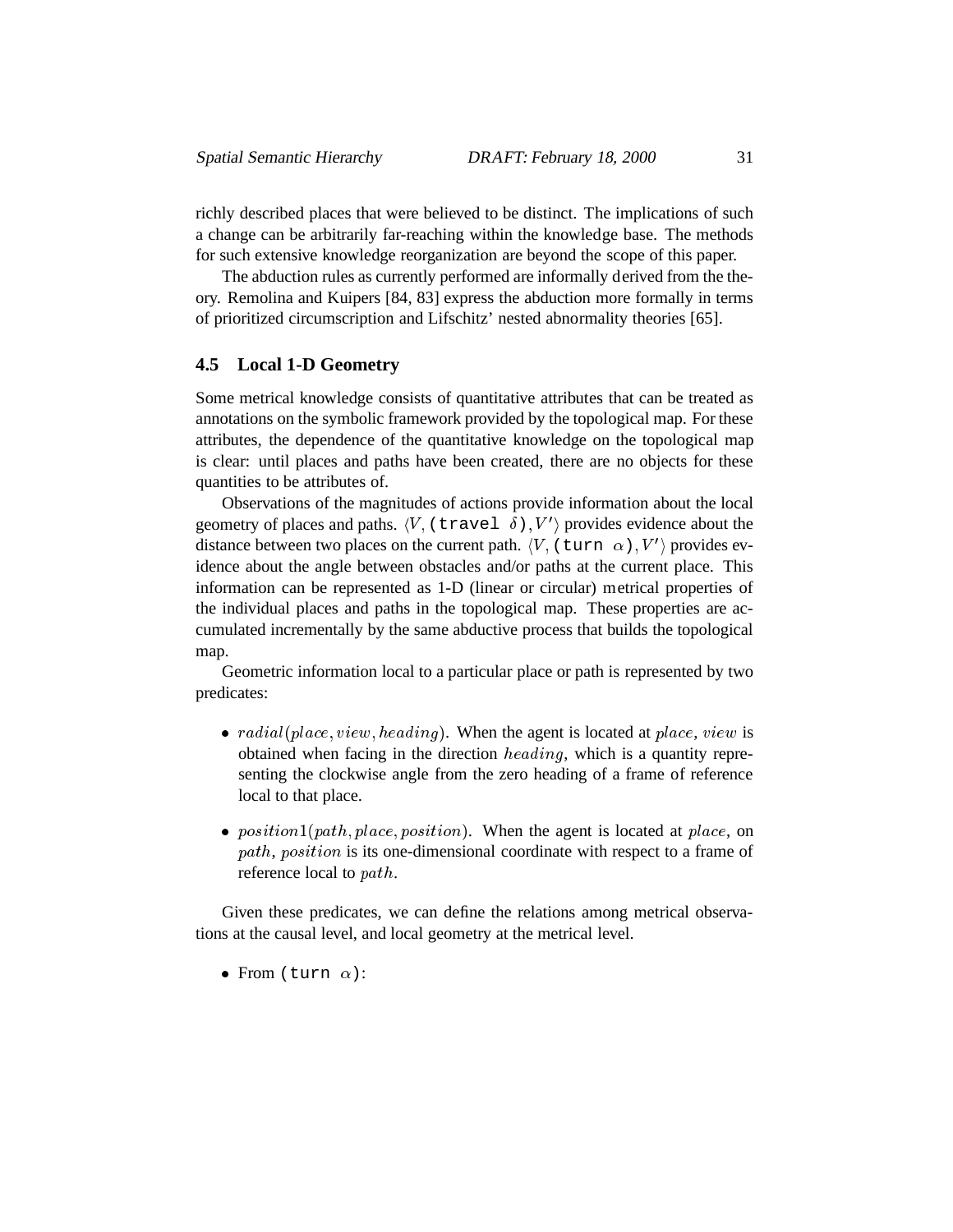richly described places that were believed to be distinct. The implications of such a change can be arbitrarily far-reaching within the knowledge base. The methods for such extensive knowledge reorganization are beyond the scope of this paper.

The abduction rules as currently performed are informally derived from the theory. Remolina and Kuipers [84, 83] express the abduction more formally in terms of prioritized circumscription and Lifschitz' nested abnormality theories [65].

### 4.5 Local 1-D Geometry

Some metrical knowledge consists of quantitative attributes that can be treated as annotations on the symbolic framework provided by the topological map. For these attributes, the dependence of the quantitative knowledge on the topological map is clear: until places and paths have been created, there are no objects for these quantities to be attributes of.

Observations of the magnitudes of actions provide information about the local geometry of places and paths. $\langle V, \texttt{(travel } \delta\texttt{)}, V' \rangle$ provides evidence about the distance between two places on the current path. $\langle V, \texttt{(turn } \alpha\texttt{)}, V' \rangle$ provides evidence about the angle between obstacles and/or paths at the current place. This information can be represented as 1-D (linear or circular) metrical properties of the individual places and paths in the topological map. These properties are accumulated incrementally by the same abductive process that builds the topological map.

Geometric information local to a particular place or path is represented by two predicates:

- $radial(place, view, heading)$. When the agent is located at $place$, $view$ is obtained when facing in the direction $heading$, which is a quantity representing the clockwise angle from the zero heading of a frame of reference local to that place.

- $position1(path, place, position)$. When the agent is located at $place$, on $path$, $position$ is its one-dimensional coordinate with respect to a frame of reference local to $path$.

Given these predicates, we can define the relations among metrical observations at the causal level, and local geometry at the metrical level.

- From `(turn` $\alpha$`)`: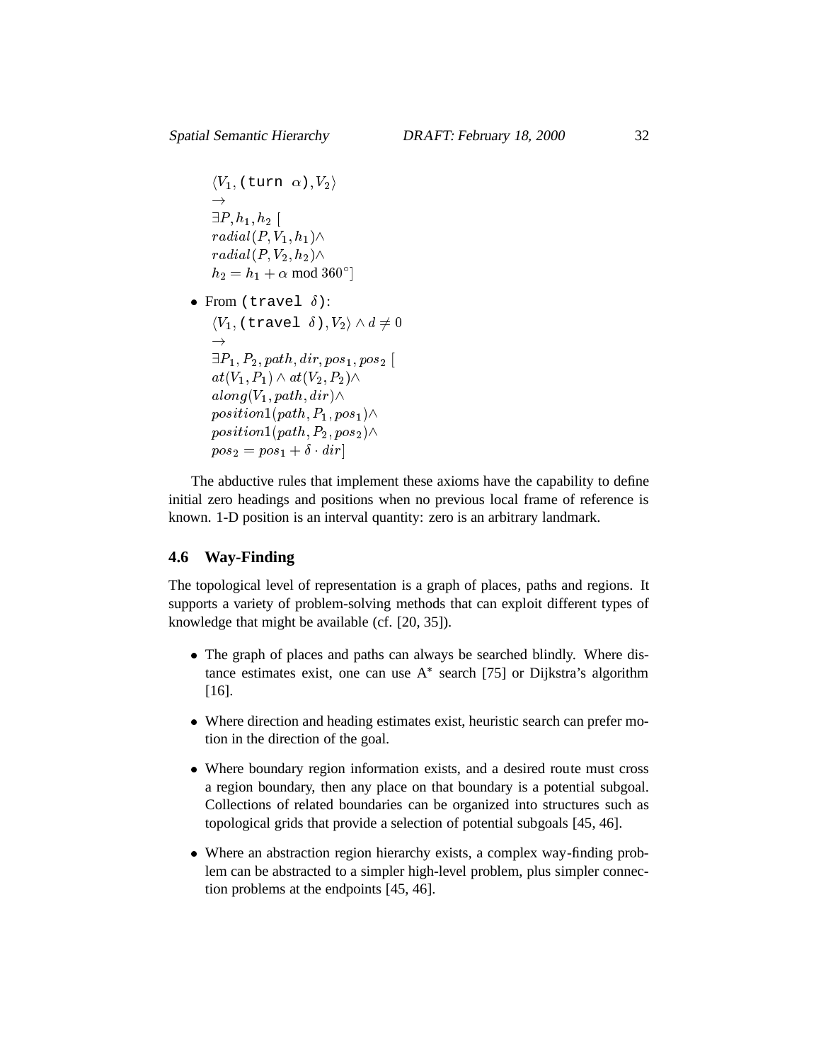$$
\begin{array}{l}
\langle V_1, \texttt{(turn }\alpha\texttt{)}, V_2\rangle \\
\rightarrow \\
\exists P, h_1, h_2\ [ \\
radial(P, V_1, h_1)\wedge \\
radial(P, V_2, h_2)\wedge \\
h_2 = h_1 + \alpha \bmod 360^\circ]
\end{array}
$$

- From (travel $\delta$):

$$
\begin{array}{l}
\langle V_1, \texttt{(travel }\delta\texttt{)}, V_2\rangle \wedge d \neq 0 \\
\rightarrow \\
\exists P_1, P_2, path, dir, pos_1, pos_2\ [ \\
at(V_1, P_1) \wedge at(V_2, P_2)\wedge \\
along(V_1, path, dir)\wedge \\
position1(path, P_1, pos_1)\wedge \\
position1(path, P_2, pos_2)\wedge \\
pos_2 = pos_1 + \delta \cdot dir]
\end{array}
$$

The abductive rules that implement these axioms have the capability to define initial zero headings and positions when no previous local frame of reference is known. 1-D position is an interval quantity: zero is an arbitrary landmark.

### 4.6 Way-Finding

The topological level of representation is a graph of places, paths and regions. It supports a variety of problem-solving methods that can exploit different types of knowledge that might be available (cf. [20, 35]).

- The graph of places and paths can always be searched blindly. Where distance estimates exist, one can use $A^*$ search [75] or Dijkstra's algorithm [16].
- Where direction and heading estimates exist, heuristic search can prefer motion in the direction of the goal.
- Where boundary region information exists, and a desired route must cross a region boundary, then any place on that boundary is a potential subgoal. Collections of related boundaries can be organized into structures such as topological grids that provide a selection of potential subgoals [45, 46].
- Where an abstraction region hierarchy exists, a complex way-finding problem can be abstracted to a simpler high-level problem, plus simpler connection problems at the endpoints [45, 46].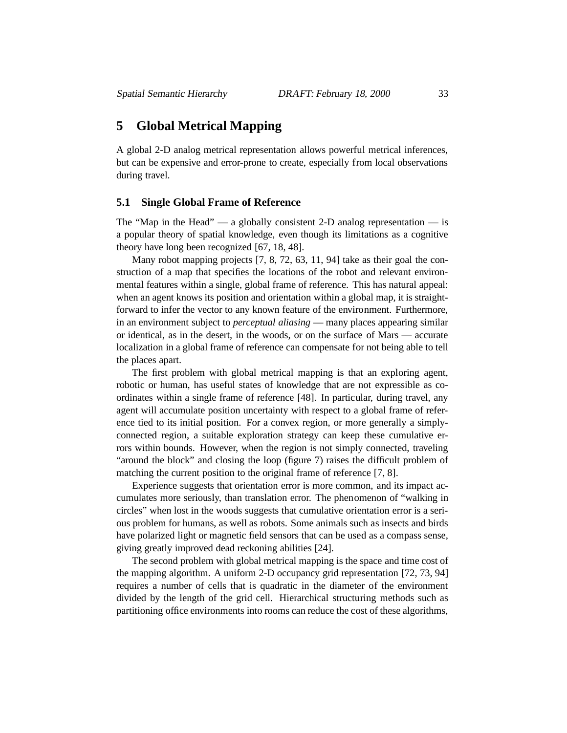# 5 Global Metrical Mapping

A global 2-D analog metrical representation allows powerful metrical inferences, but can be expensive and error-prone to create, especially from local observations during travel.

## 5.1 Single Global Frame of Reference

The "Map in the Head" — a globally consistent 2-D analog representation — is a popular theory of spatial knowledge, even though its limitations as a cognitive theory have long been recognized [67, 18, 48].

Many robot mapping projects [7, 8, 72, 63, 11, 94] take as their goal the construction of a map that specifies the locations of the robot and relevant environmental features within a single, global frame of reference. This has natural appeal: when an agent knows its position and orientation within a global map, it is straightforward to infer the vector to any known feature of the environment. Furthermore, in an environment subject to *perceptual aliasing* — many places appearing similar or identical, as in the desert, in the woods, or on the surface of Mars — accurate localization in a global frame of reference can compensate for not being able to tell the places apart.

The first problem with global metrical mapping is that an exploring agent, robotic or human, has useful states of knowledge that are not expressible as coordinates within a single frame of reference [48]. In particular, during travel, any agent will accumulate position uncertainty with respect to a global frame of reference tied to its initial position. For a convex region, or more generally a simply-connected region, a suitable exploration strategy can keep these cumulative errors within bounds. However, when the region is not simply connected, traveling "around the block" and closing the loop (figure 7) raises the difficult problem of matching the current position to the original frame of reference [7, 8].

Experience suggests that orientation error is more common, and its impact accumulates more seriously, than translation error. The phenomenon of "walking in circles" when lost in the woods suggests that cumulative orientation error is a serious problem for humans, as well as robots. Some animals such as insects and birds have polarized light or magnetic field sensors that can be used as a compass sense, giving greatly improved dead reckoning abilities [24].

The second problem with global metrical mapping is the space and time cost of the mapping algorithm. A uniform 2-D occupancy grid representation [72, 73, 94] requires a number of cells that is quadratic in the diameter of the environment divided by the length of the grid cell. Hierarchical structuring methods such as partitioning office environments into rooms can reduce the cost of these algorithms,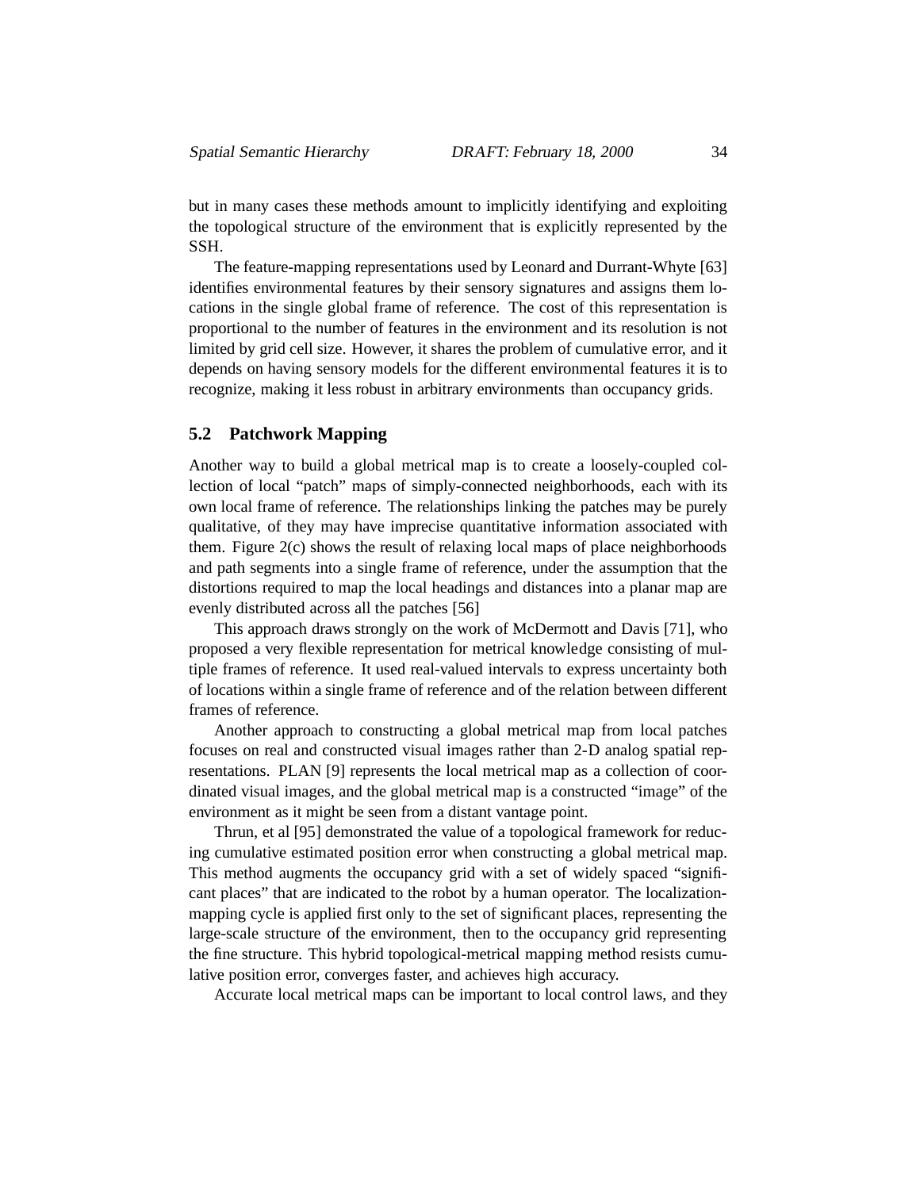but in many cases these methods amount to implicitly identifying and exploiting the topological structure of the environment that is explicitly represented by the SSH.

The feature-mapping representations used by Leonard and Durrant-Whyte [63] identifies environmental features by their sensory signatures and assigns them locations in the single global frame of reference. The cost of this representation is proportional to the number of features in the environment and its resolution is not limited by grid cell size. However, it shares the problem of cumulative error, and it depends on having sensory models for the different environmental features it is to recognize, making it less robust in arbitrary environments than occupancy grids.

## 5.2 Patchwork Mapping

Another way to build a global metrical map is to create a loosely-coupled collection of local "patch" maps of simply-connected neighborhoods, each with its own local frame of reference. The relationships linking the patches may be purely qualitative, of they may have imprecise quantitative information associated with them. Figure 2(c) shows the result of relaxing local maps of place neighborhoods and path segments into a single frame of reference, under the assumption that the distortions required to map the local headings and distances into a planar map are evenly distributed across all the patches [56]

This approach draws strongly on the work of McDermott and Davis [71], who proposed a very flexible representation for metrical knowledge consisting of multiple frames of reference. It used real-valued intervals to express uncertainty both of locations within a single frame of reference and of the relation between different frames of reference.

Another approach to constructing a global metrical map from local patches focuses on real and constructed visual images rather than 2-D analog spatial representations. PLAN [9] represents the local metrical map as a collection of coordinated visual images, and the global metrical map is a constructed "image" of the environment as it might be seen from a distant vantage point.

Thrun, et al [95] demonstrated the value of a topological framework for reducing cumulative estimated position error when constructing a global metrical map. This method augments the occupancy grid with a set of widely spaced "significant places" that are indicated to the robot by a human operator. The localization-mapping cycle is applied first only to the set of significant places, representing the large-scale structure of the environment, then to the occupancy grid representing the fine structure. This hybrid topological-metrical mapping method resists cumulative position error, converges faster, and achieves high accuracy.

Accurate local metrical maps can be important to local control laws, and they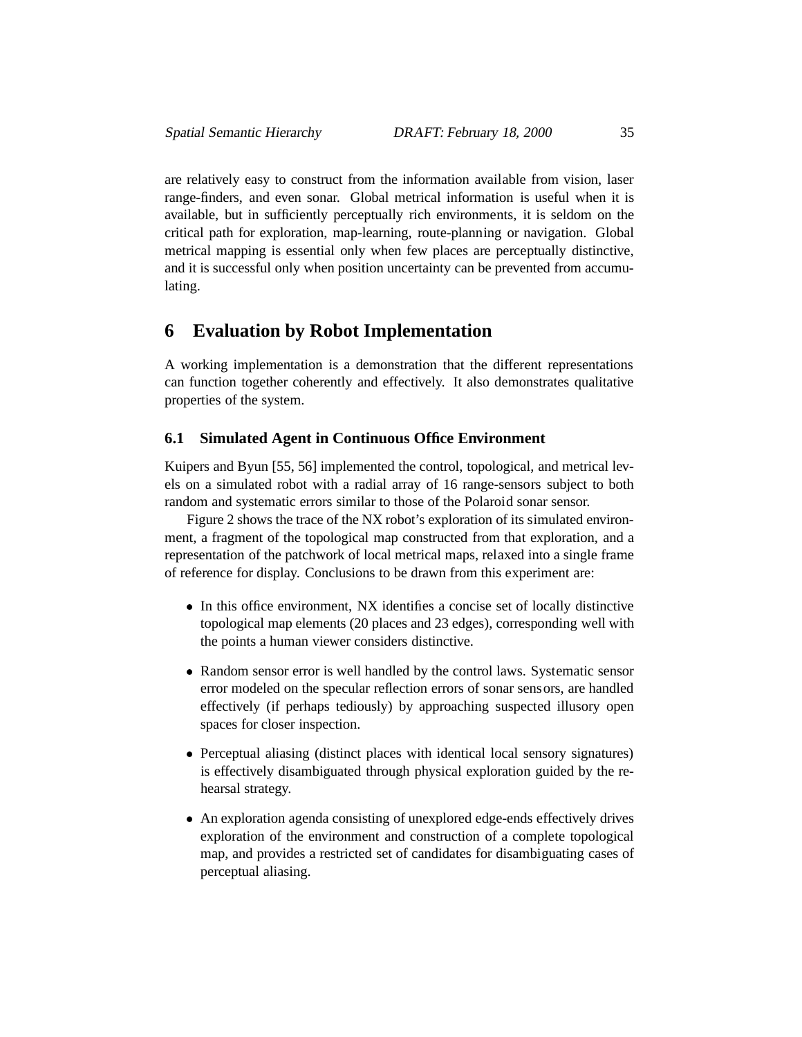are relatively easy to construct from the information available from vision, laser range-finders, and even sonar. Global metrical information is useful when it is available, but in sufficiently perceptually rich environments, it is seldom on the critical path for exploration, map-learning, route-planning or navigation. Global metrical mapping is essential only when few places are perceptually distinctive, and it is successful only when position uncertainty can be prevented from accumulating.

# 6 Evaluation by Robot Implementation

A working implementation is a demonstration that the different representations can function together coherently and effectively. It also demonstrates qualitative properties of the system.

## 6.1 Simulated Agent in Continuous Office Environment

Kuipers and Byun [55, 56] implemented the control, topological, and metrical levels on a simulated robot with a radial array of 16 range-sensors subject to both random and systematic errors similar to those of the Polaroid sonar sensor.

Figure 2 shows the trace of the NX robot's exploration of its simulated environment, a fragment of the topological map constructed from that exploration, and a representation of the patchwork of local metrical maps, relaxed into a single frame of reference for display. Conclusions to be drawn from this experiment are:

- In this office environment, NX identifies a concise set of locally distinctive topological map elements (20 places and 23 edges), corresponding well with the points a human viewer considers distinctive.
- Random sensor error is well handled by the control laws. Systematic sensor error modeled on the specular reflection errors of sonar sensors, are handled effectively (if perhaps tediously) by approaching suspected illusory open spaces for closer inspection.
- Perceptual aliasing (distinct places with identical local sensory signatures) is effectively disambiguated through physical exploration guided by the rehearsal strategy.
- An exploration agenda consisting of unexplored edge-ends effectively drives exploration of the environment and construction of a complete topological map, and provides a restricted set of candidates for disambiguating cases of perceptual aliasing.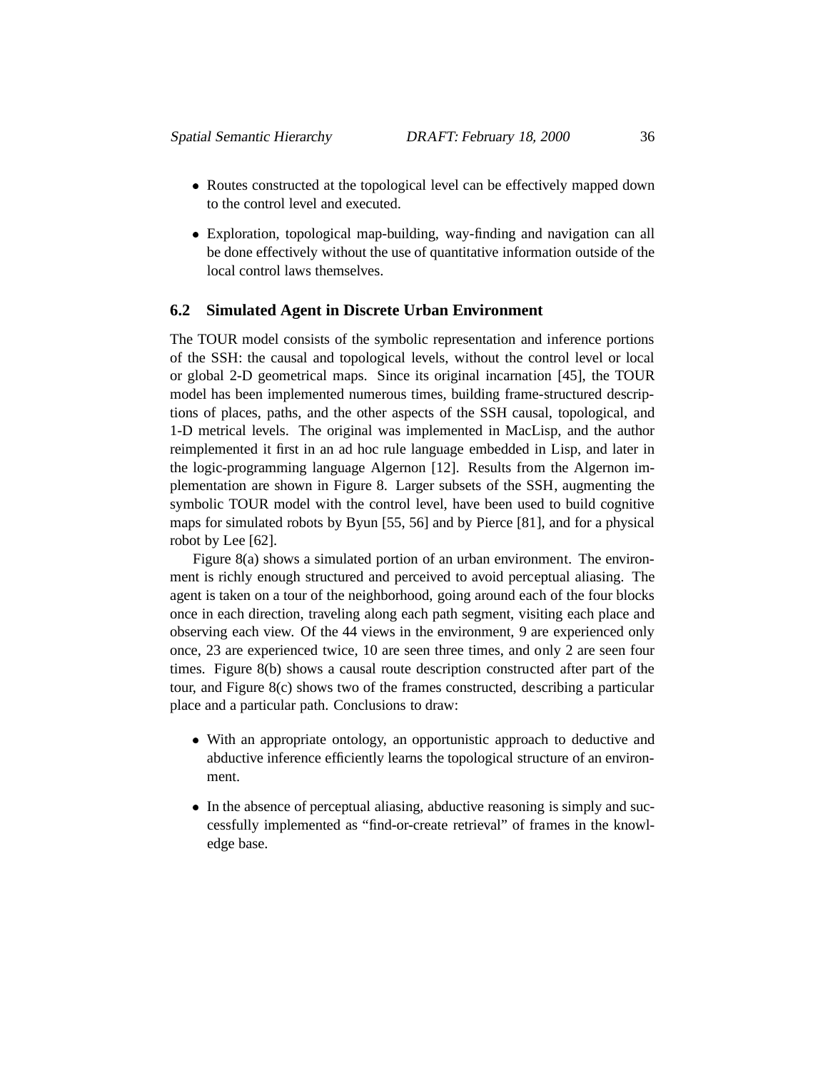- Routes constructed at the topological level can be effectively mapped down to the control level and executed.
- Exploration, topological map-building, way-finding and navigation can all be done effectively without the use of quantitative information outside of the local control laws themselves.

### 6.2 Simulated Agent in Discrete Urban Environment

The TOUR model consists of the symbolic representation and inference portions of the SSH: the causal and topological levels, without the control level or local or global 2-D geometrical maps. Since its original incarnation [45], the TOUR model has been implemented numerous times, building frame-structured descriptions of places, paths, and the other aspects of the SSH causal, topological, and 1-D metrical levels. The original was implemented in MacLisp, and the author reimplemented it first in an ad hoc rule language embedded in Lisp, and later in the logic-programming language Algernon [12]. Results from the Algernon implementation are shown in Figure 8. Larger subsets of the SSH, augmenting the symbolic TOUR model with the control level, have been used to build cognitive maps for simulated robots by Byun [55, 56] and by Pierce [81], and for a physical robot by Lee [62].

Figure 8(a) shows a simulated portion of an urban environment. The environment is richly enough structured and perceived to avoid perceptual aliasing. The agent is taken on a tour of the neighborhood, going around each of the four blocks once in each direction, traveling along each path segment, visiting each place and observing each view. Of the 44 views in the environment, 9 are experienced only once, 23 are experienced twice, 10 are seen three times, and only 2 are seen four times. Figure 8(b) shows a causal route description constructed after part of the tour, and Figure 8(c) shows two of the frames constructed, describing a particular place and a particular path. Conclusions to draw:

- With an appropriate ontology, an opportunistic approach to deductive and abductive inference efficiently learns the topological structure of an environment.
- In the absence of perceptual aliasing, abductive reasoning is simply and successfully implemented as "find-or-create retrieval" of frames in the knowledge base.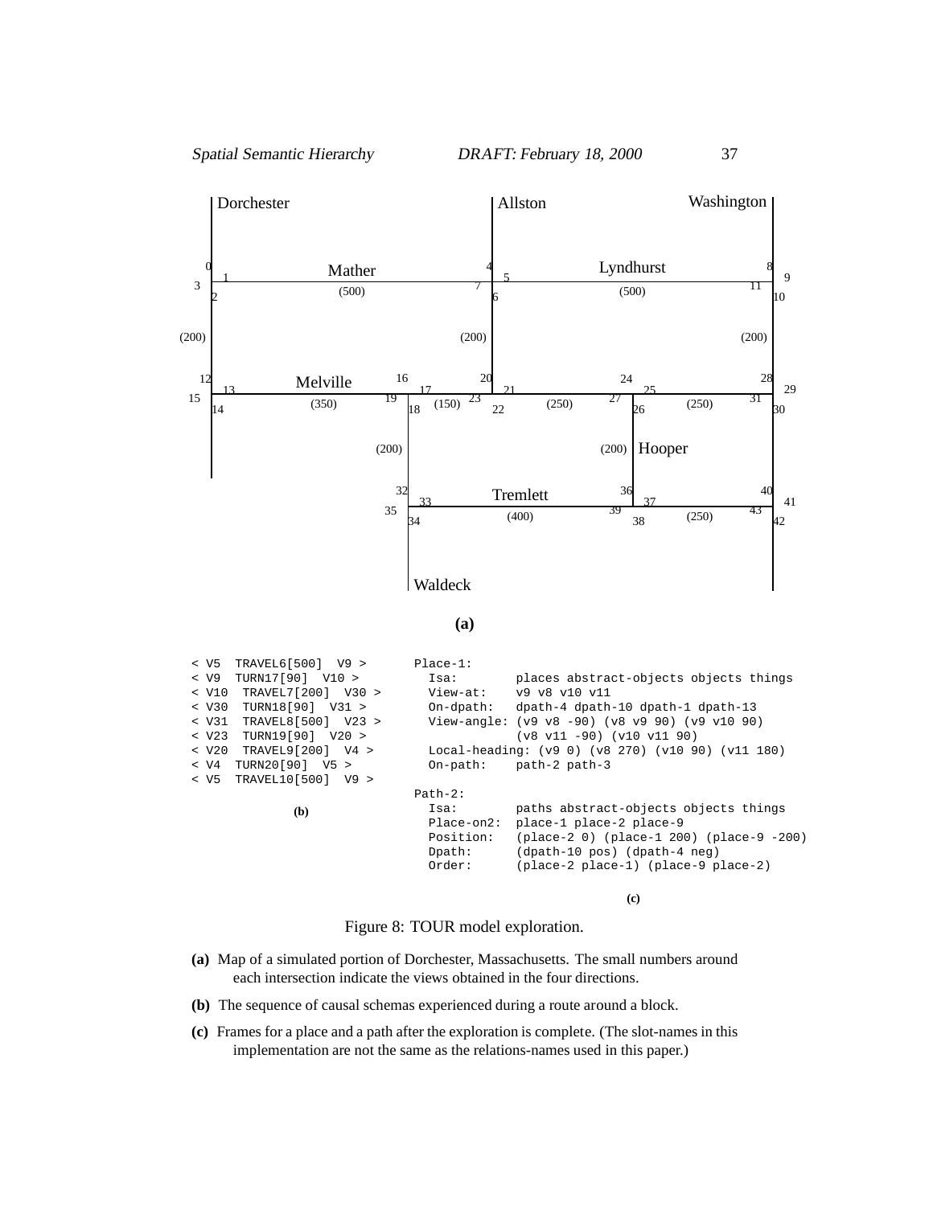Dorchester &nbsp;&nbsp;&nbsp; Allston &nbsp;&nbsp;&nbsp; Washington

Mather (500) &nbsp;&nbsp;&nbsp; Lyndhurst (500)

Melville (350) &nbsp;&nbsp;&nbsp; Hooper &nbsp;&nbsp;&nbsp; Tremlett (400) &nbsp;&nbsp;&nbsp; Waldeck

**(a)**

```
< V5  TRAVEL6[500]  V9 >
< V9  TURN17[90]  V10 >
< V10  TRAVEL7[200]  V30 >
< V30  TURN18[90]  V31 >
< V31  TRAVEL8[500]  V23 >
< V23  TURN19[90]  V20 >
< V20  TRAVEL9[200]  V4 >
< V4  TURN20[90]  V5 >
< V5  TRAVEL10[500]  V9 >
```

**(b)**

```
Place-1:
  Isa:          places abstract-objects objects things
  View-at:      v9 v8 v10 v11
  On-dpath:     dpath-4 dpath-10 dpath-1 dpath-13
  View-angle:   (v9 v8 -90) (v8 v9 90) (v9 v10 90)
                (v8 v11 -90) (v10 v11 90)
  Local-heading: (v9 0) (v8 270) (v10 90) (v11 180)
  On-path:      path-2 path-3

Path-2:
  Isa:          paths abstract-objects objects things
  Place-on2:    place-1 place-2 place-9
  Position:     (place-2 0) (place-1 200) (place-9 -200)
  Dpath:        (dpath-10 pos) (dpath-4 neg)
  Order:        (place-2 place-1) (place-9 place-2)
```

**(c)**

Figure 8: TOUR model exploration.

**(a)** Map of a simulated portion of Dorchester, Massachusetts. The small numbers around each intersection indicate the views obtained in the four directions.

**(b)** The sequence of causal schemas experienced during a route around a block.

**(c)** Frames for a place and a path after the exploration is complete. (The slot-names in this implementation are not the same as the relations-names used in this paper.)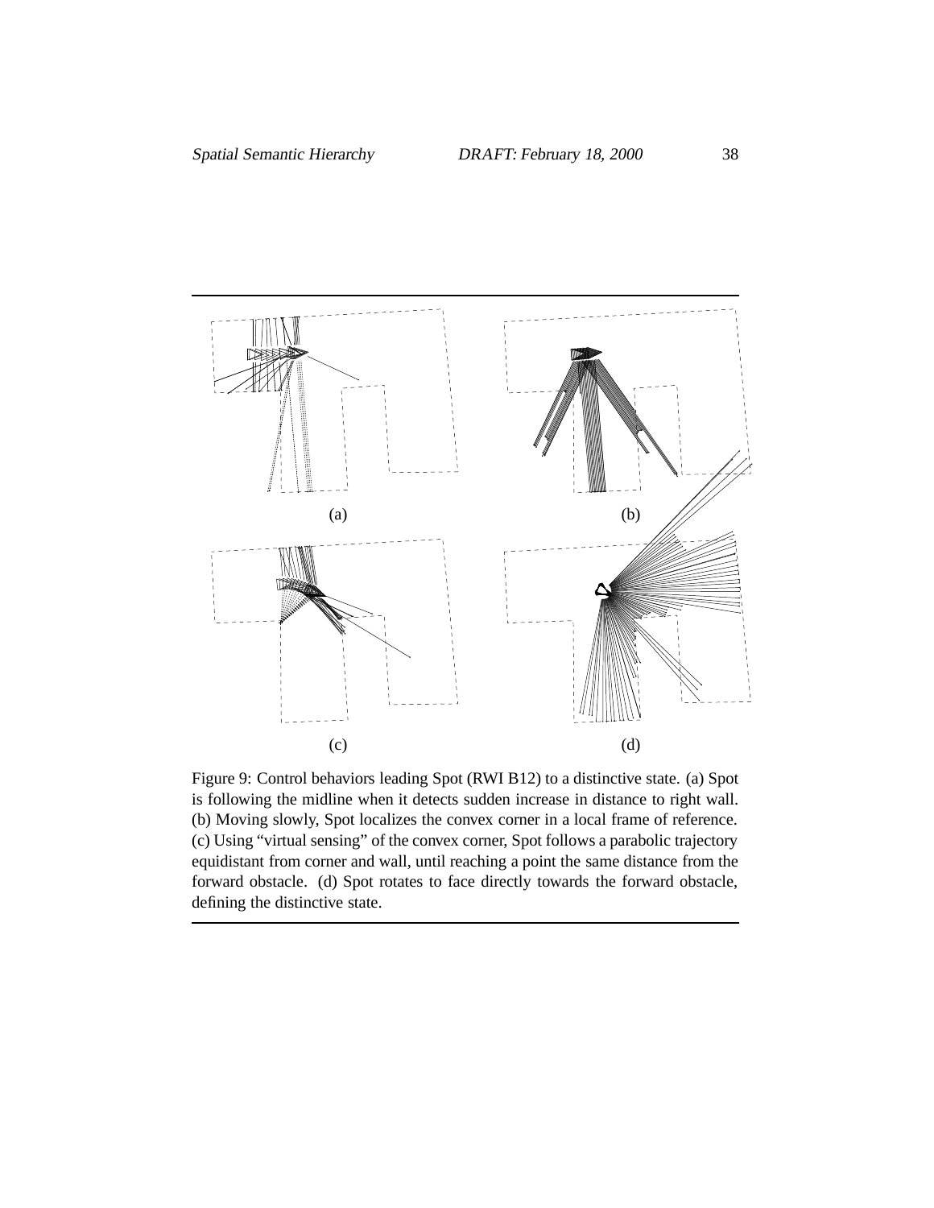(a)

(b)

(c)

(d)

Figure 9: Control behaviors leading Spot (RWI B12) to a distinctive state. (a) Spot is following the midline when it detects sudden increase in distance to right wall. (b) Moving slowly, Spot localizes the convex corner in a local frame of reference. (c) Using "virtual sensing" of the convex corner, Spot follows a parabolic trajectory equidistant from corner and wall, until reaching a point the same distance from the forward obstacle. (d) Spot rotates to face directly towards the forward obstacle, defining the distinctive state.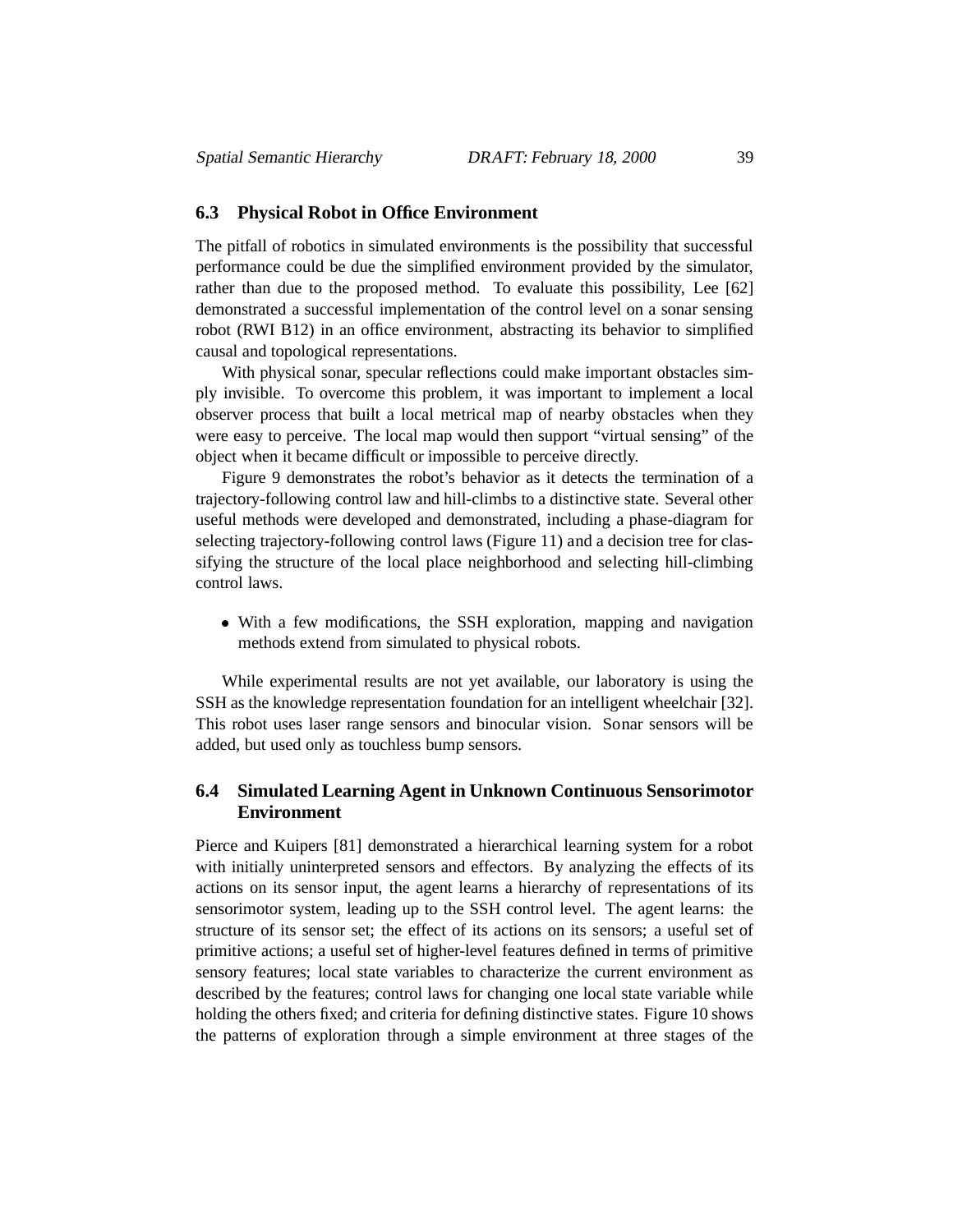### 6.3 Physical Robot in Office Environment

The pitfall of robotics in simulated environments is the possibility that successful performance could be due the simplified environment provided by the simulator, rather than due to the proposed method. To evaluate this possibility, Lee [62] demonstrated a successful implementation of the control level on a sonar sensing robot (RWI B12) in an office environment, abstracting its behavior to simplified causal and topological representations.

With physical sonar, specular reflections could make important obstacles simply invisible. To overcome this problem, it was important to implement a local observer process that built a local metrical map of nearby obstacles when they were easy to perceive. The local map would then support "virtual sensing" of the object when it became difficult or impossible to perceive directly.

Figure 9 demonstrates the robot's behavior as it detects the termination of a trajectory-following control law and hill-climbs to a distinctive state. Several other useful methods were developed and demonstrated, including a phase-diagram for selecting trajectory-following control laws (Figure 11) and a decision tree for classifying the structure of the local place neighborhood and selecting hill-climbing control laws.

- With a few modifications, the SSH exploration, mapping and navigation methods extend from simulated to physical robots.

While experimental results are not yet available, our laboratory is using the SSH as the knowledge representation foundation for an intelligent wheelchair [32]. This robot uses laser range sensors and binocular vision. Sonar sensors will be added, but used only as touchless bump sensors.

### 6.4 Simulated Learning Agent in Unknown Continuous Sensorimotor Environment

Pierce and Kuipers [81] demonstrated a hierarchical learning system for a robot with initially uninterpreted sensors and effectors. By analyzing the effects of its actions on its sensor input, the agent learns a hierarchy of representations of its sensorimotor system, leading up to the SSH control level. The agent learns: the structure of its sensor set; the effect of its actions on its sensors; a useful set of primitive actions; a useful set of higher-level features defined in terms of primitive sensory features; local state variables to characterize the current environment as described by the features; control laws for changing one local state variable while holding the others fixed; and criteria for defining distinctive states. Figure 10 shows the patterns of exploration through a simple environment at three stages of the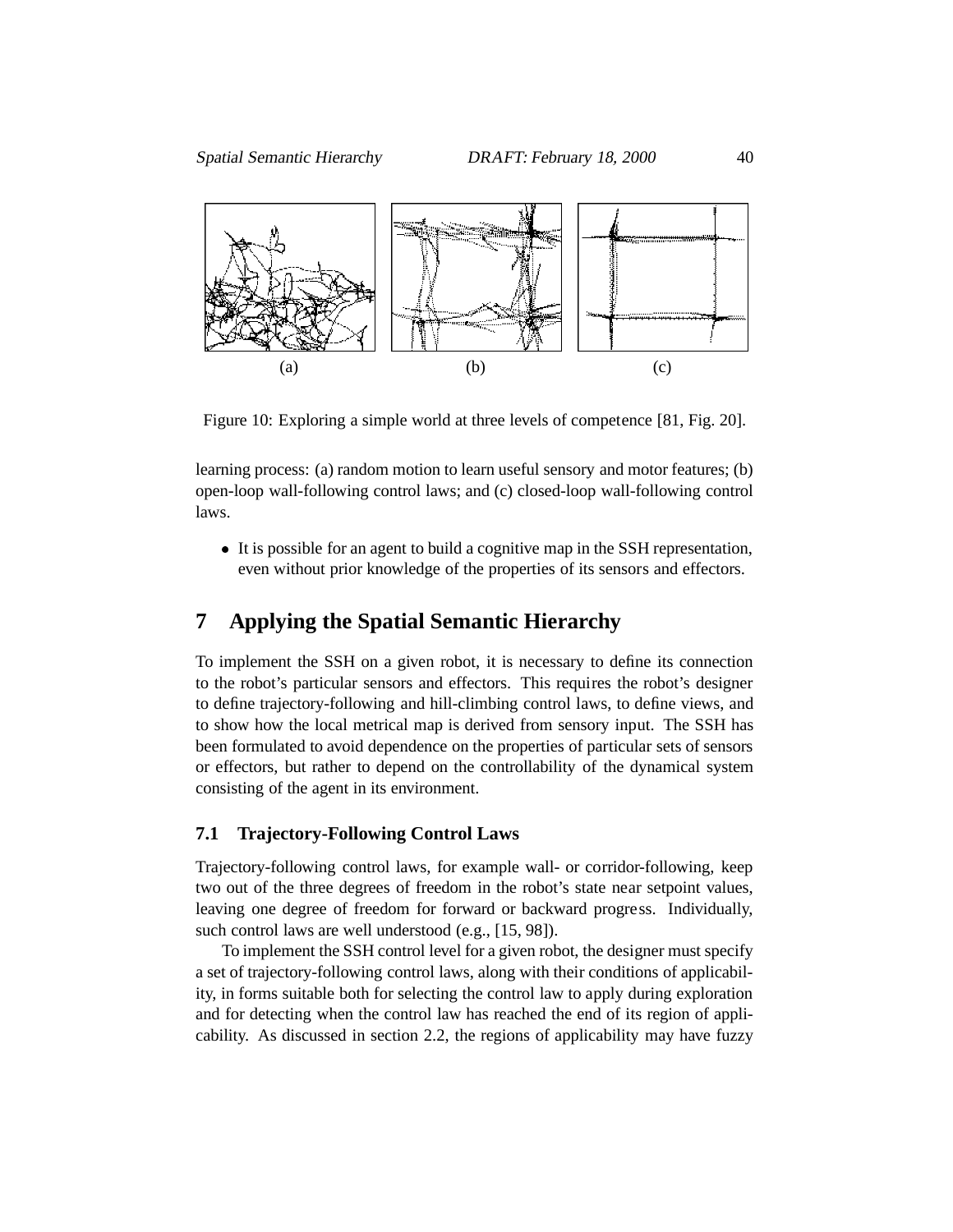(a) (b) (c)

Figure 10: Exploring a simple world at three levels of competence [81, Fig. 20].

learning process: (a) random motion to learn useful sensory and motor features; (b) open-loop wall-following control laws; and (c) closed-loop wall-following control laws.

- It is possible for an agent to build a cognitive map in the SSH representation, even without prior knowledge of the properties of its sensors and effectors.

# 7 Applying the Spatial Semantic Hierarchy

To implement the SSH on a given robot, it is necessary to define its connection to the robot's particular sensors and effectors. This requires the robot's designer to define trajectory-following and hill-climbing control laws, to define views, and to show how the local metrical map is derived from sensory input. The SSH has been formulated to avoid dependence on the properties of particular sets of sensors or effectors, but rather to depend on the controllability of the dynamical system consisting of the agent in its environment.

## 7.1 Trajectory-Following Control Laws

Trajectory-following control laws, for example wall- or corridor-following, keep two out of the three degrees of freedom in the robot's state near setpoint values, leaving one degree of freedom for forward or backward progress. Individually, such control laws are well understood (e.g., [15, 98]).

To implement the SSH control level for a given robot, the designer must specify a set of trajectory-following control laws, along with their conditions of applicability, in forms suitable both for selecting the control law to apply during exploration and for detecting when the control law has reached the end of its region of applicability. As discussed in section 2.2, the regions of applicability may have fuzzy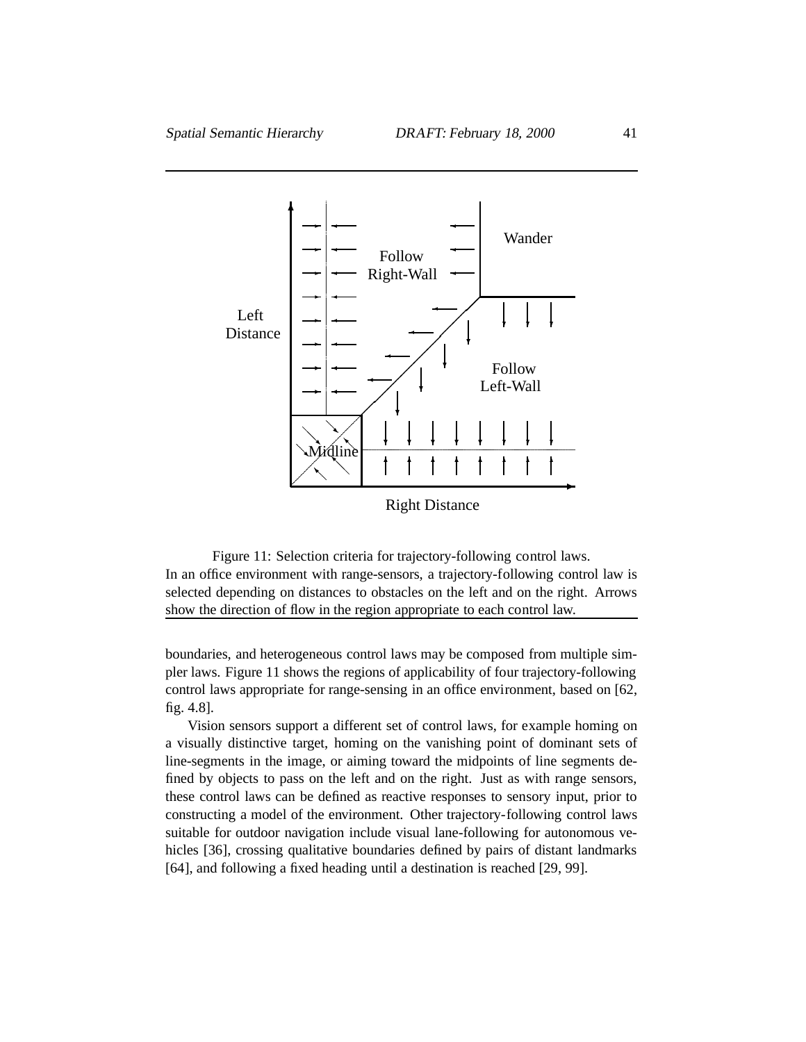Figure 11: Selection criteria for trajectory-following control laws. In an office environment with range-sensors, a trajectory-following control law is selected depending on distances to obstacles on the left and on the right. Arrows show the direction of flow in the region appropriate to each control law.

boundaries, and heterogeneous control laws may be composed from multiple simpler laws. Figure 11 shows the regions of applicability of four trajectory-following control laws appropriate for range-sensing in an office environment, based on [62, fig. 4.8].

Vision sensors support a different set of control laws, for example homing on a visually distinctive target, homing on the vanishing point of dominant sets of line-segments in the image, or aiming toward the midpoints of line segments defined by objects to pass on the left and on the right. Just as with range sensors, these control laws can be defined as reactive responses to sensory input, prior to constructing a model of the environment. Other trajectory-following control laws suitable for outdoor navigation include visual lane-following for autonomous vehicles [36], crossing qualitative boundaries defined by pairs of distant landmarks [64], and following a fixed heading until a destination is reached [29, 99].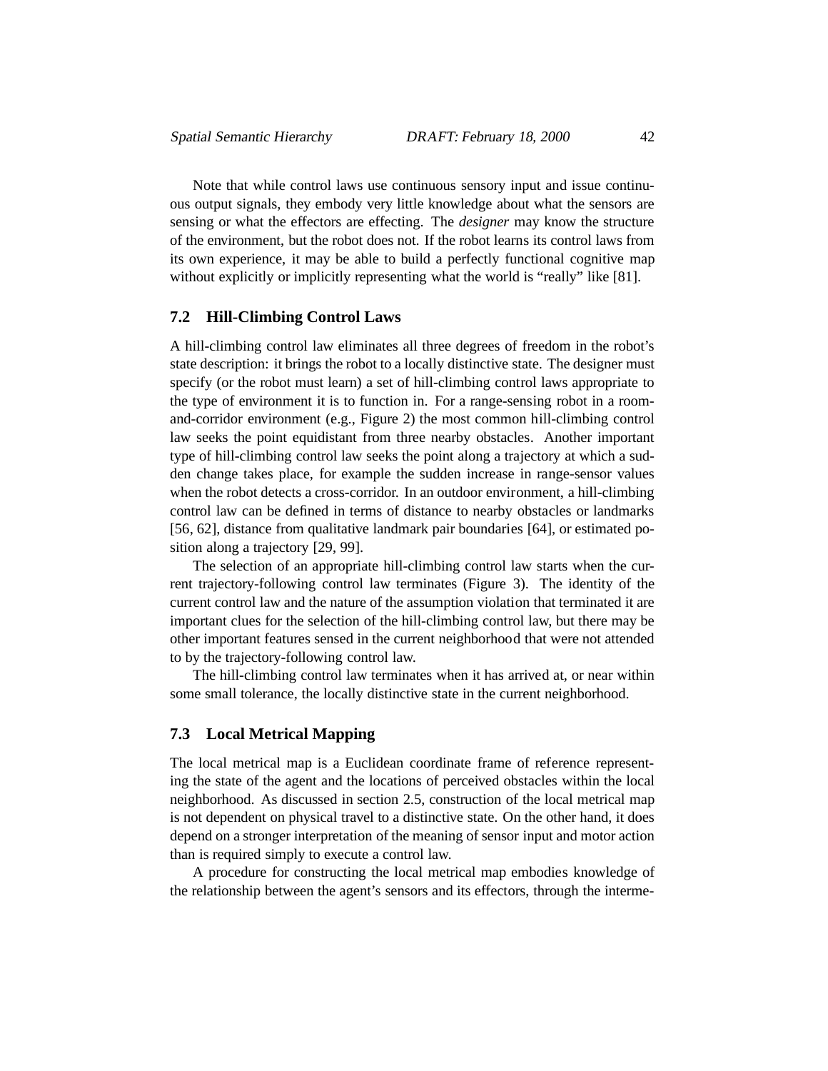Note that while control laws use continuous sensory input and issue continuous output signals, they embody very little knowledge about what the sensors are sensing or what the effectors are effecting. The *designer* may know the structure of the environment, but the robot does not. If the robot learns its control laws from its own experience, it may be able to build a perfectly functional cognitive map without explicitly or implicitly representing what the world is "really" like [81].

## 7.2 Hill-Climbing Control Laws

A hill-climbing control law eliminates all three degrees of freedom in the robot's state description: it brings the robot to a locally distinctive state. The designer must specify (or the robot must learn) a set of hill-climbing control laws appropriate to the type of environment it is to function in. For a range-sensing robot in a room-and-corridor environment (e.g., Figure 2) the most common hill-climbing control law seeks the point equidistant from three nearby obstacles. Another important type of hill-climbing control law seeks the point along a trajectory at which a sudden change takes place, for example the sudden increase in range-sensor values when the robot detects a cross-corridor. In an outdoor environment, a hill-climbing control law can be defined in terms of distance to nearby obstacles or landmarks [56, 62], distance from qualitative landmark pair boundaries [64], or estimated position along a trajectory [29, 99].

The selection of an appropriate hill-climbing control law starts when the current trajectory-following control law terminates (Figure 3). The identity of the current control law and the nature of the assumption violation that terminated it are important clues for the selection of the hill-climbing control law, but there may be other important features sensed in the current neighborhood that were not attended to by the trajectory-following control law.

The hill-climbing control law terminates when it has arrived at, or near within some small tolerance, the locally distinctive state in the current neighborhood.

## 7.3 Local Metrical Mapping

The local metrical map is a Euclidean coordinate frame of reference representing the state of the agent and the locations of perceived obstacles within the local neighborhood. As discussed in section 2.5, construction of the local metrical map is not dependent on physical travel to a distinctive state. On the other hand, it does depend on a stronger interpretation of the meaning of sensor input and motor action than is required simply to execute a control law.

A procedure for constructing the local metrical map embodies knowledge of the relationship between the agent's sensors and its effectors, through the interme-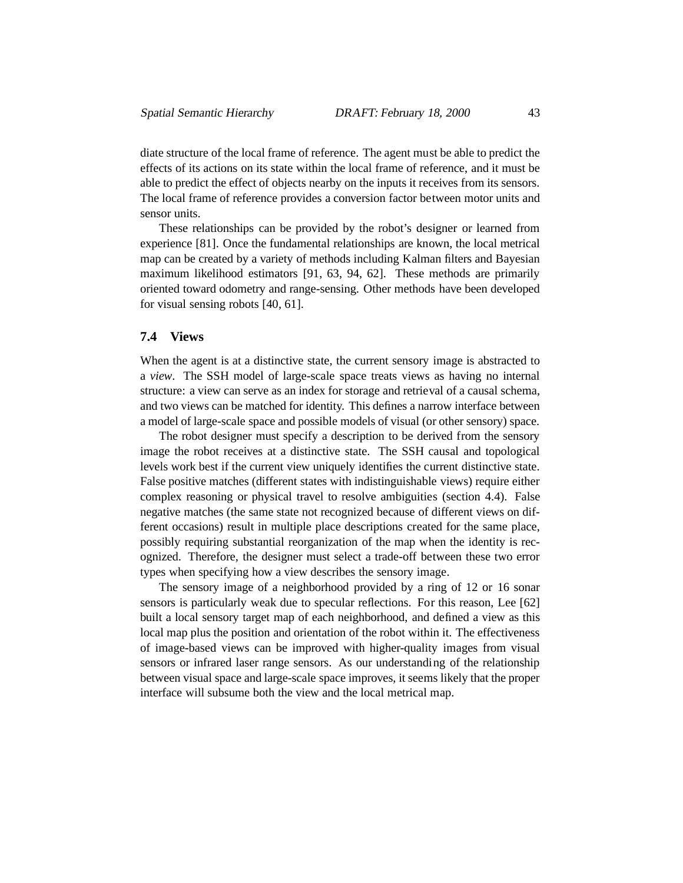diate structure of the local frame of reference. The agent must be able to predict the effects of its actions on its state within the local frame of reference, and it must be able to predict the effect of objects nearby on the inputs it receives from its sensors. The local frame of reference provides a conversion factor between motor units and sensor units.

These relationships can be provided by the robot's designer or learned from experience [81]. Once the fundamental relationships are known, the local metrical map can be created by a variety of methods including Kalman filters and Bayesian maximum likelihood estimators [91, 63, 94, 62]. These methods are primarily oriented toward odometry and range-sensing. Other methods have been developed for visual sensing robots [40, 61].

### 7.4 Views

When the agent is at a distinctive state, the current sensory image is abstracted to a *view*. The SSH model of large-scale space treats views as having no internal structure: a view can serve as an index for storage and retrieval of a causal schema, and two views can be matched for identity. This defines a narrow interface between a model of large-scale space and possible models of visual (or other sensory) space.

The robot designer must specify a description to be derived from the sensory image the robot receives at a distinctive state. The SSH causal and topological levels work best if the current view uniquely identifies the current distinctive state. False positive matches (different states with indistinguishable views) require either complex reasoning or physical travel to resolve ambiguities (section 4.4). False negative matches (the same state not recognized because of different views on different occasions) result in multiple place descriptions created for the same place, possibly requiring substantial reorganization of the map when the identity is recognized. Therefore, the designer must select a trade-off between these two error types when specifying how a view describes the sensory image.

The sensory image of a neighborhood provided by a ring of 12 or 16 sonar sensors is particularly weak due to specular reflections. For this reason, Lee [62] built a local sensory target map of each neighborhood, and defined a view as this local map plus the position and orientation of the robot within it. The effectiveness of image-based views can be improved with higher-quality images from visual sensors or infrared laser range sensors. As our understanding of the relationship between visual space and large-scale space improves, it seems likely that the proper interface will subsume both the view and the local metrical map.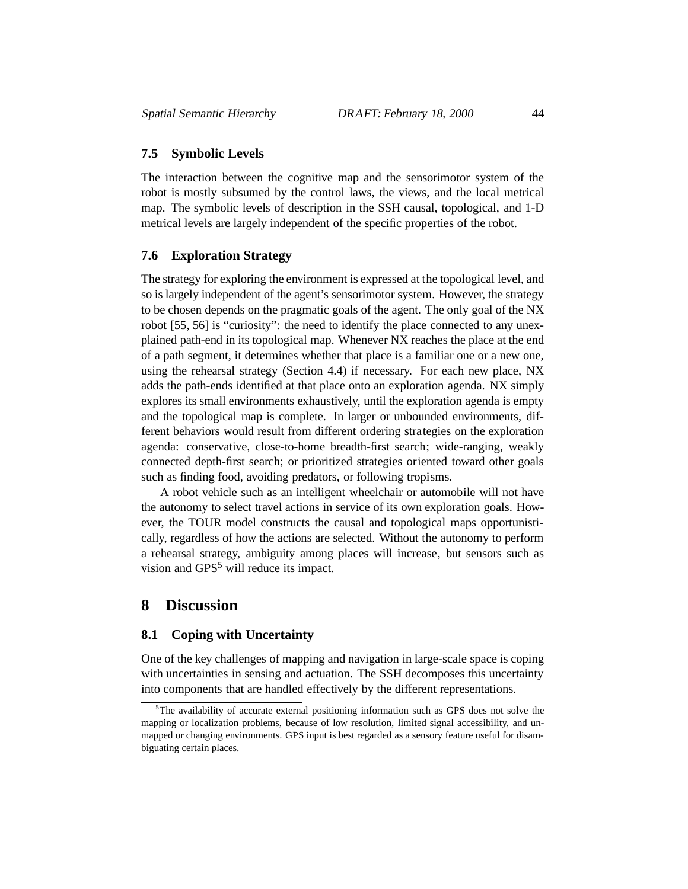### 7.5 Symbolic Levels

The interaction between the cognitive map and the sensorimotor system of the robot is mostly subsumed by the control laws, the views, and the local metrical map. The symbolic levels of description in the SSH causal, topological, and 1-D metrical levels are largely independent of the specific properties of the robot.

### 7.6 Exploration Strategy

The strategy for exploring the environment is expressed at the topological level, and so is largely independent of the agent's sensorimotor system. However, the strategy to be chosen depends on the pragmatic goals of the agent. The only goal of the NX robot [55, 56] is "curiosity": the need to identify the place connected to any unexplained path-end in its topological map. Whenever NX reaches the place at the end of a path segment, it determines whether that place is a familiar one or a new one, using the rehearsal strategy (Section 4.4) if necessary. For each new place, NX adds the path-ends identified at that place onto an exploration agenda. NX simply explores its small environments exhaustively, until the exploration agenda is empty and the topological map is complete. In larger or unbounded environments, different behaviors would result from different ordering strategies on the exploration agenda: conservative, close-to-home breadth-first search; wide-ranging, weakly connected depth-first search; or prioritized strategies oriented toward other goals such as finding food, avoiding predators, or following tropisms.

A robot vehicle such as an intelligent wheelchair or automobile will not have the autonomy to select travel actions in service of its own exploration goals. However, the TOUR model constructs the causal and topological maps opportunistically, regardless of how the actions are selected. Without the autonomy to perform a rehearsal strategy, ambiguity among places will increase, but sensors such as vision and GPS[5] will reduce its impact.

## 8 Discussion

### 8.1 Coping with Uncertainty

One of the key challenges of mapping and navigation in large-scale space is coping with uncertainties in sensing and actuation. The SSH decomposes this uncertainty into components that are handled effectively by the different representations.

[5]The availability of accurate external positioning information such as GPS does not solve the mapping or localization problems, because of low resolution, limited signal accessibility, and unmapped or changing environments. GPS input is best regarded as a sensory feature useful for disambiguating certain places.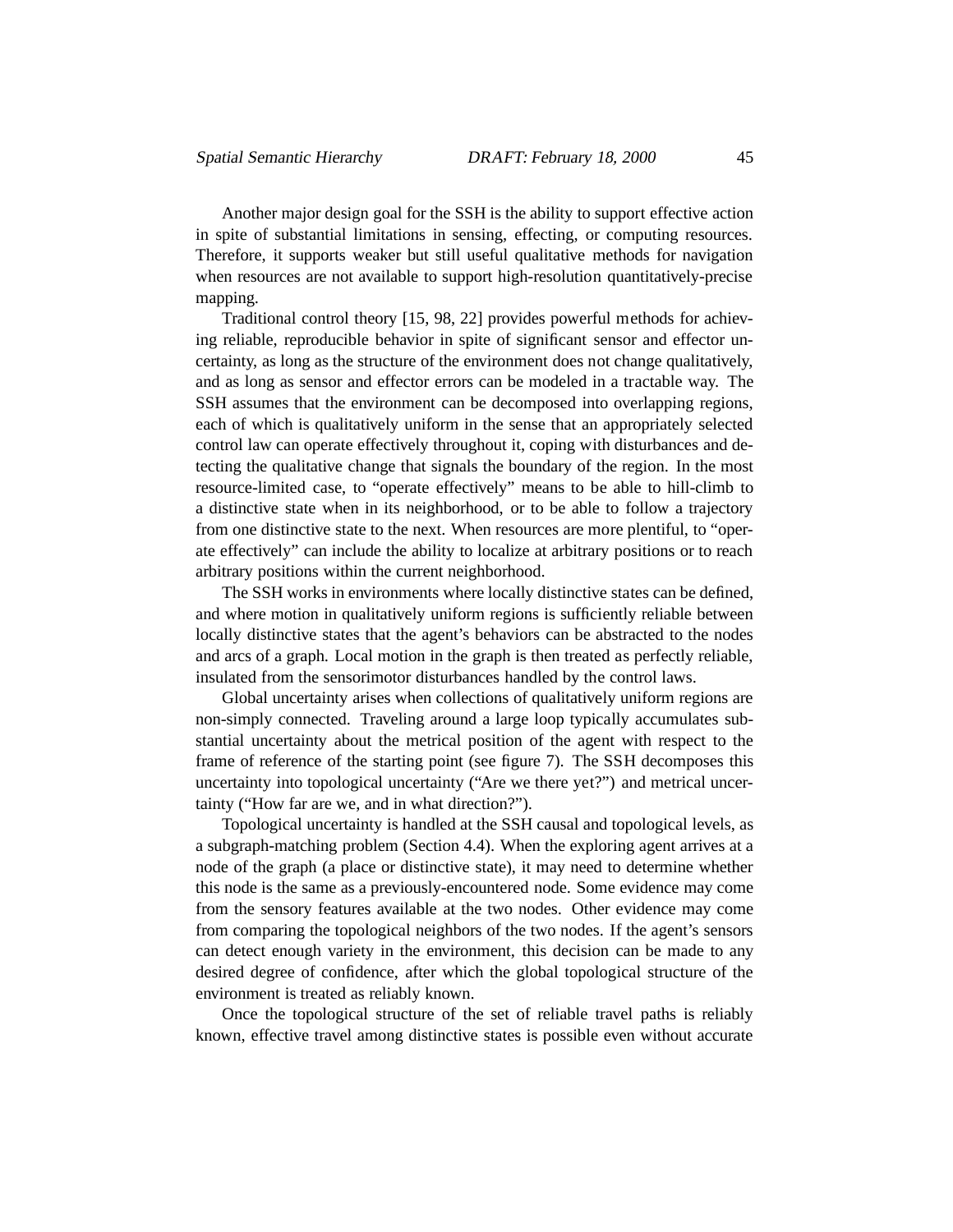Another major design goal for the SSH is the ability to support effective action in spite of substantial limitations in sensing, effecting, or computing resources. Therefore, it supports weaker but still useful qualitative methods for navigation when resources are not available to support high-resolution quantitatively-precise mapping.

Traditional control theory [15, 98, 22] provides powerful methods for achieving reliable, reproducible behavior in spite of significant sensor and effector uncertainty, as long as the structure of the environment does not change qualitatively, and as long as sensor and effector errors can be modeled in a tractable way. The SSH assumes that the environment can be decomposed into overlapping regions, each of which is qualitatively uniform in the sense that an appropriately selected control law can operate effectively throughout it, coping with disturbances and detecting the qualitative change that signals the boundary of the region. In the most resource-limited case, to "operate effectively" means to be able to hill-climb to a distinctive state when in its neighborhood, or to be able to follow a trajectory from one distinctive state to the next. When resources are more plentiful, to "operate effectively" can include the ability to localize at arbitrary positions or to reach arbitrary positions within the current neighborhood.

The SSH works in environments where locally distinctive states can be defined, and where motion in qualitatively uniform regions is sufficiently reliable between locally distinctive states that the agent's behaviors can be abstracted to the nodes and arcs of a graph. Local motion in the graph is then treated as perfectly reliable, insulated from the sensorimotor disturbances handled by the control laws.

Global uncertainty arises when collections of qualitatively uniform regions are non-simply connected. Traveling around a large loop typically accumulates substantial uncertainty about the metrical position of the agent with respect to the frame of reference of the starting point (see figure 7). The SSH decomposes this uncertainty into topological uncertainty ("Are we there yet?") and metrical uncertainty ("How far are we, and in what direction?").

Topological uncertainty is handled at the SSH causal and topological levels, as a subgraph-matching problem (Section 4.4). When the exploring agent arrives at a node of the graph (a place or distinctive state), it may need to determine whether this node is the same as a previously-encountered node. Some evidence may come from the sensory features available at the two nodes. Other evidence may come from comparing the topological neighbors of the two nodes. If the agent's sensors can detect enough variety in the environment, this decision can be made to any desired degree of confidence, after which the global topological structure of the environment is treated as reliably known.

Once the topological structure of the set of reliable travel paths is reliably known, effective travel among distinctive states is possible even without accurate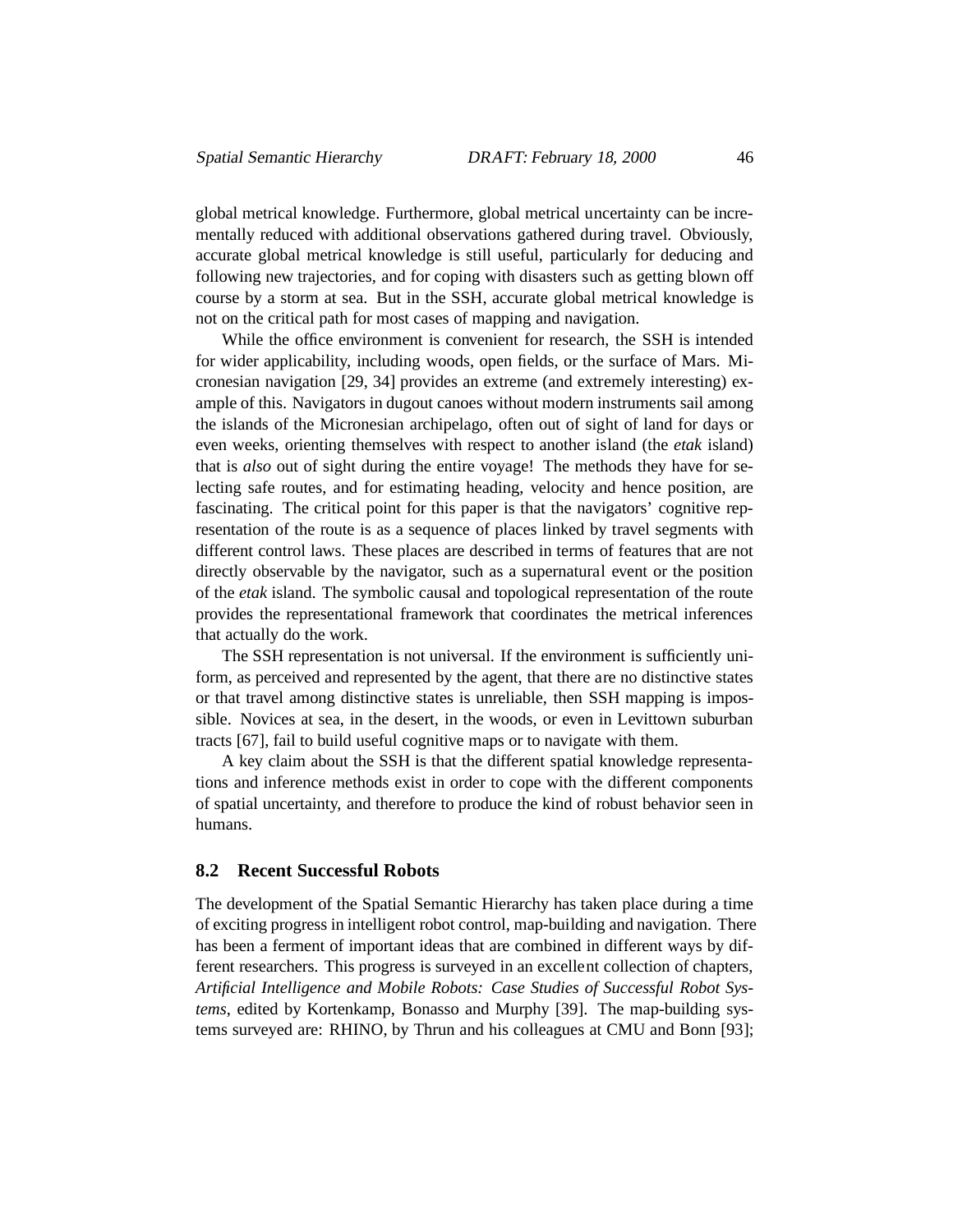global metrical knowledge. Furthermore, global metrical uncertainty can be incrementally reduced with additional observations gathered during travel. Obviously, accurate global metrical knowledge is still useful, particularly for deducing and following new trajectories, and for coping with disasters such as getting blown off course by a storm at sea. But in the SSH, accurate global metrical knowledge is not on the critical path for most cases of mapping and navigation.

While the office environment is convenient for research, the SSH is intended for wider applicability, including woods, open fields, or the surface of Mars. Micronesian navigation [29, 34] provides an extreme (and extremely interesting) example of this. Navigators in dugout canoes without modern instruments sail among the islands of the Micronesian archipelago, often out of sight of land for days or even weeks, orienting themselves with respect to another island (the *etak* island) that is *also* out of sight during the entire voyage! The methods they have for selecting safe routes, and for estimating heading, velocity and hence position, are fascinating. The critical point for this paper is that the navigators' cognitive representation of the route is as a sequence of places linked by travel segments with different control laws. These places are described in terms of features that are not directly observable by the navigator, such as a supernatural event or the position of the *etak* island. The symbolic causal and topological representation of the route provides the representational framework that coordinates the metrical inferences that actually do the work.

The SSH representation is not universal. If the environment is sufficiently uniform, as perceived and represented by the agent, that there are no distinctive states or that travel among distinctive states is unreliable, then SSH mapping is impossible. Novices at sea, in the desert, in the woods, or even in Levittown suburban tracts [67], fail to build useful cognitive maps or to navigate with them.

A key claim about the SSH is that the different spatial knowledge representations and inference methods exist in order to cope with the different components of spatial uncertainty, and therefore to produce the kind of robust behavior seen in humans.

## 8.2 Recent Successful Robots

The development of the Spatial Semantic Hierarchy has taken place during a time of exciting progress in intelligent robot control, map-building and navigation. There has been a ferment of important ideas that are combined in different ways by different researchers. This progress is surveyed in an excellent collection of chapters, *Artificial Intelligence and Mobile Robots: Case Studies of Successful Robot Systems*, edited by Kortenkamp, Bonasso and Murphy [39]. The map-building systems surveyed are: RHINO, by Thrun and his colleagues at CMU and Bonn [93];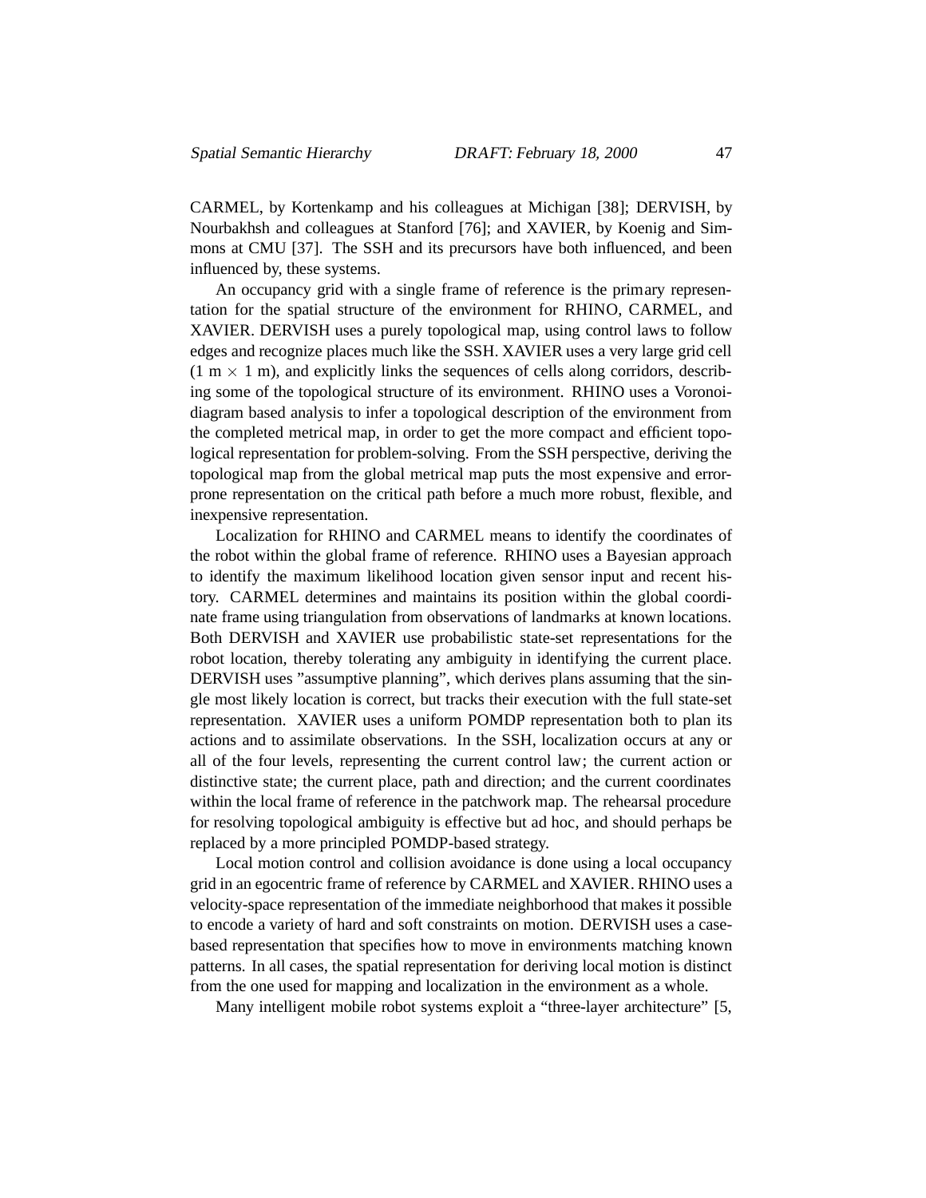CARMEL, by Kortenkamp and his colleagues at Michigan [38]; DERVISH, by Nourbakhsh and colleagues at Stanford [76]; and XAVIER, by Koenig and Simmons at CMU [37]. The SSH and its precursors have both influenced, and been influenced by, these systems.

An occupancy grid with a single frame of reference is the primary representation for the spatial structure of the environment for RHINO, CARMEL, and XAVIER. DERVISH uses a purely topological map, using control laws to follow edges and recognize places much like the SSH. XAVIER uses a very large grid cell ($1\text{ m} \times 1\text{ m}$), and explicitly links the sequences of cells along corridors, describing some of the topological structure of its environment. RHINO uses a Voronoi-diagram based analysis to infer a topological description of the environment from the completed metrical map, in order to get the more compact and efficient topological representation for problem-solving. From the SSH perspective, deriving the topological map from the global metrical map puts the most expensive and error-prone representation on the critical path before a much more robust, flexible, and inexpensive representation.

Localization for RHINO and CARMEL means to identify the coordinates of the robot within the global frame of reference. RHINO uses a Bayesian approach to identify the maximum likelihood location given sensor input and recent history. CARMEL determines and maintains its position within the global coordinate frame using triangulation from observations of landmarks at known locations. Both DERVISH and XAVIER use probabilistic state-set representations for the robot location, thereby tolerating any ambiguity in identifying the current place. DERVISH uses ”assumptive planning”, which derives plans assuming that the single most likely location is correct, but tracks their execution with the full state-set representation. XAVIER uses a uniform POMDP representation both to plan its actions and to assimilate observations. In the SSH, localization occurs at any or all of the four levels, representing the current control law; the current action or distinctive state; the current place, path and direction; and the current coordinates within the local frame of reference in the patchwork map. The rehearsal procedure for resolving topological ambiguity is effective but ad hoc, and should perhaps be replaced by a more principled POMDP-based strategy.

Local motion control and collision avoidance is done using a local occupancy grid in an egocentric frame of reference by CARMEL and XAVIER. RHINO uses a velocity-space representation of the immediate neighborhood that makes it possible to encode a variety of hard and soft constraints on motion. DERVISH uses a case-based representation that specifies how to move in environments matching known patterns. In all cases, the spatial representation for deriving local motion is distinct from the one used for mapping and localization in the environment as a whole.

Many intelligent mobile robot systems exploit a “three-layer architecture” [5,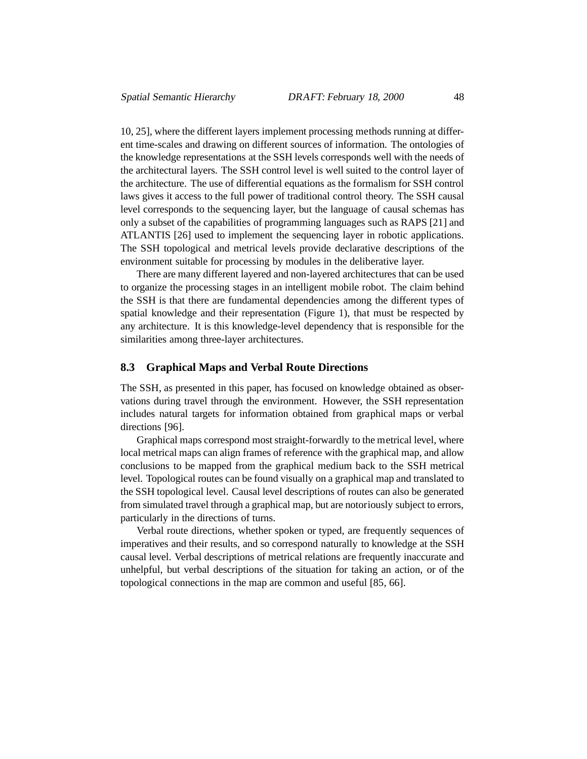10, 25], where the different layers implement processing methods running at different time-scales and drawing on different sources of information. The ontologies of the knowledge representations at the SSH levels corresponds well with the needs of the architectural layers. The SSH control level is well suited to the control layer of the architecture. The use of differential equations as the formalism for SSH control laws gives it access to the full power of traditional control theory. The SSH causal level corresponds to the sequencing layer, but the language of causal schemas has only a subset of the capabilities of programming languages such as RAPS [21] and ATLANTIS [26] used to implement the sequencing layer in robotic applications. The SSH topological and metrical levels provide declarative descriptions of the environment suitable for processing by modules in the deliberative layer.

There are many different layered and non-layered architectures that can be used to organize the processing stages in an intelligent mobile robot. The claim behind the SSH is that there are fundamental dependencies among the different types of spatial knowledge and their representation (Figure 1), that must be respected by any architecture. It is this knowledge-level dependency that is responsible for the similarities among three-layer architectures.

### 8.3 Graphical Maps and Verbal Route Directions

The SSH, as presented in this paper, has focused on knowledge obtained as observations during travel through the environment. However, the SSH representation includes natural targets for information obtained from graphical maps or verbal directions [96].

Graphical maps correspond most straight-forwardly to the metrical level, where local metrical maps can align frames of reference with the graphical map, and allow conclusions to be mapped from the graphical medium back to the SSH metrical level. Topological routes can be found visually on a graphical map and translated to the SSH topological level. Causal level descriptions of routes can also be generated from simulated travel through a graphical map, but are notoriously subject to errors, particularly in the directions of turns.

Verbal route directions, whether spoken or typed, are frequently sequences of imperatives and their results, and so correspond naturally to knowledge at the SSH causal level. Verbal descriptions of metrical relations are frequently inaccurate and unhelpful, but verbal descriptions of the situation for taking an action, or of the topological connections in the map are common and useful [85, 66].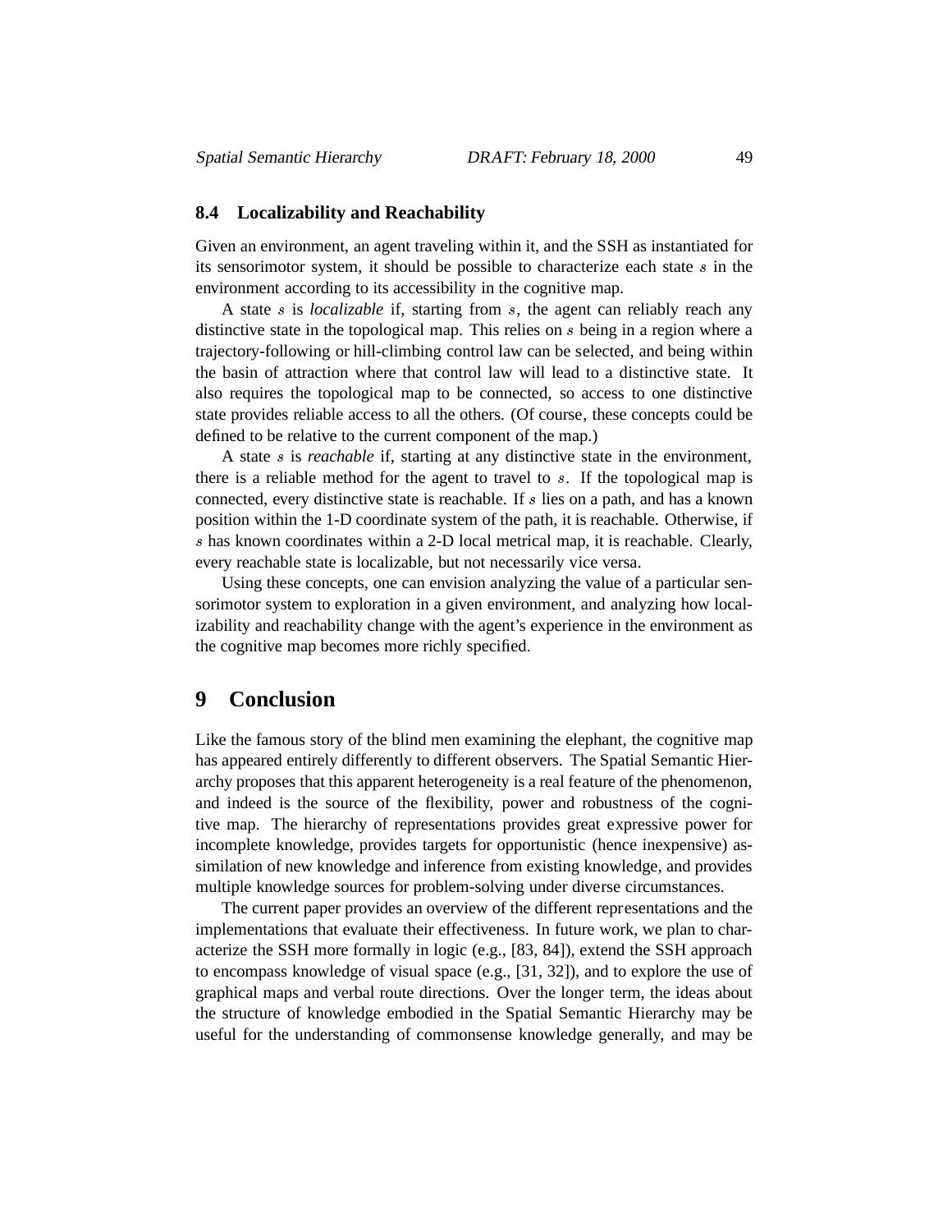### 8.4 Localizability and Reachability

Given an environment, an agent traveling within it, and the SSH as instantiated for its sensorimotor system, it should be possible to characterize each state $s$ in the environment according to its accessibility in the cognitive map.

A state $s$ is *localizable* if, starting from $s$, the agent can reliably reach any distinctive state in the topological map. This relies on $s$ being in a region where a trajectory-following or hill-climbing control law can be selected, and being within the basin of attraction where that control law will lead to a distinctive state. It also requires the topological map to be connected, so access to one distinctive state provides reliable access to all the others. (Of course, these concepts could be defined to be relative to the current component of the map.)

A state $s$ is *reachable* if, starting at any distinctive state in the environment, there is a reliable method for the agent to travel to $s$. If the topological map is connected, every distinctive state is reachable. If $s$ lies on a path, and has a known position within the 1-D coordinate system of the path, it is reachable. Otherwise, if $s$ has known coordinates within a 2-D local metrical map, it is reachable. Clearly, every reachable state is localizable, but not necessarily vice versa.

Using these concepts, one can envision analyzing the value of a particular sensorimotor system to exploration in a given environment, and analyzing how localizability and reachability change with the agent's experience in the environment as the cognitive map becomes more richly specified.

## 9 Conclusion

Like the famous story of the blind men examining the elephant, the cognitive map has appeared entirely differently to different observers. The Spatial Semantic Hierarchy proposes that this apparent heterogeneity is a real feature of the phenomenon, and indeed is the source of the flexibility, power and robustness of the cognitive map. The hierarchy of representations provides great expressive power for incomplete knowledge, provides targets for opportunistic (hence inexpensive) assimilation of new knowledge and inference from existing knowledge, and provides multiple knowledge sources for problem-solving under diverse circumstances.

The current paper provides an overview of the different representations and the implementations that evaluate their effectiveness. In future work, we plan to characterize the SSH more formally in logic (e.g., [83, 84]), extend the SSH approach to encompass knowledge of visual space (e.g., [31, 32]), and to explore the use of graphical maps and verbal route directions. Over the longer term, the ideas about the structure of knowledge embodied in the Spatial Semantic Hierarchy may be useful for the understanding of commonsense knowledge generally, and may be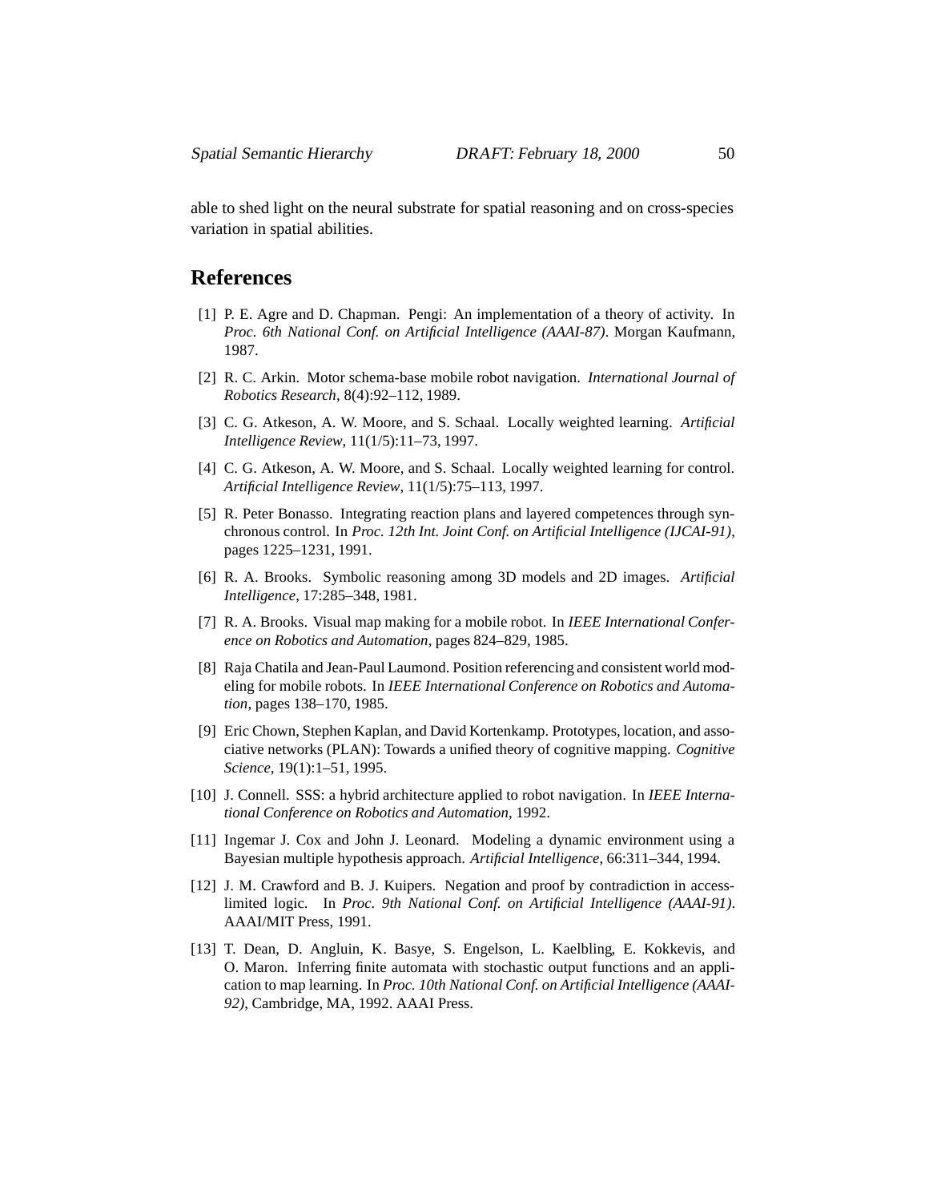able to shed light on the neural substrate for spatial reasoning and on cross-species variation in spatial abilities.

# References

[1] P. E. Agre and D. Chapman. Pengi: An implementation of a theory of activity. In *Proc. 6th National Conf. on Artificial Intelligence (AAAI-87)*. Morgan Kaufmann, 1987.

[2] R. C. Arkin. Motor schema-base mobile robot navigation. *International Journal of Robotics Research*, 8(4):92–112, 1989.

[3] C. G. Atkeson, A. W. Moore, and S. Schaal. Locally weighted learning. *Artificial Intelligence Review*, 11(1/5):11–73, 1997.

[4] C. G. Atkeson, A. W. Moore, and S. Schaal. Locally weighted learning for control. *Artificial Intelligence Review*, 11(1/5):75–113, 1997.

[5] R. Peter Bonasso. Integrating reaction plans and layered competences through synchronous control. In *Proc. 12th Int. Joint Conf. on Artificial Intelligence (IJCAI-91)*, pages 1225–1231, 1991.

[6] R. A. Brooks. Symbolic reasoning among 3D models and 2D images. *Artificial Intelligence*, 17:285–348, 1981.

[7] R. A. Brooks. Visual map making for a mobile robot. In *IEEE International Conference on Robotics and Automation*, pages 824–829, 1985.

[8] Raja Chatila and Jean-Paul Laumond. Position referencing and consistent world modeling for mobile robots. In *IEEE International Conference on Robotics and Automation*, pages 138–170, 1985.

[9] Eric Chown, Stephen Kaplan, and David Kortenkamp. Prototypes, location, and associative networks (PLAN): Towards a unified theory of cognitive mapping. *Cognitive Science*, 19(1):1–51, 1995.

[10] J. Connell. SSS: a hybrid architecture applied to robot navigation. In *IEEE International Conference on Robotics and Automation*, 1992.

[11] Ingemar J. Cox and John J. Leonard. Modeling a dynamic environment using a Bayesian multiple hypothesis approach. *Artificial Intelligence*, 66:311–344, 1994.

[12] J. M. Crawford and B. J. Kuipers. Negation and proof by contradiction in access-limited logic. In *Proc. 9th National Conf. on Artificial Intelligence (AAAI-91)*. AAAI/MIT Press, 1991.

[13] T. Dean, D. Angluin, K. Basye, S. Engelson, L. Kaelbling, E. Kokkevis, and O. Maron. Inferring finite automata with stochastic output functions and an application to map learning. In *Proc. 10th National Conf. on Artificial Intelligence (AAAI-92)*, Cambridge, MA, 1992. AAAI Press.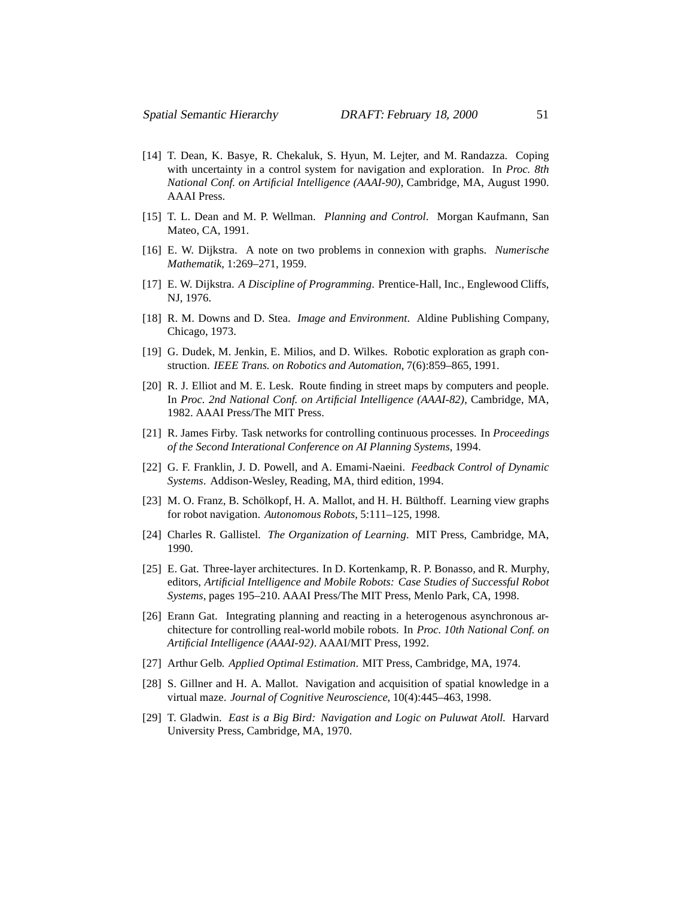[14] T. Dean, K. Basye, R. Chekaluk, S. Hyun, M. Lejter, and M. Randazza. Coping with uncertainty in a control system for navigation and exploration. In *Proc. 8th National Conf. on Artificial Intelligence (AAAI-90)*, Cambridge, MA, August 1990. AAAI Press.

[15] T. L. Dean and M. P. Wellman. *Planning and Control*. Morgan Kaufmann, San Mateo, CA, 1991.

[16] E. W. Dijkstra. A note on two problems in connexion with graphs. *Numerische Mathematik*, 1:269–271, 1959.

[17] E. W. Dijkstra. *A Discipline of Programming*. Prentice-Hall, Inc., Englewood Cliffs, NJ, 1976.

[18] R. M. Downs and D. Stea. *Image and Environment*. Aldine Publishing Company, Chicago, 1973.

[19] G. Dudek, M. Jenkin, E. Milios, and D. Wilkes. Robotic exploration as graph construction. *IEEE Trans. on Robotics and Automation*, 7(6):859–865, 1991.

[20] R. J. Elliot and M. E. Lesk. Route finding in street maps by computers and people. In *Proc. 2nd National Conf. on Artificial Intelligence (AAAI-82)*, Cambridge, MA, 1982. AAAI Press/The MIT Press.

[21] R. James Firby. Task networks for controlling continuous processes. In *Proceedings of the Second Interational Conference on AI Planning Systems*, 1994.

[22] G. F. Franklin, J. D. Powell, and A. Emami-Naeini. *Feedback Control of Dynamic Systems*. Addison-Wesley, Reading, MA, third edition, 1994.

[23] M. O. Franz, B. Schölkopf, H. A. Mallot, and H. H. Bülthoff. Learning view graphs for robot navigation. *Autonomous Robots*, 5:111–125, 1998.

[24] Charles R. Gallistel. *The Organization of Learning*. MIT Press, Cambridge, MA, 1990.

[25] E. Gat. Three-layer architectures. In D. Kortenkamp, R. P. Bonasso, and R. Murphy, editors, *Artificial Intelligence and Mobile Robots: Case Studies of Successful Robot Systems*, pages 195–210. AAAI Press/The MIT Press, Menlo Park, CA, 1998.

[26] Erann Gat. Integrating planning and reacting in a heterogenous asynchronous architecture for controlling real-world mobile robots. In *Proc. 10th National Conf. on Artificial Intelligence (AAAI-92)*. AAAI/MIT Press, 1992.

[27] Arthur Gelb. *Applied Optimal Estimation*. MIT Press, Cambridge, MA, 1974.

[28] S. Gillner and H. A. Mallot. Navigation and acquisition of spatial knowledge in a virtual maze. *Journal of Cognitive Neuroscience*, 10(4):445–463, 1998.

[29] T. Gladwin. *East is a Big Bird: Navigation and Logic on Puluwat Atoll.* Harvard University Press, Cambridge, MA, 1970.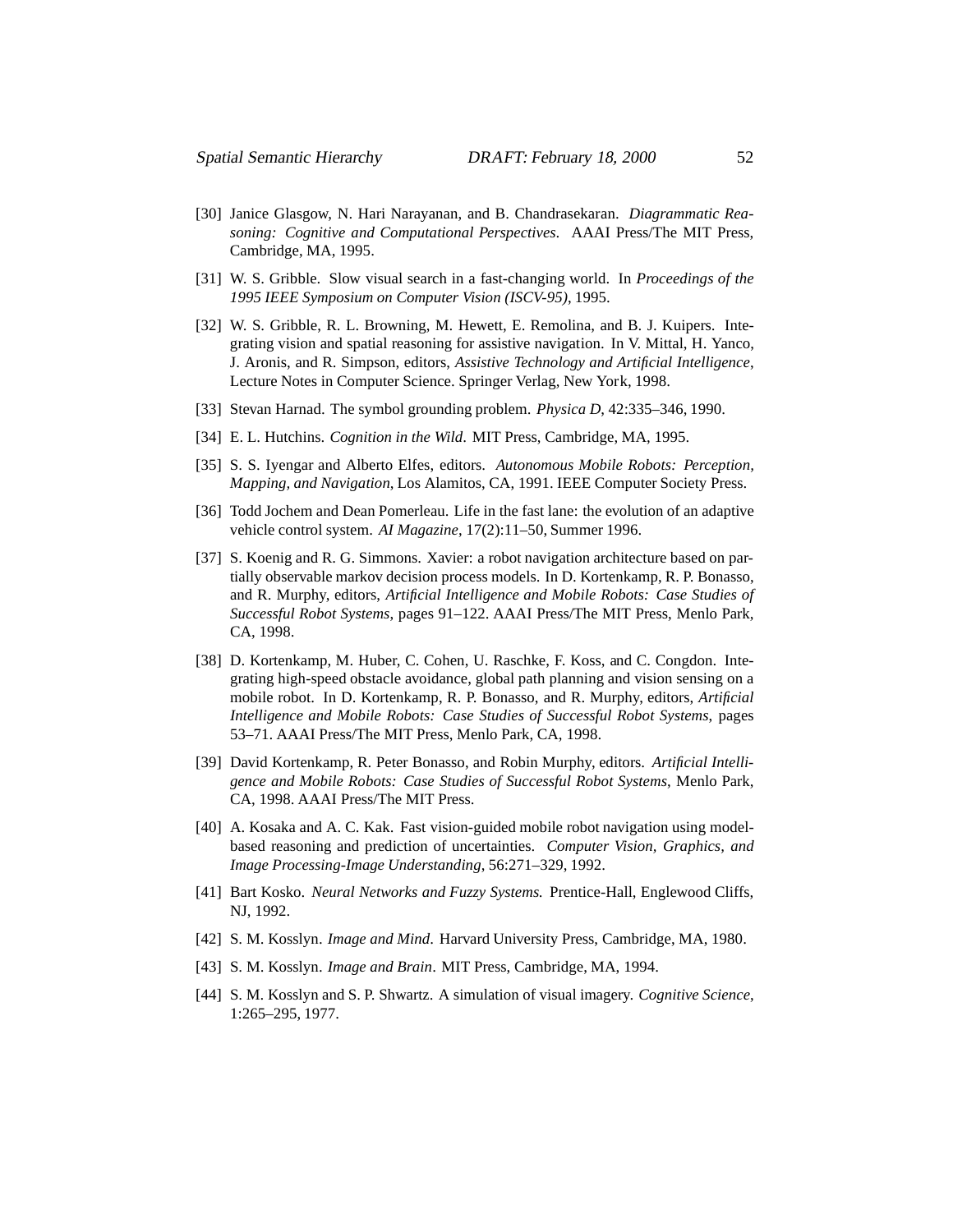[30] Janice Glasgow, N. Hari Narayanan, and B. Chandrasekaran. *Diagrammatic Reasoning: Cognitive and Computational Perspectives*. AAAI Press/The MIT Press, Cambridge, MA, 1995.

[31] W. S. Gribble. Slow visual search in a fast-changing world. In *Proceedings of the 1995 IEEE Symposium on Computer Vision (ISCV-95)*, 1995.

[32] W. S. Gribble, R. L. Browning, M. Hewett, E. Remolina, and B. J. Kuipers. Integrating vision and spatial reasoning for assistive navigation. In V. Mittal, H. Yanco, J. Aronis, and R. Simpson, editors, *Assistive Technology and Artificial Intelligence*, Lecture Notes in Computer Science. Springer Verlag, New York, 1998.

[33] Stevan Harnad. The symbol grounding problem. *Physica D*, 42:335–346, 1990.

[34] E. L. Hutchins. *Cognition in the Wild*. MIT Press, Cambridge, MA, 1995.

[35] S. S. Iyengar and Alberto Elfes, editors. *Autonomous Mobile Robots: Perception, Mapping, and Navigation*, Los Alamitos, CA, 1991. IEEE Computer Society Press.

[36] Todd Jochem and Dean Pomerleau. Life in the fast lane: the evolution of an adaptive vehicle control system. *AI Magazine*, 17(2):11–50, Summer 1996.

[37] S. Koenig and R. G. Simmons. Xavier: a robot navigation architecture based on partially observable markov decision process models. In D. Kortenkamp, R. P. Bonasso, and R. Murphy, editors, *Artificial Intelligence and Mobile Robots: Case Studies of Successful Robot Systems*, pages 91–122. AAAI Press/The MIT Press, Menlo Park, CA, 1998.

[38] D. Kortenkamp, M. Huber, C. Cohen, U. Raschke, F. Koss, and C. Congdon. Integrating high-speed obstacle avoidance, global path planning and vision sensing on a mobile robot. In D. Kortenkamp, R. P. Bonasso, and R. Murphy, editors, *Artificial Intelligence and Mobile Robots: Case Studies of Successful Robot Systems*, pages 53–71. AAAI Press/The MIT Press, Menlo Park, CA, 1998.

[39] David Kortenkamp, R. Peter Bonasso, and Robin Murphy, editors. *Artificial Intelligence and Mobile Robots: Case Studies of Successful Robot Systems*, Menlo Park, CA, 1998. AAAI Press/The MIT Press.

[40] A. Kosaka and A. C. Kak. Fast vision-guided mobile robot navigation using model-based reasoning and prediction of uncertainties. *Computer Vision, Graphics, and Image Processing-Image Understanding*, 56:271–329, 1992.

[41] Bart Kosko. *Neural Networks and Fuzzy Systems.* Prentice-Hall, Englewood Cliffs, NJ, 1992.

[42] S. M. Kosslyn. *Image and Mind*. Harvard University Press, Cambridge, MA, 1980.

[43] S. M. Kosslyn. *Image and Brain*. MIT Press, Cambridge, MA, 1994.

[44] S. M. Kosslyn and S. P. Shwartz. A simulation of visual imagery. *Cognitive Science*, 1:265–295, 1977.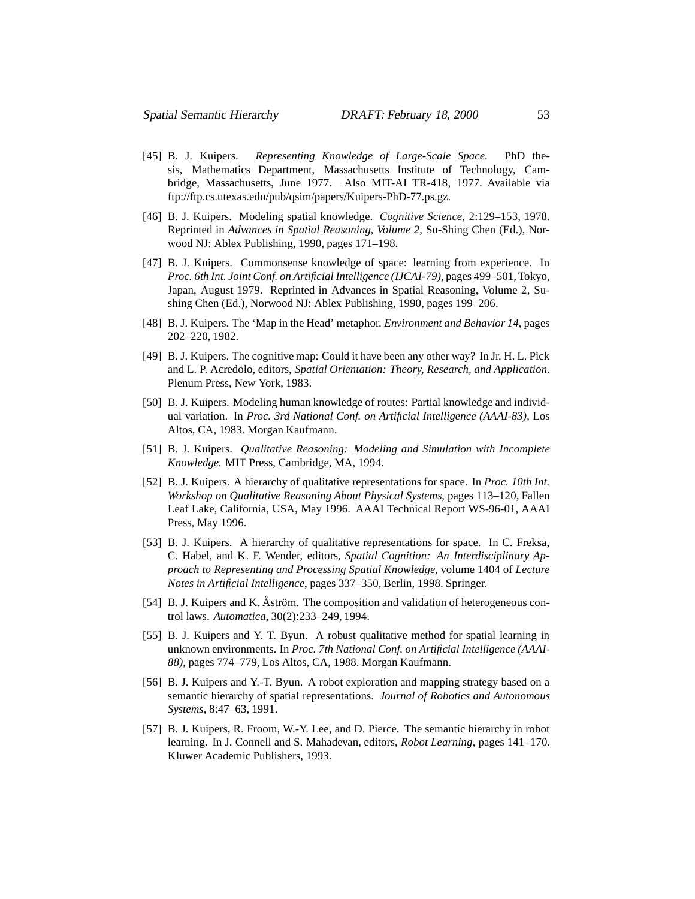[45] B. J. Kuipers. *Representing Knowledge of Large-Scale Space*. PhD thesis, Mathematics Department, Massachusetts Institute of Technology, Cambridge, Massachusetts, June 1977. Also MIT-AI TR-418, 1977. Available via ftp://ftp.cs.utexas.edu/pub/qsim/papers/Kuipers-PhD-77.ps.gz.

[46] B. J. Kuipers. Modeling spatial knowledge. *Cognitive Science*, 2:129–153, 1978. Reprinted in *Advances in Spatial Reasoning, Volume 2*, Su-Shing Chen (Ed.), Norwood NJ: Ablex Publishing, 1990, pages 171–198.

[47] B. J. Kuipers. Commonsense knowledge of space: learning from experience. In *Proc. 6th Int. Joint Conf. on Artificial Intelligence (IJCAI-79)*, pages 499–501, Tokyo, Japan, August 1979. Reprinted in Advances in Spatial Reasoning, Volume 2, Sushing Chen (Ed.), Norwood NJ: Ablex Publishing, 1990, pages 199–206.

[48] B. J. Kuipers. The 'Map in the Head' metaphor. *Environment and Behavior 14*, pages 202–220, 1982.

[49] B. J. Kuipers. The cognitive map: Could it have been any other way? In Jr. H. L. Pick and L. P. Acredolo, editors, *Spatial Orientation: Theory, Research, and Application*. Plenum Press, New York, 1983.

[50] B. J. Kuipers. Modeling human knowledge of routes: Partial knowledge and individual variation. In *Proc. 3rd National Conf. on Artificial Intelligence (AAAI-83)*, Los Altos, CA, 1983. Morgan Kaufmann.

[51] B. J. Kuipers. *Qualitative Reasoning: Modeling and Simulation with Incomplete Knowledge.* MIT Press, Cambridge, MA, 1994.

[52] B. J. Kuipers. A hierarchy of qualitative representations for space. In *Proc. 10th Int. Workshop on Qualitative Reasoning About Physical Systems*, pages 113–120, Fallen Leaf Lake, California, USA, May 1996. AAAI Technical Report WS-96-01, AAAI Press, May 1996.

[53] B. J. Kuipers. A hierarchy of qualitative representations for space. In C. Freksa, C. Habel, and K. F. Wender, editors, *Spatial Cognition: An Interdisciplinary Approach to Representing and Processing Spatial Knowledge*, volume 1404 of *Lecture Notes in Artificial Intelligence*, pages 337–350, Berlin, 1998. Springer.

[54] B. J. Kuipers and K. Åström. The composition and validation of heterogeneous control laws. *Automatica*, 30(2):233–249, 1994.

[55] B. J. Kuipers and Y. T. Byun. A robust qualitative method for spatial learning in unknown environments. In *Proc. 7th National Conf. on Artificial Intelligence (AAAI-88)*, pages 774–779, Los Altos, CA, 1988. Morgan Kaufmann.

[56] B. J. Kuipers and Y.-T. Byun. A robot exploration and mapping strategy based on a semantic hierarchy of spatial representations. *Journal of Robotics and Autonomous Systems*, 8:47–63, 1991.

[57] B. J. Kuipers, R. Froom, W.-Y. Lee, and D. Pierce. The semantic hierarchy in robot learning. In J. Connell and S. Mahadevan, editors, *Robot Learning*, pages 141–170. Kluwer Academic Publishers, 1993.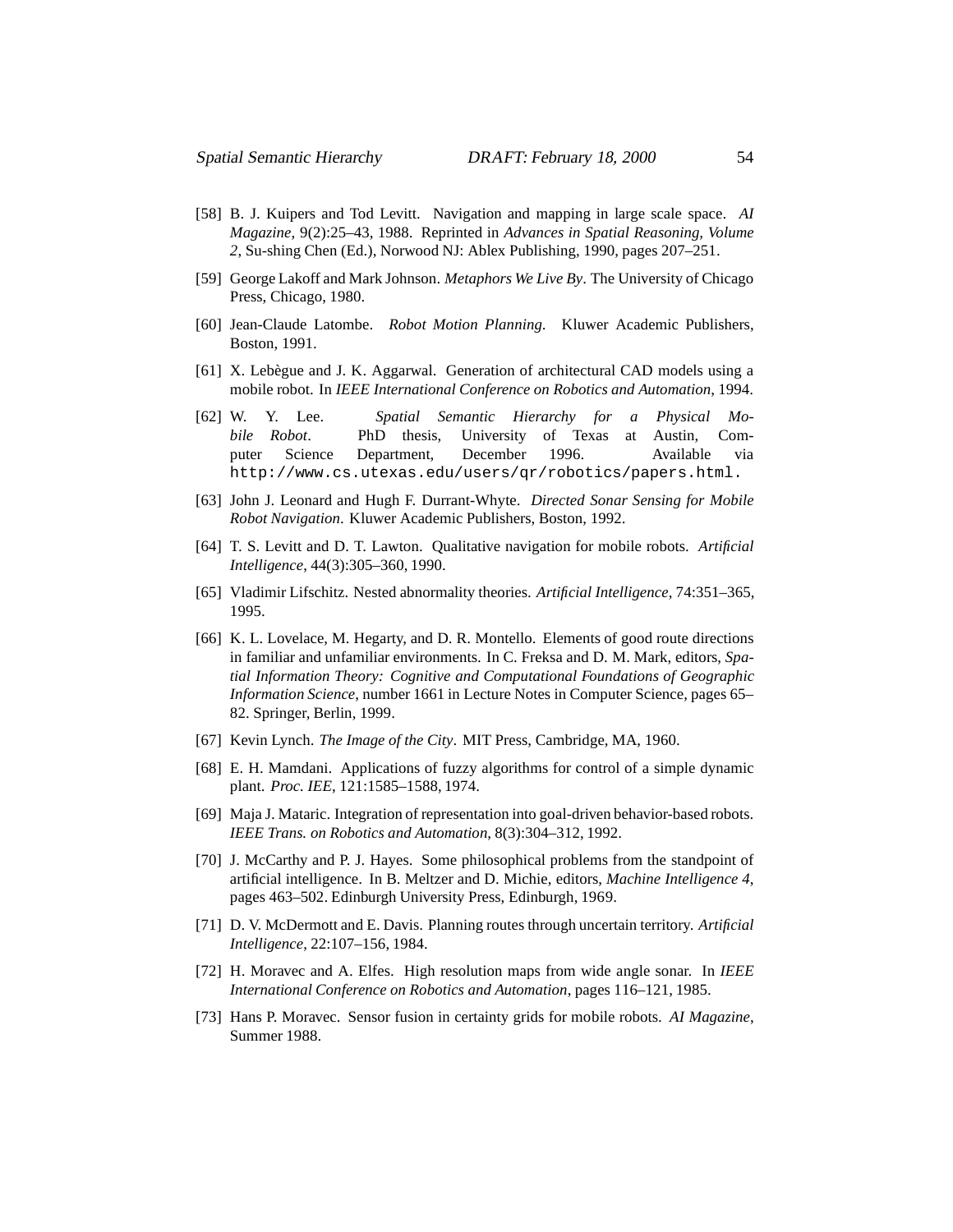[58] B. J. Kuipers and Tod Levitt. Navigation and mapping in large scale space. *AI Magazine*, 9(2):25–43, 1988. Reprinted in *Advances in Spatial Reasoning, Volume 2*, Su-shing Chen (Ed.), Norwood NJ: Ablex Publishing, 1990, pages 207–251.

[59] George Lakoff and Mark Johnson. *Metaphors We Live By*. The University of Chicago Press, Chicago, 1980.

[60] Jean-Claude Latombe. *Robot Motion Planning*. Kluwer Academic Publishers, Boston, 1991.

[61] X. Lebègue and J. K. Aggarwal. Generation of architectural CAD models using a mobile robot. In *IEEE International Conference on Robotics and Automation*, 1994.

[62] W. Y. Lee. *Spatial Semantic Hierarchy for a Physical Mobile Robot*. PhD thesis, University of Texas at Austin, Computer Science Department, December 1996. Available via `http://www.cs.utexas.edu/users/qr/robotics/papers.html`.

[63] John J. Leonard and Hugh F. Durrant-Whyte. *Directed Sonar Sensing for Mobile Robot Navigation*. Kluwer Academic Publishers, Boston, 1992.

[64] T. S. Levitt and D. T. Lawton. Qualitative navigation for mobile robots. *Artificial Intelligence*, 44(3):305–360, 1990.

[65] Vladimir Lifschitz. Nested abnormality theories. *Artificial Intelligence*, 74:351–365, 1995.

[66] K. L. Lovelace, M. Hegarty, and D. R. Montello. Elements of good route directions in familiar and unfamiliar environments. In C. Freksa and D. M. Mark, editors, *Spatial Information Theory: Cognitive and Computational Foundations of Geographic Information Science*, number 1661 in Lecture Notes in Computer Science, pages 65–82. Springer, Berlin, 1999.

[67] Kevin Lynch. *The Image of the City*. MIT Press, Cambridge, MA, 1960.

[68] E. H. Mamdani. Applications of fuzzy algorithms for control of a simple dynamic plant. *Proc. IEE*, 121:1585–1588, 1974.

[69] Maja J. Mataric. Integration of representation into goal-driven behavior-based robots. *IEEE Trans. on Robotics and Automation*, 8(3):304–312, 1992.

[70] J. McCarthy and P. J. Hayes. Some philosophical problems from the standpoint of artificial intelligence. In B. Meltzer and D. Michie, editors, *Machine Intelligence 4*, pages 463–502. Edinburgh University Press, Edinburgh, 1969.

[71] D. V. McDermott and E. Davis. Planning routes through uncertain territory. *Artificial Intelligence*, 22:107–156, 1984.

[72] H. Moravec and A. Elfes. High resolution maps from wide angle sonar. In *IEEE International Conference on Robotics and Automation*, pages 116–121, 1985.

[73] Hans P. Moravec. Sensor fusion in certainty grids for mobile robots. *AI Magazine*, Summer 1988.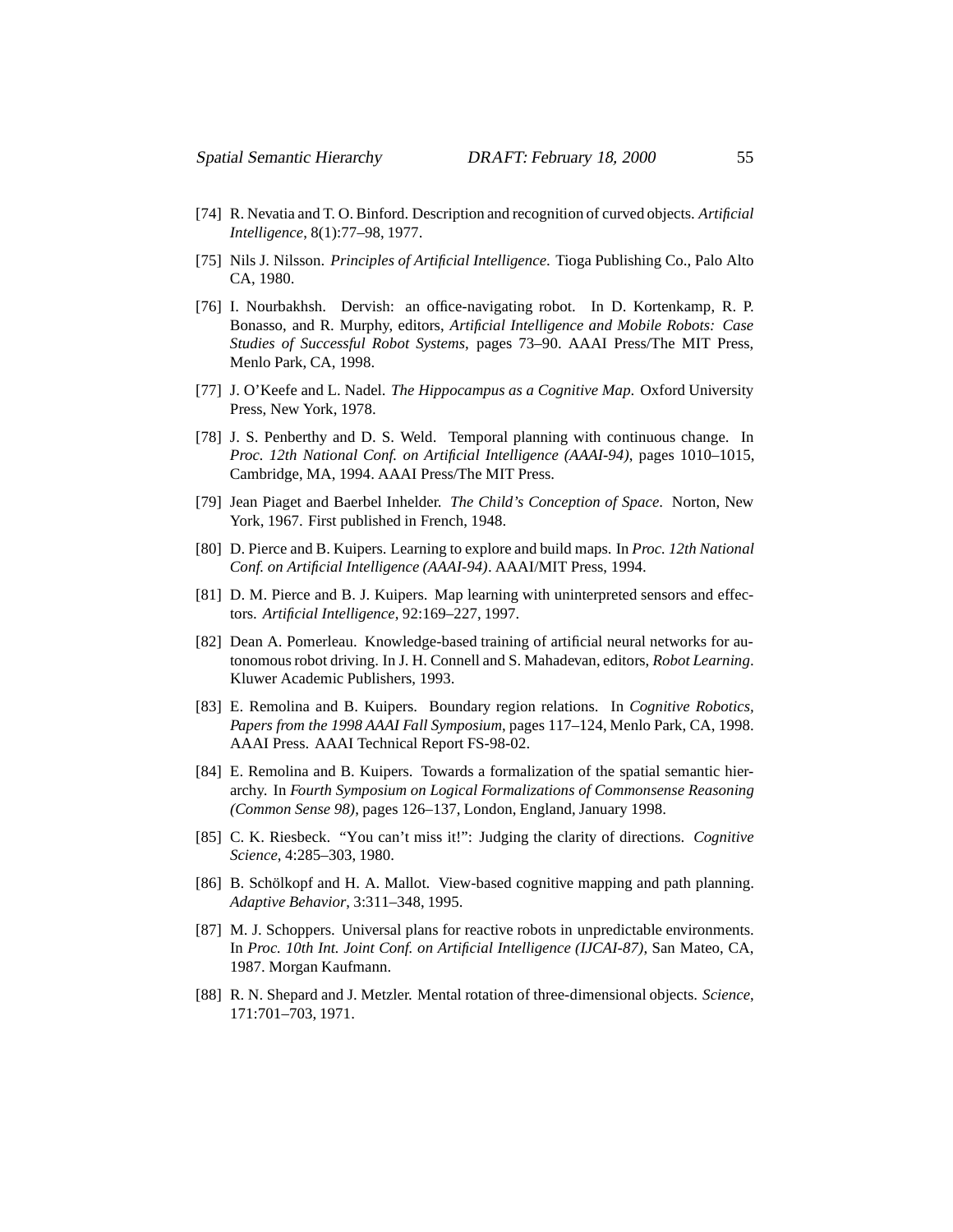[74] R. Nevatia and T. O. Binford. Description and recognition of curved objects. *Artificial Intelligence*, 8(1):77–98, 1977.

[75] Nils J. Nilsson. *Principles of Artificial Intelligence*. Tioga Publishing Co., Palo Alto CA, 1980.

[76] I. Nourbakhsh. Dervish: an office-navigating robot. In D. Kortenkamp, R. P. Bonasso, and R. Murphy, editors, *Artificial Intelligence and Mobile Robots: Case Studies of Successful Robot Systems*, pages 73–90. AAAI Press/The MIT Press, Menlo Park, CA, 1998.

[77] J. O'Keefe and L. Nadel. *The Hippocampus as a Cognitive Map*. Oxford University Press, New York, 1978.

[78] J. S. Penberthy and D. S. Weld. Temporal planning with continuous change. In *Proc. 12th National Conf. on Artificial Intelligence (AAAI-94)*, pages 1010–1015, Cambridge, MA, 1994. AAAI Press/The MIT Press.

[79] Jean Piaget and Baerbel Inhelder. *The Child's Conception of Space*. Norton, New York, 1967. First published in French, 1948.

[80] D. Pierce and B. Kuipers. Learning to explore and build maps. In *Proc. 12th National Conf. on Artificial Intelligence (AAAI-94)*. AAAI/MIT Press, 1994.

[81] D. M. Pierce and B. J. Kuipers. Map learning with uninterpreted sensors and effectors. *Artificial Intelligence*, 92:169–227, 1997.

[82] Dean A. Pomerleau. Knowledge-based training of artificial neural networks for autonomous robot driving. In J. H. Connell and S. Mahadevan, editors, *Robot Learning*. Kluwer Academic Publishers, 1993.

[83] E. Remolina and B. Kuipers. Boundary region relations. In *Cognitive Robotics, Papers from the 1998 AAAI Fall Symposium*, pages 117–124, Menlo Park, CA, 1998. AAAI Press. AAAI Technical Report FS-98-02.

[84] E. Remolina and B. Kuipers. Towards a formalization of the spatial semantic hierarchy. In *Fourth Symposium on Logical Formalizations of Commonsense Reasoning (Common Sense 98)*, pages 126–137, London, England, January 1998.

[85] C. K. Riesbeck. "You can't miss it!": Judging the clarity of directions. *Cognitive Science*, 4:285–303, 1980.

[86] B. Schölkopf and H. A. Mallot. View-based cognitive mapping and path planning. *Adaptive Behavior*, 3:311–348, 1995.

[87] M. J. Schoppers. Universal plans for reactive robots in unpredictable environments. In *Proc. 10th Int. Joint Conf. on Artificial Intelligence (IJCAI-87)*, San Mateo, CA, 1987. Morgan Kaufmann.

[88] R. N. Shepard and J. Metzler. Mental rotation of three-dimensional objects. *Science*, 171:701–703, 1971.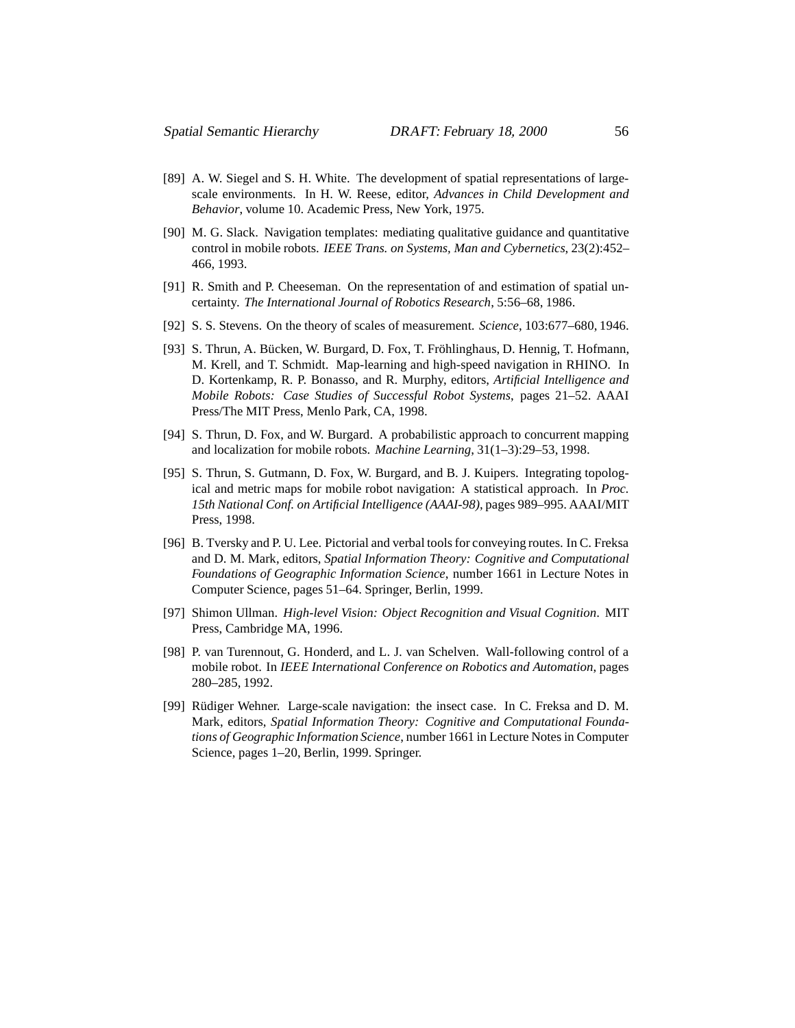[89] A. W. Siegel and S. H. White. The development of spatial representations of large-scale environments. In H. W. Reese, editor, *Advances in Child Development and Behavior*, volume 10. Academic Press, New York, 1975.

[90] M. G. Slack. Navigation templates: mediating qualitative guidance and quantitative control in mobile robots. *IEEE Trans. on Systems, Man and Cybernetics*, 23(2):452–466, 1993.

[91] R. Smith and P. Cheeseman. On the representation of and estimation of spatial uncertainty. *The International Journal of Robotics Research*, 5:56–68, 1986.

[92] S. S. Stevens. On the theory of scales of measurement. *Science*, 103:677–680, 1946.

[93] S. Thrun, A. Bücken, W. Burgard, D. Fox, T. Fröhlinghaus, D. Hennig, T. Hofmann, M. Krell, and T. Schmidt. Map-learning and high-speed navigation in RHINO. In D. Kortenkamp, R. P. Bonasso, and R. Murphy, editors, *Artificial Intelligence and Mobile Robots: Case Studies of Successful Robot Systems*, pages 21–52. AAAI Press/The MIT Press, Menlo Park, CA, 1998.

[94] S. Thrun, D. Fox, and W. Burgard. A probabilistic approach to concurrent mapping and localization for mobile robots. *Machine Learning*, 31(1–3):29–53, 1998.

[95] S. Thrun, S. Gutmann, D. Fox, W. Burgard, and B. J. Kuipers. Integrating topological and metric maps for mobile robot navigation: A statistical approach. In *Proc. 15th National Conf. on Artificial Intelligence (AAAI-98)*, pages 989–995. AAAI/MIT Press, 1998.

[96] B. Tversky and P. U. Lee. Pictorial and verbal tools for conveying routes. In C. Freksa and D. M. Mark, editors, *Spatial Information Theory: Cognitive and Computational Foundations of Geographic Information Science*, number 1661 in Lecture Notes in Computer Science, pages 51–64. Springer, Berlin, 1999.

[97] Shimon Ullman. *High-level Vision: Object Recognition and Visual Cognition*. MIT Press, Cambridge MA, 1996.

[98] P. van Turennout, G. Honderd, and L. J. van Schelven. Wall-following control of a mobile robot. In *IEEE International Conference on Robotics and Automation*, pages 280–285, 1992.

[99] Rüdiger Wehner. Large-scale navigation: the insect case. In C. Freksa and D. M. Mark, editors, *Spatial Information Theory: Cognitive and Computational Foundations of Geographic Information Science*, number 1661 in Lecture Notes in Computer Science, pages 1–20, Berlin, 1999. Springer.